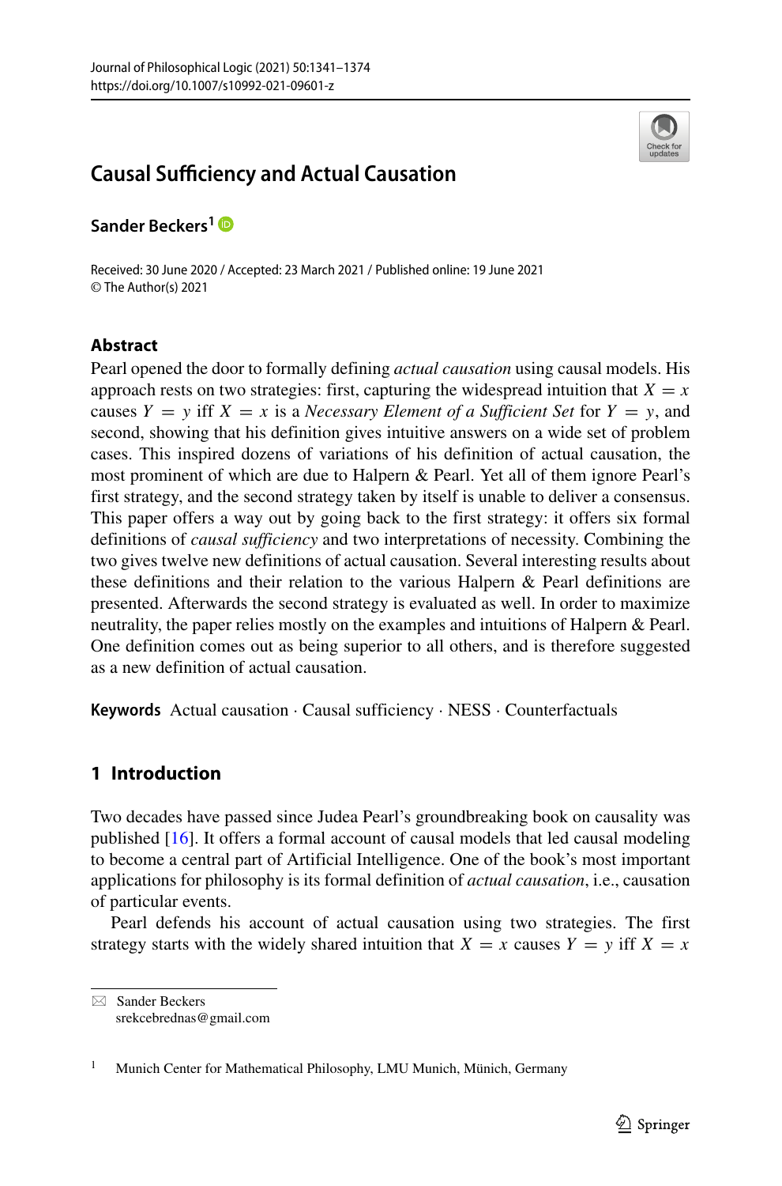# Causal Sufficiency and Actual Causation

**Sander Beckers**[1]

Received: 30 June 2020 / Accepted: 23 March 2021 / Published online: 19 June 2021
© The Author(s) 2021

## Abstract

Pearl opened the door to formally defining *actual causation* using causal models. His approach rests on two strategies: first, capturing the widespread intuition that $X = x$ causes $Y = y$ iff $X = x$ is a *Necessary Element of a Sufficient Set* for $Y = y$, and second, showing that his definition gives intuitive answers on a wide set of problem cases. This inspired dozens of variations of his definition of actual causation, the most prominent of which are due to Halpern & Pearl. Yet all of them ignore Pearl's first strategy, and the second strategy taken by itself is unable to deliver a consensus. This paper offers a way out by going back to the first strategy: it offers six formal definitions of *causal sufficiency* and two interpretations of necessity. Combining the two gives twelve new definitions of actual causation. Several interesting results about these definitions and their relation to the various Halpern & Pearl definitions are presented. Afterwards the second strategy is evaluated as well. In order to maximize neutrality, the paper relies mostly on the examples and intuitions of Halpern & Pearl. One definition comes out as being superior to all others, and is therefore suggested as a new definition of actual causation.

**Keywords** Actual causation · Causal sufficiency · NESS · Counterfactuals

## 1 Introduction

Two decades have passed since Judea Pearl's groundbreaking book on causality was published [16]. It offers a formal account of causal models that led causal modeling to become a central part of Artificial Intelligence. One of the book's most important applications for philosophy is its formal definition of *actual causation*, i.e., causation of particular events.

Pearl defends his account of actual causation using two strategies. The first strategy starts with the widely shared intuition that $X = x$ causes $Y = y$ iff $X = x$

---

✉ Sander Beckers
srekcebrednas@gmail.com

[1] Munich Center for Mathematical Philosophy, LMU Munich, Münich, Germany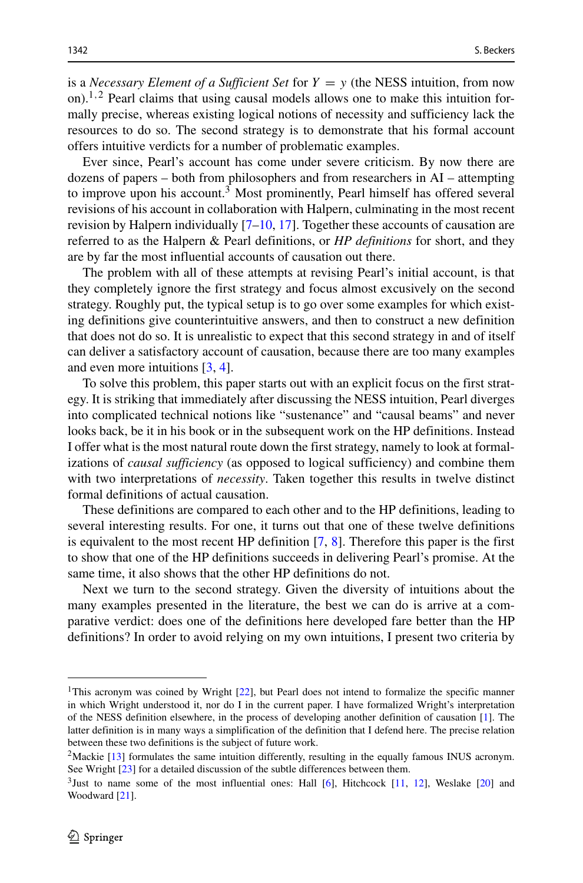is a *Necessary Element of a Sufficient Set* for $Y = y$ (the NESS intuition, from now on).[1,2] Pearl claims that using causal models allows one to make this intuition formally precise, whereas existing logical notions of necessity and sufficiency lack the resources to do so. The second strategy is to demonstrate that his formal account offers intuitive verdicts for a number of problematic examples.

Ever since, Pearl's account has come under severe criticism. By now there are dozens of papers – both from philosophers and from researchers in AI – attempting to improve upon his account.[3] Most prominently, Pearl himself has offered several revisions of his account in collaboration with Halpern, culminating in the most recent revision by Halpern individually [7–10, 17]. Together these accounts of causation are referred to as the Halpern & Pearl definitions, or *HP definitions* for short, and they are by far the most influential accounts of causation out there.

The problem with all of these attempts at revising Pearl's initial account, is that they completely ignore the first strategy and focus almost excusively on the second strategy. Roughly put, the typical setup is to go over some examples for which existing definitions give counterintuitive answers, and then to construct a new definition that does not do so. It is unrealistic to expect that this second strategy in and of itself can deliver a satisfactory account of causation, because there are too many examples and even more intuitions [3, 4].

To solve this problem, this paper starts out with an explicit focus on the first strategy. It is striking that immediately after discussing the NESS intuition, Pearl diverges into complicated technical notions like "sustenance" and "causal beams" and never looks back, be it in his book or in the subsequent work on the HP definitions. Instead I offer what is the most natural route down the first strategy, namely to look at formalizations of *causal sufficiency* (as opposed to logical sufficiency) and combine them with two interpretations of *necessity*. Taken together this results in twelve distinct formal definitions of actual causation.

These definitions are compared to each other and to the HP definitions, leading to several interesting results. For one, it turns out that one of these twelve definitions is equivalent to the most recent HP definition [7, 8]. Therefore this paper is the first to show that one of the HP definitions succeeds in delivering Pearl's promise. At the same time, it also shows that the other HP definitions do not.

Next we turn to the second strategy. Given the diversity of intuitions about the many examples presented in the literature, the best we can do is arrive at a comparative verdict: does one of the definitions here developed fare better than the HP definitions? In order to avoid relying on my own intuitions, I present two criteria by

---

[1] This acronym was coined by Wright [22], but Pearl does not intend to formalize the specific manner in which Wright understood it, nor do I in the current paper. I have formalized Wright's interpretation of the NESS definition elsewhere, in the process of developing another definition of causation [1]. The latter definition is in many ways a simplification of the definition that I defend here. The precise relation between these two definitions is the subject of future work.

[2] Mackie [13] formulates the same intuition differently, resulting in the equally famous INUS acronym. See Wright [23] for a detailed discussion of the subtle differences between them.

[3] Just to name some of the most influential ones: Hall [6], Hitchcock [11, 12], Weslake [20] and Woodward [21].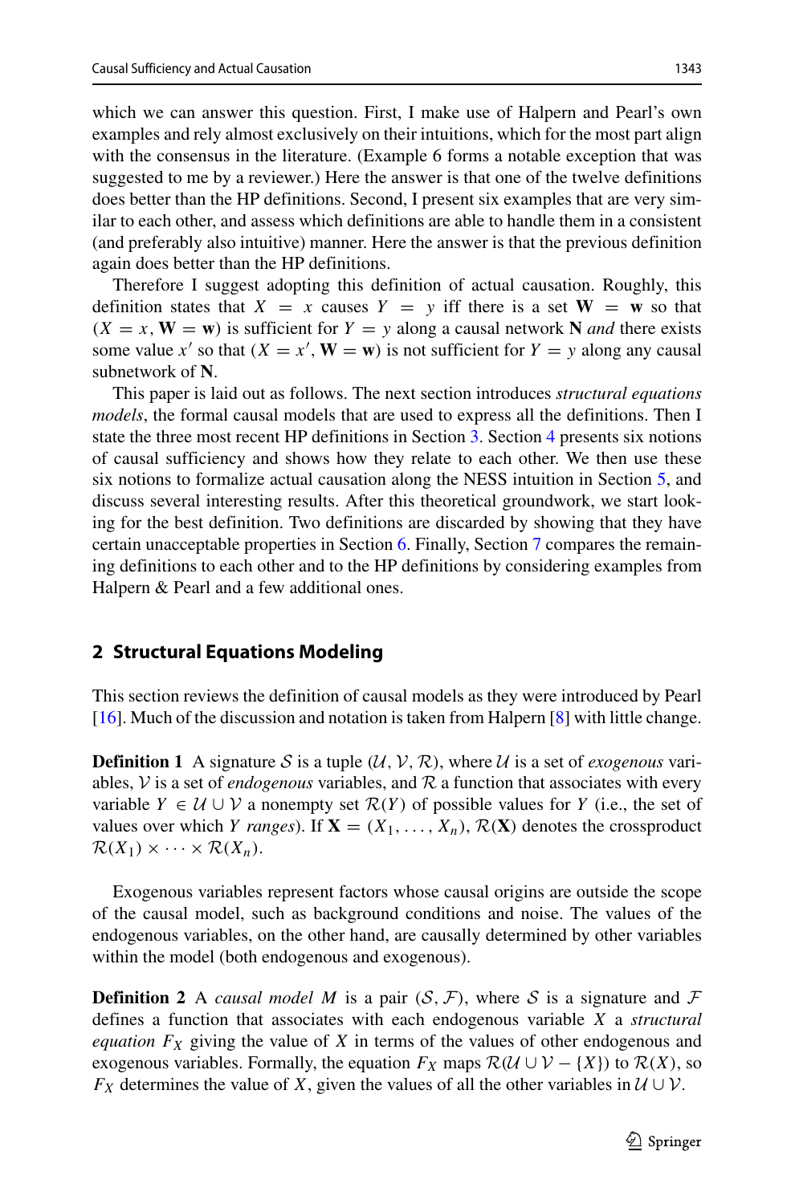which we can answer this question. First, I make use of Halpern and Pearl's own examples and rely almost exclusively on their intuitions, which for the most part align with the consensus in the literature. (Example 6 forms a notable exception that was suggested to me by a reviewer.) Here the answer is that one of the twelve definitions does better than the HP definitions. Second, I present six examples that are very similar to each other, and assess which definitions are able to handle them in a consistent (and preferably also intuitive) manner. Here the answer is that the previous definition again does better than the HP definitions.

Therefore I suggest adopting this definition of actual causation. Roughly, this definition states that $X = x$ causes $Y = y$ iff there is a set $\mathbf{W} = \mathbf{w}$ so that $(X = x, \mathbf{W} = \mathbf{w})$ is sufficient for $Y = y$ along a causal network $\mathbf{N}$ *and* there exists some value $x'$ so that $(X = x', \mathbf{W} = \mathbf{w})$ is not sufficient for $Y = y$ along any causal subnetwork of $\mathbf{N}$.

This paper is laid out as follows. The next section introduces *structural equations models*, the formal causal models that are used to express all the definitions. Then I state the three most recent HP definitions in Section 3. Section 4 presents six notions of causal sufficiency and shows how they relate to each other. We then use these six notions to formalize actual causation along the NESS intuition in Section 5, and discuss several interesting results. After this theoretical groundwork, we start looking for the best definition. Two definitions are discarded by showing that they have certain unacceptable properties in Section 6. Finally, Section 7 compares the remaining definitions to each other and to the HP definitions by considering examples from Halpern & Pearl and a few additional ones.

## 2 Structural Equations Modeling

This section reviews the definition of causal models as they were introduced by Pearl [16]. Much of the discussion and notation is taken from Halpern [8] with little change.

**Definition 1** A signature $\mathcal{S}$ is a tuple $(\mathcal{U}, \mathcal{V}, \mathcal{R})$, where $\mathcal{U}$ is a set of *exogenous* variables, $\mathcal{V}$ is a set of *endogenous* variables, and $\mathcal{R}$ a function that associates with every variable $Y \in \mathcal{U} \cup \mathcal{V}$ a nonempty set $\mathcal{R}(Y)$ of possible values for $Y$ (i.e., the set of values over which $Y$ *ranges*). If $\mathbf{X} = (X_1, \ldots, X_n)$, $\mathcal{R}(\mathbf{X})$ denotes the crossproduct $\mathcal{R}(X_1) \times \cdots \times \mathcal{R}(X_n)$.

Exogenous variables represent factors whose causal origins are outside the scope of the causal model, such as background conditions and noise. The values of the endogenous variables, on the other hand, are causally determined by other variables within the model (both endogenous and exogenous).

**Definition 2** A *causal model* $M$ is a pair $(\mathcal{S}, \mathcal{F})$, where $\mathcal{S}$ is a signature and $\mathcal{F}$ defines a function that associates with each endogenous variable $X$ a *structural equation* $F_X$ giving the value of $X$ in terms of the values of other endogenous and exogenous variables. Formally, the equation $F_X$ maps $\mathcal{R}(\mathcal{U} \cup \mathcal{V} - \{X\})$ to $\mathcal{R}(X)$, so $F_X$ determines the value of $X$, given the values of all the other variables in $\mathcal{U} \cup \mathcal{V}$.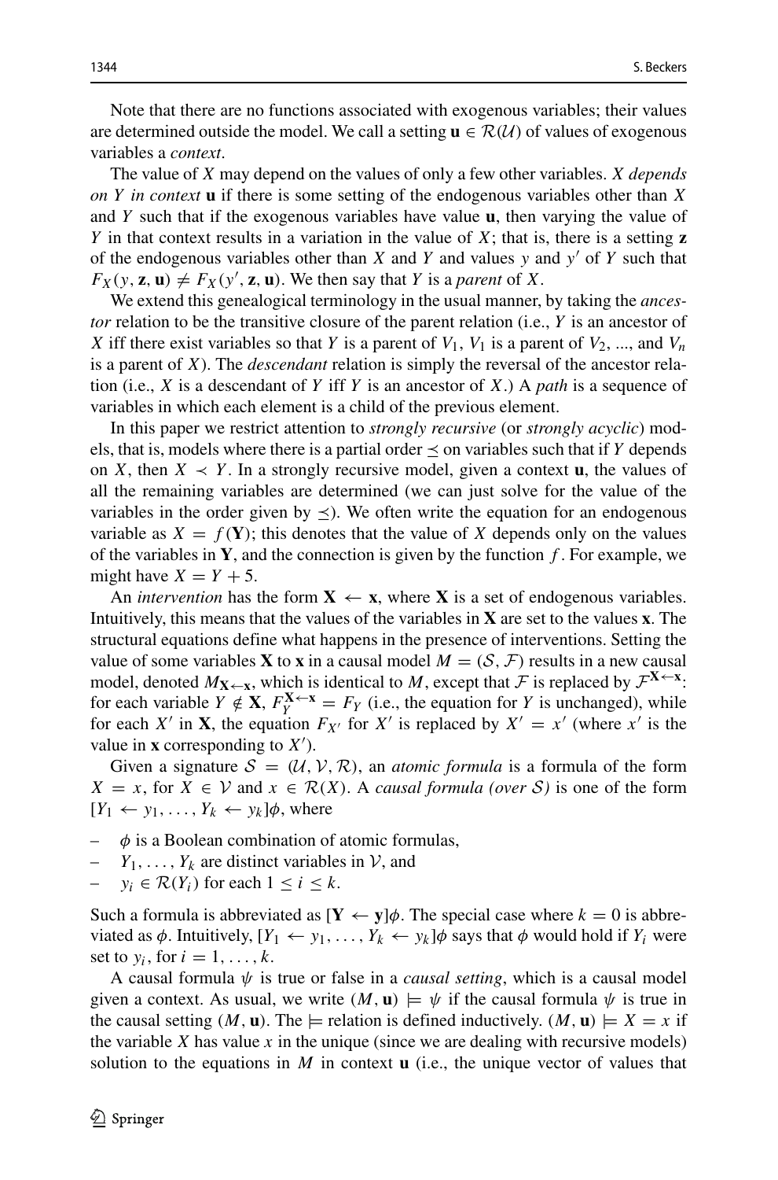Note that there are no functions associated with exogenous variables; their values are determined outside the model. We call a setting $\mathbf{u} \in \mathcal{R}(\mathcal{U})$ of values of exogenous variables a *context*.

The value of $X$ may depend on the values of only a few other variables. *$X$ depends on $Y$ in context* $\mathbf{u}$ if there is some setting of the endogenous variables other than $X$ and $Y$ such that if the exogenous variables have value $\mathbf{u}$, then varying the value of $Y$ in that context results in a variation in the value of $X$; that is, there is a setting $\mathbf{z}$ of the endogenous variables other than $X$ and $Y$ and values $y$ and $y'$ of $Y$ such that $F_X(y, \mathbf{z}, \mathbf{u}) \neq F_X(y', \mathbf{z}, \mathbf{u})$. We then say that $Y$ is a *parent* of $X$.

We extend this genealogical terminology in the usual manner, by taking the *ancestor* relation to be the transitive closure of the parent relation (i.e., $Y$ is an ancestor of $X$ iff there exist variables so that $Y$ is a parent of $V_1$, $V_1$ is a parent of $V_2$, ..., and $V_n$ is a parent of $X$). The *descendant* relation is simply the reversal of the ancestor relation (i.e., $X$ is a descendant of $Y$ iff $Y$ is an ancestor of $X$.) A *path* is a sequence of variables in which each element is a child of the previous element.

In this paper we restrict attention to *strongly recursive* (or *strongly acyclic*) models, that is, models where there is a partial order $\preceq$ on variables such that if $Y$ depends on $X$, then $X \prec Y$. In a strongly recursive model, given a context $\mathbf{u}$, the values of all the remaining variables are determined (we can just solve for the value of the variables in the order given by $\preceq$). We often write the equation for an endogenous variable as $X = f(\mathbf{Y})$; this denotes that the value of $X$ depends only on the values of the variables in $\mathbf{Y}$, and the connection is given by the function $f$. For example, we might have $X = Y + 5$.

An *intervention* has the form $\mathbf{X} \leftarrow \mathbf{x}$, where $\mathbf{X}$ is a set of endogenous variables. Intuitively, this means that the values of the variables in $\mathbf{X}$ are set to the values $\mathbf{x}$. The structural equations define what happens in the presence of interventions. Setting the value of some variables $\mathbf{X}$ to $\mathbf{x}$ in a causal model $M = (\mathcal{S}, \mathcal{F})$ results in a new causal model, denoted $M_{\mathbf{X}\leftarrow\mathbf{x}}$, which is identical to $M$, except that $\mathcal{F}$ is replaced by $\mathcal{F}^{\mathbf{X}\leftarrow\mathbf{x}}$: for each variable $Y \notin \mathbf{X}$, $F_Y^{\mathbf{X}\leftarrow\mathbf{x}} = F_Y$ (i.e., the equation for $Y$ is unchanged), while for each $X'$ in $\mathbf{X}$, the equation $F_{X'}$ for $X'$ is replaced by $X' = x'$ (where $x'$ is the value in $\mathbf{x}$ corresponding to $X'$).

Given a signature $\mathcal{S} = (\mathcal{U}, \mathcal{V}, \mathcal{R})$, an *atomic formula* is a formula of the form $X = x$, for $X \in \mathcal{V}$ and $x \in \mathcal{R}(X)$. A *causal formula (over $\mathcal{S}$)* is one of the form $[Y_1 \leftarrow y_1, \ldots, Y_k \leftarrow y_k]\phi$, where

- $\phi$ is a Boolean combination of atomic formulas,
- $Y_1, \ldots, Y_k$ are distinct variables in $\mathcal{V}$, and
- $y_i \in \mathcal{R}(Y_i)$ for each $1 \leq i \leq k$.

Such a formula is abbreviated as $[\mathbf{Y} \leftarrow \mathbf{y}]\phi$. The special case where $k = 0$ is abbreviated as $\phi$. Intuitively, $[Y_1 \leftarrow y_1, \ldots, Y_k \leftarrow y_k]\phi$ says that $\phi$ would hold if $Y_i$ were set to $y_i$, for $i = 1, \ldots, k$.

A causal formula $\psi$ is true or false in a *causal setting*, which is a causal model given a context. As usual, we write $(M, \mathbf{u}) \models \psi$ if the causal formula $\psi$ is true in the causal setting $(M, \mathbf{u})$. The $\models$ relation is defined inductively. $(M, \mathbf{u}) \models X = x$ if the variable $X$ has value $x$ in the unique (since we are dealing with recursive models) solution to the equations in $M$ in context $\mathbf{u}$ (i.e., the unique vector of values that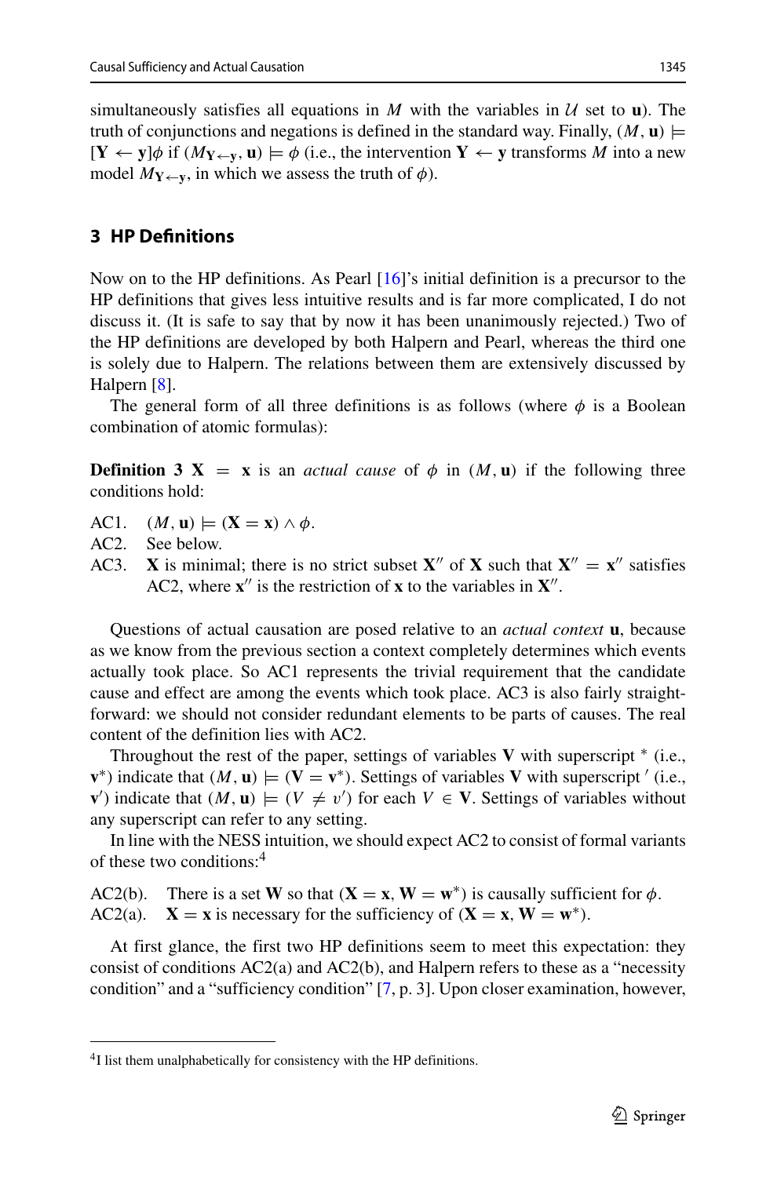simultaneously satisfies all equations in $M$ with the variables in $\mathcal{U}$ set to $\mathbf{u}$). The truth of conjunctions and negations is defined in the standard way. Finally, $(M, \mathbf{u}) \models [\mathbf{Y} \leftarrow \mathbf{y}]\phi$ if $(M_{\mathbf{Y}\leftarrow\mathbf{y}}, \mathbf{u}) \models \phi$ (i.e., the intervention $\mathbf{Y} \leftarrow \mathbf{y}$ transforms $M$ into a new model $M_{\mathbf{Y}\leftarrow\mathbf{y}}$, in which we assess the truth of $\phi$).

## 3 HP Definitions

Now on to the HP definitions. As Pearl [16]'s initial definition is a precursor to the HP definitions that gives less intuitive results and is far more complicated, I do not discuss it. (It is safe to say that by now it has been unanimously rejected.) Two of the HP definitions are developed by both Halpern and Pearl, whereas the third one is solely due to Halpern. The relations between them are extensively discussed by Halpern [8].

The general form of all three definitions is as follows (where $\phi$ is a Boolean combination of atomic formulas):

**Definition 3** $\mathbf{X} = \mathbf{x}$ is an *actual cause* of $\phi$ in $(M, \mathbf{u})$ if the following three conditions hold:

AC1. $(M, \mathbf{u}) \models (\mathbf{X} = \mathbf{x}) \wedge \phi$.

AC2. See below.

AC3. $\mathbf{X}$ is minimal; there is no strict subset $\mathbf{X}''$ of $\mathbf{X}$ such that $\mathbf{X}'' = \mathbf{x}''$ satisfies AC2, where $\mathbf{x}''$ is the restriction of $\mathbf{x}$ to the variables in $\mathbf{X}''$.

Questions of actual causation are posed relative to an *actual context* $\mathbf{u}$, because as we know from the previous section a context completely determines which events actually took place. So AC1 represents the trivial requirement that the candidate cause and effect are among the events which took place. AC3 is also fairly straightforward: we should not consider redundant elements to be parts of causes. The real content of the definition lies with AC2.

Throughout the rest of the paper, settings of variables $\mathbf{V}$ with superscript $^*$ (i.e., $\mathbf{v}^*$) indicate that $(M, \mathbf{u}) \models (\mathbf{V} = \mathbf{v}^*)$. Settings of variables $\mathbf{V}$ with superscript $'$ (i.e., $\mathbf{v}'$) indicate that $(M, \mathbf{u}) \models (V \neq v')$ for each $V \in \mathbf{V}$. Settings of variables without any superscript can refer to any setting.

In line with the NESS intuition, we should expect AC2 to consist of formal variants of these two conditions:[4]

AC2(b). There is a set $\mathbf{W}$ so that $(\mathbf{X} = \mathbf{x}, \mathbf{W} = \mathbf{w}^*)$ is causally sufficient for $\phi$.

AC2(a). $\mathbf{X} = \mathbf{x}$ is necessary for the sufficiency of $(\mathbf{X} = \mathbf{x}, \mathbf{W} = \mathbf{w}^*)$.

At first glance, the first two HP definitions seem to meet this expectation: they consist of conditions AC2(a) and AC2(b), and Halpern refers to these as a "necessity condition" and a "sufficiency condition" [7, p. 3]. Upon closer examination, however,

[4] I list them unalphabetically for consistency with the HP definitions.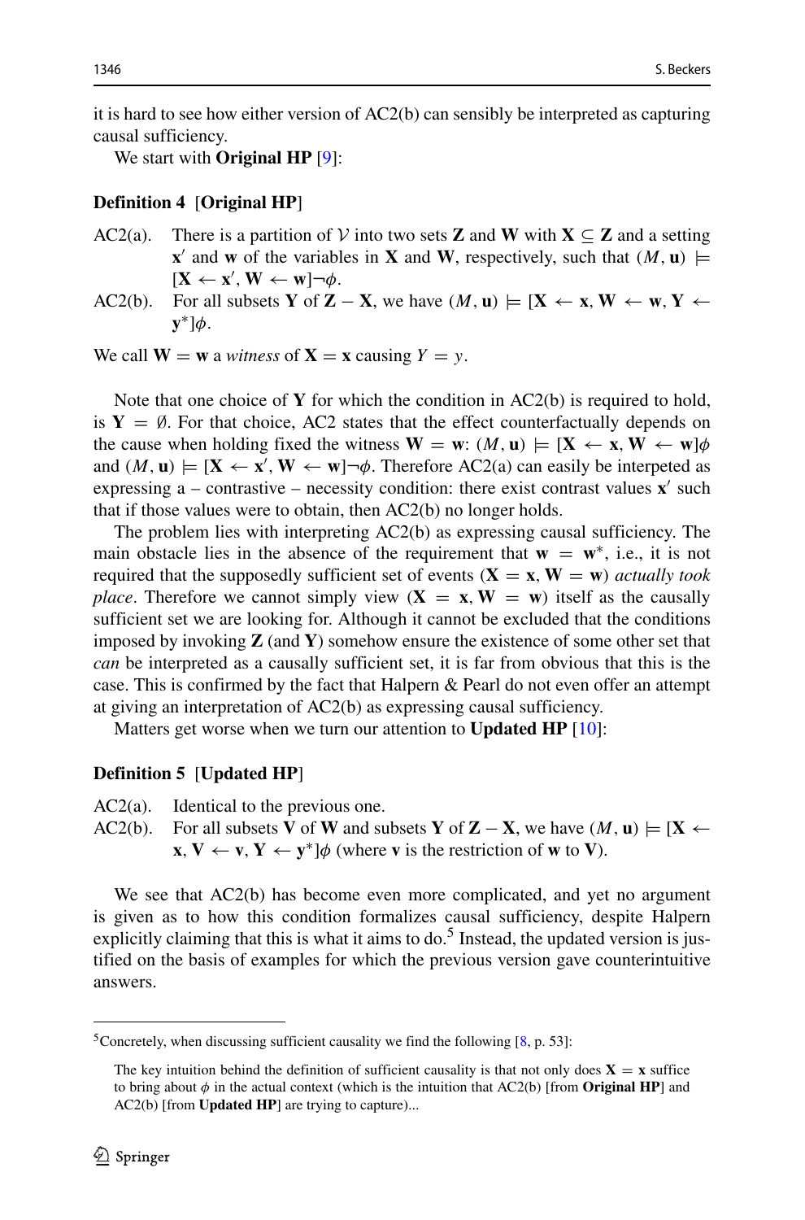it is hard to see how either version of AC2(b) can sensibly be interpreted as capturing causal sufficiency.

We start with **Original HP** [9]:

**Definition 4** [**Original HP**]

AC2(a). There is a partition of $\mathcal{V}$ into two sets $\mathbf{Z}$ and $\mathbf{W}$ with $\mathbf{X} \subseteq \mathbf{Z}$ and a setting $\mathbf{x}'$ and $\mathbf{w}$ of the variables in $\mathbf{X}$ and $\mathbf{W}$, respectively, such that $(M, \mathbf{u}) \models [\mathbf{X} \leftarrow \mathbf{x}', \mathbf{W} \leftarrow \mathbf{w}]\neg\phi$.

AC2(b). For all subsets $\mathbf{Y}$ of $\mathbf{Z} - \mathbf{X}$, we have $(M, \mathbf{u}) \models [\mathbf{X} \leftarrow \mathbf{x}, \mathbf{W} \leftarrow \mathbf{w}, \mathbf{Y} \leftarrow \mathbf{y}^*]\phi$.

We call $\mathbf{W} = \mathbf{w}$ a *witness* of $\mathbf{X} = \mathbf{x}$ causing $Y = y$.

Note that one choice of $\mathbf{Y}$ for which the condition in AC2(b) is required to hold, is $\mathbf{Y} = \emptyset$. For that choice, AC2 states that the effect counterfactually depends on the cause when holding fixed the witness $\mathbf{W} = \mathbf{w}$: $(M, \mathbf{u}) \models [\mathbf{X} \leftarrow \mathbf{x}, \mathbf{W} \leftarrow \mathbf{w}]\phi$ and $(M, \mathbf{u}) \models [\mathbf{X} \leftarrow \mathbf{x}', \mathbf{W} \leftarrow \mathbf{w}]\neg\phi$. Therefore AC2(a) can easily be interpreted as expressing a – contrastive – necessity condition: there exist contrast values $\mathbf{x}'$ such that if those values were to obtain, then AC2(b) no longer holds.

The problem lies with interpreting AC2(b) as expressing causal sufficiency. The main obstacle lies in the absence of the requirement that $\mathbf{w} = \mathbf{w}^*$, i.e., it is not required that the supposedly sufficient set of events ($\mathbf{X} = \mathbf{x}, \mathbf{W} = \mathbf{w}$) *actually took place*. Therefore we cannot simply view ($\mathbf{X} = \mathbf{x}, \mathbf{W} = \mathbf{w}$) itself as the causally sufficient set we are looking for. Although it cannot be excluded that the conditions imposed by invoking $\mathbf{Z}$ (and $\mathbf{Y}$) somehow ensure the existence of some other set that *can* be interpreted as a causally sufficient set, it is far from obvious that this is the case. This is confirmed by the fact that Halpern & Pearl do not even offer an attempt at giving an interpretation of AC2(b) as expressing causal sufficiency.

Matters get worse when we turn our attention to **Updated HP** [10]:

**Definition 5** [**Updated HP**]

AC2(a). Identical to the previous one.

AC2(b). For all subsets $\mathbf{V}$ of $\mathbf{W}$ and subsets $\mathbf{Y}$ of $\mathbf{Z} - \mathbf{X}$, we have $(M, \mathbf{u}) \models [\mathbf{X} \leftarrow \mathbf{x}, \mathbf{V} \leftarrow \mathbf{v}, \mathbf{Y} \leftarrow \mathbf{y}^*]\phi$ (where $\mathbf{v}$ is the restriction of $\mathbf{w}$ to $\mathbf{V}$).

We see that AC2(b) has become even more complicated, and yet no argument is given as to how this condition formalizes causal sufficiency, despite Halpern explicitly claiming that this is what it aims to do.[5] Instead, the updated version is justified on the basis of examples for which the previous version gave counterintuitive answers.

[5] Concretely, when discussing sufficient causality we find the following [8, p. 53]:

> The key intuition behind the definition of sufficient causality is that not only does $\mathbf{X} = \mathbf{x}$ suffice to bring about $\phi$ in the actual context (which is the intuition that AC2(b) [from **Original HP**] and AC2(b) [from **Updated HP**] are trying to capture)...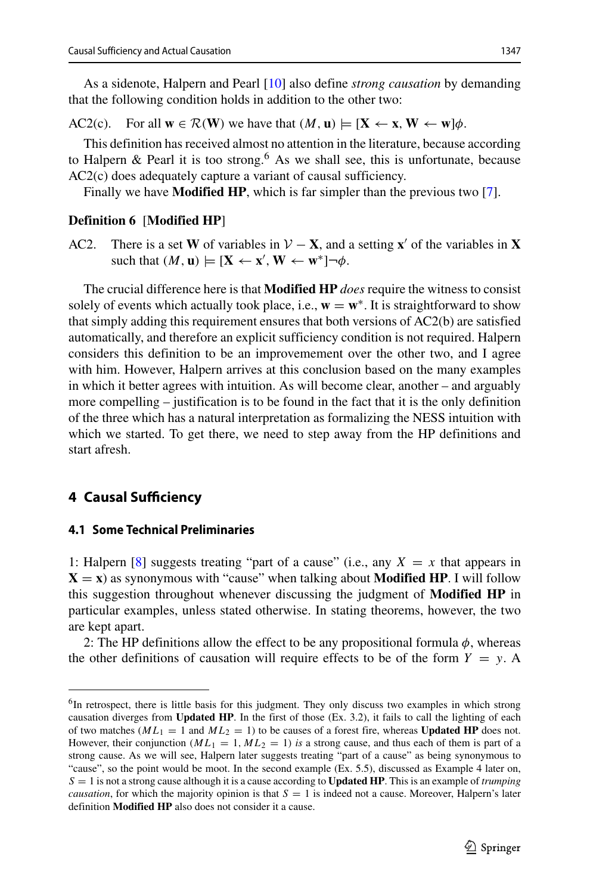As a sidenote, Halpern and Pearl [10] also define *strong causation* by demanding that the following condition holds in addition to the other two:

AC2(c). For all $\mathbf{w} \in \mathcal{R}(\mathbf{W})$ we have that $(M, \mathbf{u}) \models [\mathbf{X} \leftarrow \mathbf{x}, \mathbf{W} \leftarrow \mathbf{w}]\phi$.

This definition has received almost no attention in the literature, because according to Halpern & Pearl it is too strong.[6] As we shall see, this is unfortunate, because AC2(c) does adequately capture a variant of causal sufficiency.

Finally we have **Modified HP**, which is far simpler than the previous two [7].

**Definition 6 [Modified HP]**

AC2. There is a set $\mathbf{W}$ of variables in $\mathcal{V} - \mathbf{X}$, and a setting $\mathbf{x}'$ of the variables in $\mathbf{X}$ such that $(M, \mathbf{u}) \models [\mathbf{X} \leftarrow \mathbf{x}', \mathbf{W} \leftarrow \mathbf{w}^*]\neg\phi$.

The crucial difference here is that **Modified HP** *does* require the witness to consist solely of events which actually took place, i.e., $\mathbf{w} = \mathbf{w}^*$. It is straightforward to show that simply adding this requirement ensures that both versions of AC2(b) are satisfied automatically, and therefore an explicit sufficiency condition is not required. Halpern considers this definition to be an improvement over the other two, and I agree with him. However, Halpern arrives at this conclusion based on the many examples in which it better agrees with intuition. As will become clear, another – and arguably more compelling – justification is to be found in the fact that it is the only definition of the three which has a natural interpretation as formalizing the NESS intuition with which we started. To get there, we need to step away from the HP definitions and start afresh.

## 4 Causal Sufficiency

### 4.1 Some Technical Preliminaries

1: Halpern [8] suggests treating "part of a cause" (i.e., any $X = x$ that appears in $\mathbf{X} = \mathbf{x}$) as synonymous with "cause" when talking about **Modified HP**. I will follow this suggestion throughout whenever discussing the judgment of **Modified HP** in particular examples, unless stated otherwise. In stating theorems, however, the two are kept apart.

2: The HP definitions allow the effect to be any propositional formula $\phi$, whereas the other definitions of causation will require effects to be of the form $Y = y$. A

---

[6] In retrospect, there is little basis for this judgment. They only discuss two examples in which strong causation diverges from **Updated HP**. In the first of those (Ex. 3.2), it fails to call the lighting of each of two matches ($ML_1 = 1$ and $ML_2 = 1$) to be causes of a forest fire, whereas **Updated HP** does not. However, their conjunction ($ML_1 = 1, ML_2 = 1$) *is* a strong cause, and thus each of them is part of a strong cause. As we will see, Halpern later suggests treating "part of a cause" as being synonymous to "cause", so the point would be moot. In the second example (Ex. 5.5), discussed as Example 4 later on, $S = 1$ is not a strong cause although it is a cause according to **Updated HP**. This is an example of *trumping causation*, for which the majority opinion is that $S = 1$ is indeed not a cause. Moreover, Halpern's later definition **Modified HP** also does not consider it a cause.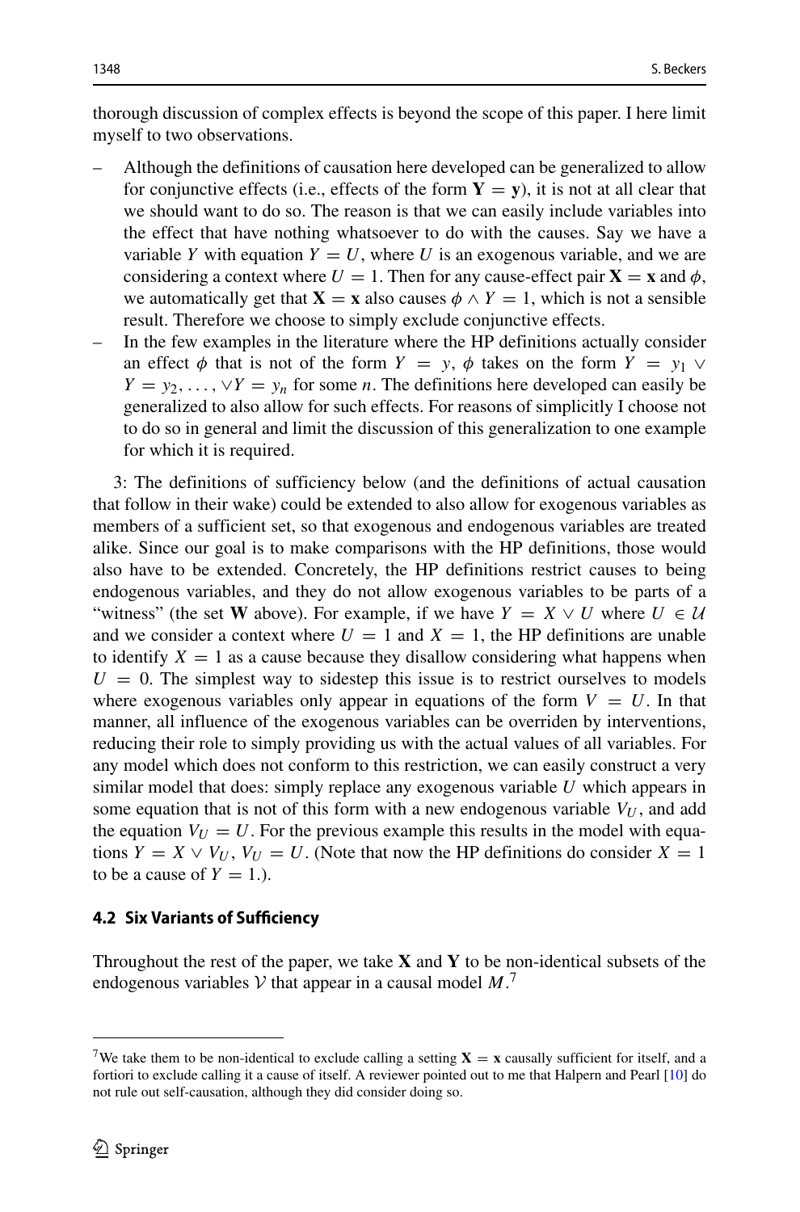thorough discussion of complex effects is beyond the scope of this paper. I here limit myself to two observations.

- Although the definitions of causation here developed can be generalized to allow for conjunctive effects (i.e., effects of the form $\mathbf{Y} = \mathbf{y}$), it is not at all clear that we should want to do so. The reason is that we can easily include variables into the effect that have nothing whatsoever to do with the causes. Say we have a variable $Y$ with equation $Y = U$, where $U$ is an exogenous variable, and we are considering a context where $U = 1$. Then for any cause-effect pair $\mathbf{X} = \mathbf{x}$ and $\phi$, we automatically get that $\mathbf{X} = \mathbf{x}$ also causes $\phi \wedge Y = 1$, which is not a sensible result. Therefore we choose to simply exclude conjunctive effects.
- In the few examples in the literature where the HP definitions actually consider an effect $\phi$ that is not of the form $Y = y$, $\phi$ takes on the form $Y = y_1 \vee Y = y_2, \ldots, \vee Y = y_n$ for some $n$. The definitions here developed can easily be generalized to also allow for such effects. For reasons of simplicity I choose not to do so in general and limit the discussion of this generalization to one example for which it is required.

3: The definitions of sufficiency below (and the definitions of actual causation that follow in their wake) could be extended to also allow for exogenous variables as members of a sufficient set, so that exogenous and endogenous variables are treated alike. Since our goal is to make comparisons with the HP definitions, those would also have to be extended. Concretely, the HP definitions restrict causes to being endogenous variables, and they do not allow exogenous variables to be parts of a "witness" (the set $\mathbf{W}$ above). For example, if we have $Y = X \vee U$ where $U \in \mathcal{U}$ and we consider a context where $U = 1$ and $X = 1$, the HP definitions are unable to identify $X = 1$ as a cause because they disallow considering what happens when $U = 0$. The simplest way to sidestep this issue is to restrict ourselves to models where exogenous variables only appear in equations of the form $V = U$. In that manner, all influence of the exogenous variables can be overriden by interventions, reducing their role to simply providing us with the actual values of all variables. For any model which does not conform to this restriction, we can easily construct a very similar model that does: simply replace any exogenous variable $U$ which appears in some equation that is not of this form with a new endogenous variable $V_U$, and add the equation $V_U = U$. For the previous example this results in the model with equations $Y = X \vee V_U$, $V_U = U$. (Note that now the HP definitions do consider $X = 1$ to be a cause of $Y = 1$.).

### 4.2 Six Variants of Sufficiency

Throughout the rest of the paper, we take $\mathbf{X}$ and $\mathbf{Y}$ to be non-identical subsets of the endogenous variables $\mathcal{V}$ that appear in a causal model $M$.[7]

[7]We take them to be non-identical to exclude calling a setting $\mathbf{X} = \mathbf{x}$ causally sufficient for itself, and a fortiori to exclude calling it a cause of itself. A reviewer pointed out to me that Halpern and Pearl [10] do not rule out self-causation, although they did consider doing so.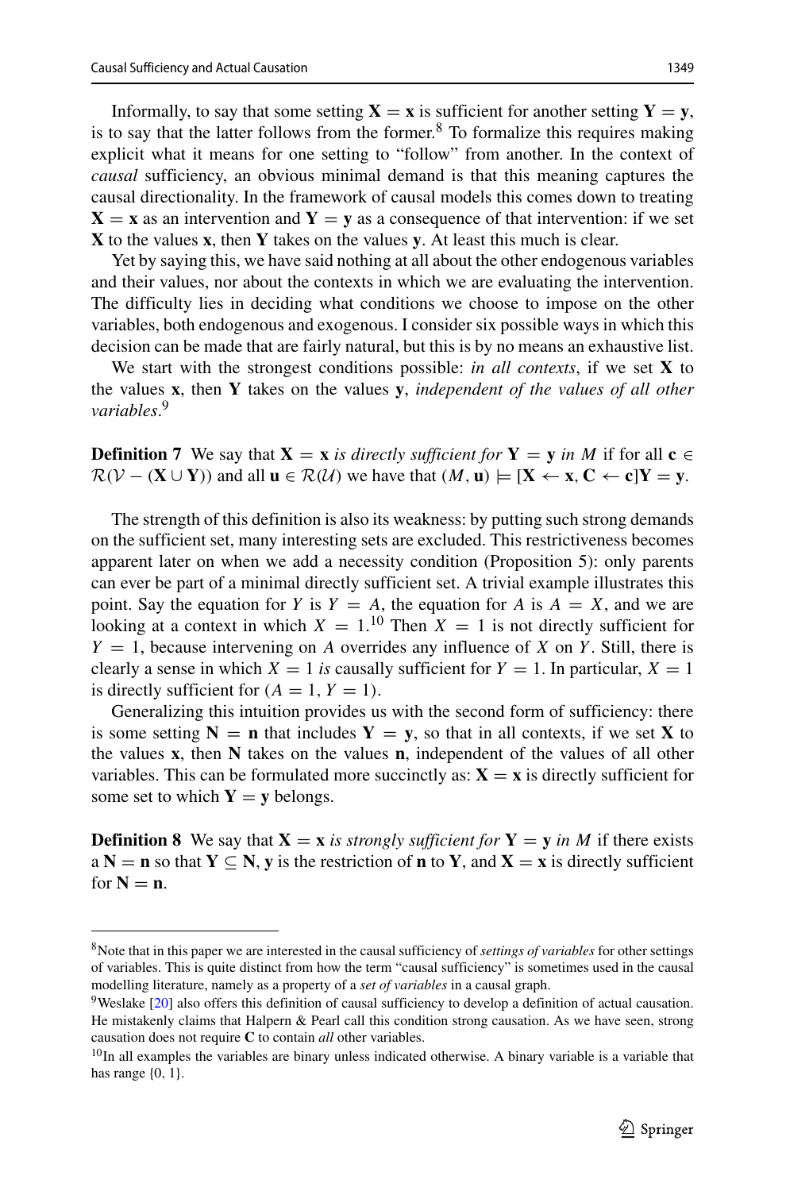Informally, to say that some setting $\mathbf{X} = \mathbf{x}$ is sufficient for another setting $\mathbf{Y} = \mathbf{y}$, is to say that the latter follows from the former.[8] To formalize this requires making explicit what it means for one setting to "follow" from another. In the context of *causal* sufficiency, an obvious minimal demand is that this meaning captures the causal directionality. In the framework of causal models this comes down to treating $\mathbf{X} = \mathbf{x}$ as an intervention and $\mathbf{Y} = \mathbf{y}$ as a consequence of that intervention: if we set $\mathbf{X}$ to the values $\mathbf{x}$, then $\mathbf{Y}$ takes on the values $\mathbf{y}$. At least this much is clear.

Yet by saying this, we have said nothing at all about the other endogenous variables and their values, nor about the contexts in which we are evaluating the intervention. The difficulty lies in deciding what conditions we choose to impose on the other variables, both endogenous and exogenous. I consider six possible ways in which this decision can be made that are fairly natural, but this is by no means an exhaustive list.

We start with the strongest conditions possible: *in all contexts*, if we set $\mathbf{X}$ to the values $\mathbf{x}$, then $\mathbf{Y}$ takes on the values $\mathbf{y}$, *independent of the values of all other variables*.[9]

**Definition 7** We say that $\mathbf{X} = \mathbf{x}$ *is directly sufficient for* $\mathbf{Y} = \mathbf{y}$ *in* $M$ if for all $\mathbf{c} \in \mathcal{R}(\mathcal{V} - (\mathbf{X} \cup \mathbf{Y}))$ and all $\mathbf{u} \in \mathcal{R}(\mathcal{U})$ we have that $(M, \mathbf{u}) \models [\mathbf{X} \leftarrow \mathbf{x}, \mathbf{C} \leftarrow \mathbf{c}]\mathbf{Y} = \mathbf{y}$.

The strength of this definition is also its weakness: by putting such strong demands on the sufficient set, many interesting sets are excluded. This restrictiveness becomes apparent later on when we add a necessity condition (Proposition 5): only parents can ever be part of a minimal directly sufficient set. A trivial example illustrates this point. Say the equation for $Y$ is $Y = A$, the equation for $A$ is $A = X$, and we are looking at a context in which $X = 1$.[10] Then $X = 1$ is not directly sufficient for $Y = 1$, because intervening on $A$ overrides any influence of $X$ on $Y$. Still, there is clearly a sense in which $X = 1$ *is* causally sufficient for $Y = 1$. In particular, $X = 1$ is directly sufficient for $(A = 1, Y = 1)$.

Generalizing this intuition provides us with the second form of sufficiency: there is some setting $\mathbf{N} = \mathbf{n}$ that includes $\mathbf{Y} = \mathbf{y}$, so that in all contexts, if we set $\mathbf{X}$ to the values $\mathbf{x}$, then $\mathbf{N}$ takes on the values $\mathbf{n}$, independent of the values of all other variables. This can be formulated more succinctly as: $\mathbf{X} = \mathbf{x}$ is directly sufficient for some set to which $\mathbf{Y} = \mathbf{y}$ belongs.

**Definition 8** We say that $\mathbf{X} = \mathbf{x}$ *is strongly sufficient for* $\mathbf{Y} = \mathbf{y}$ *in* $M$ if there exists a $\mathbf{N} = \mathbf{n}$ so that $\mathbf{Y} \subseteq \mathbf{N}$, $\mathbf{y}$ is the restriction of $\mathbf{n}$ to $\mathbf{Y}$, and $\mathbf{X} = \mathbf{x}$ is directly sufficient for $\mathbf{N} = \mathbf{n}$.

---

[8] Note that in this paper we are interested in the causal sufficiency of *settings of variables* for other settings of variables. This is quite distinct from how the term "causal sufficiency" is sometimes used in the causal modelling literature, namely as a property of a *set of variables* in a causal graph.

[9] Weslake [20] also offers this definition of causal sufficiency to develop a definition of actual causation. He mistakenly claims that Halpern & Pearl call this condition strong causation. As we have seen, strong causation does not require $\mathbf{C}$ to contain *all* other variables.

[10] In all examples the variables are binary unless indicated otherwise. A binary variable is a variable that has range $\{0, 1\}$.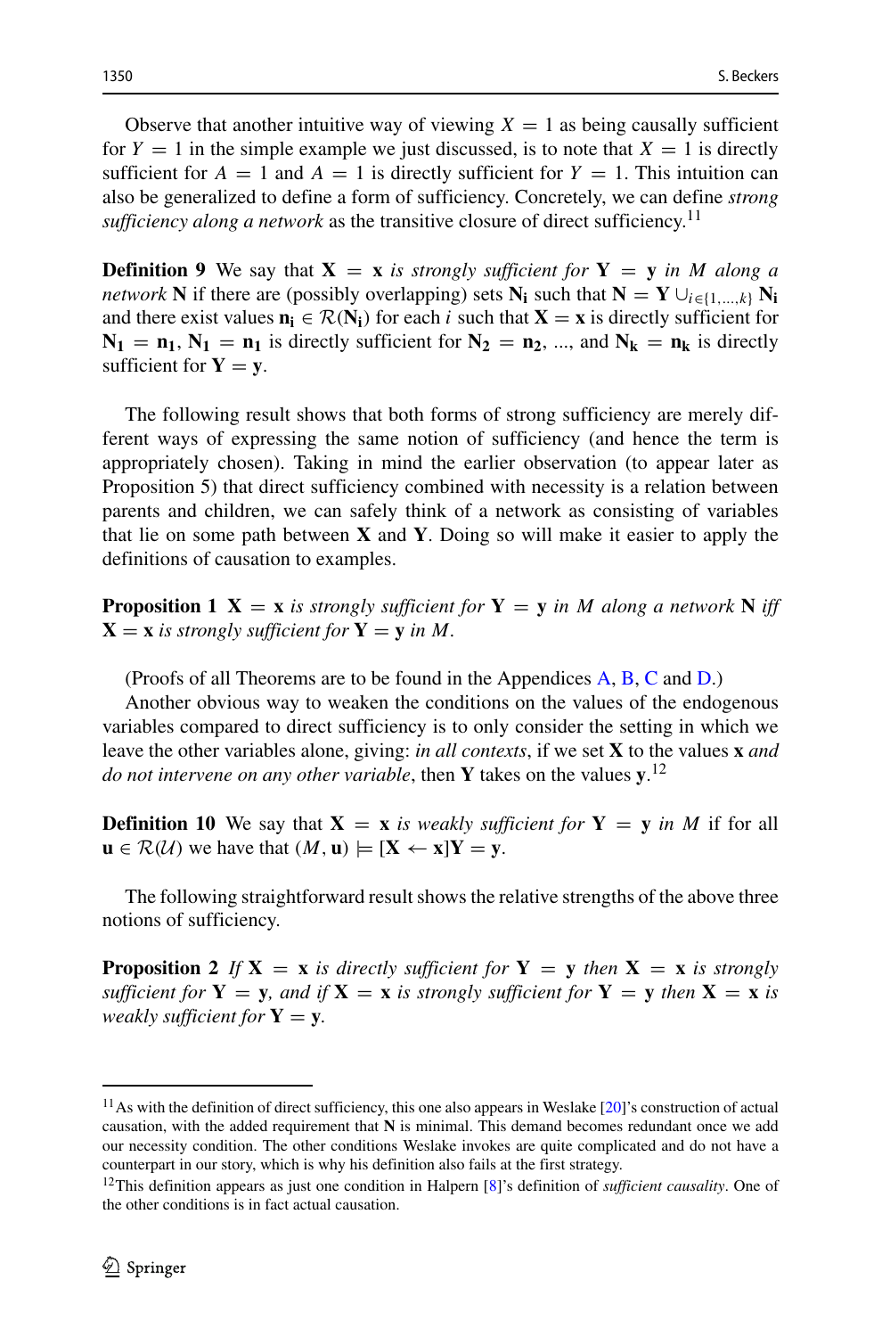Observe that another intuitive way of viewing $X = 1$ as being causally sufficient for $Y = 1$ in the simple example we just discussed, is to note that $X = 1$ is directly sufficient for $A = 1$ and $A = 1$ is directly sufficient for $Y = 1$. This intuition can also be generalized to define a form of sufficiency. Concretely, we can define *strong sufficiency along a network* as the transitive closure of direct sufficiency.[11]

**Definition 9** We say that $\mathbf{X} = \mathbf{x}$ *is strongly sufficient for* $\mathbf{Y} = \mathbf{y}$ *in* $M$ *along a network* $\mathbf{N}$ if there are (possibly overlapping) sets $\mathbf{N_i}$ such that $\mathbf{N} = \mathbf{Y} \cup_{i \in \{1,...,k\}} \mathbf{N_i}$ and there exist values $\mathbf{n_i} \in \mathcal{R}(\mathbf{N_i})$ for each $i$ such that $\mathbf{X} = \mathbf{x}$ is directly sufficient for $\mathbf{N_1} = \mathbf{n_1}$, $\mathbf{N_1} = \mathbf{n_1}$ is directly sufficient for $\mathbf{N_2} = \mathbf{n_2}$, ..., and $\mathbf{N_k} = \mathbf{n_k}$ is directly sufficient for $\mathbf{Y} = \mathbf{y}$.

The following result shows that both forms of strong sufficiency are merely different ways of expressing the same notion of sufficiency (and hence the term is appropriately chosen). Taking in mind the earlier observation (to appear later as Proposition 5) that direct sufficiency combined with necessity is a relation between parents and children, we can safely think of a network as consisting of variables that lie on some path between $\mathbf{X}$ and $\mathbf{Y}$. Doing so will make it easier to apply the definitions of causation to examples.

**Proposition 1** $\mathbf{X} = \mathbf{x}$ *is strongly sufficient for* $\mathbf{Y} = \mathbf{y}$ *in* $M$ *along a network* $\mathbf{N}$ *iff* $\mathbf{X} = \mathbf{x}$ *is strongly sufficient for* $\mathbf{Y} = \mathbf{y}$ *in* $M$.

(Proofs of all Theorems are to be found in the Appendices A, B, C and D.)

Another obvious way to weaken the conditions on the values of the endogenous variables compared to direct sufficiency is to only consider the setting in which we leave the other variables alone, giving: *in all contexts*, if we set $\mathbf{X}$ to the values $\mathbf{x}$ *and do not intervene on any other variable*, then $\mathbf{Y}$ takes on the values $\mathbf{y}$.[12]

**Definition 10** We say that $\mathbf{X} = \mathbf{x}$ *is weakly sufficient for* $\mathbf{Y} = \mathbf{y}$ *in* $M$ if for all $\mathbf{u} \in \mathcal{R}(\mathcal{U})$ we have that $(M, \mathbf{u}) \models [\mathbf{X} \leftarrow \mathbf{x}]\mathbf{Y} = \mathbf{y}$.

The following straightforward result shows the relative strengths of the above three notions of sufficiency.

**Proposition 2** *If* $\mathbf{X} = \mathbf{x}$ *is directly sufficient for* $\mathbf{Y} = \mathbf{y}$ *then* $\mathbf{X} = \mathbf{x}$ *is strongly sufficient for* $\mathbf{Y} = \mathbf{y}$*, and if* $\mathbf{X} = \mathbf{x}$ *is strongly sufficient for* $\mathbf{Y} = \mathbf{y}$ *then* $\mathbf{X} = \mathbf{x}$ *is weakly sufficient for* $\mathbf{Y} = \mathbf{y}$.

---

[11] As with the definition of direct sufficiency, this one also appears in Weslake [20]'s construction of actual causation, with the added requirement that $\mathbf{N}$ is minimal. This demand becomes redundant once we add our necessity condition. The other conditions Weslake invokes are quite complicated and do not have a counterpart in our story, which is why his definition also fails at the first strategy.

[12] This definition appears as just one condition in Halpern [8]'s definition of *sufficient causality*. One of the other conditions is in fact actual causation.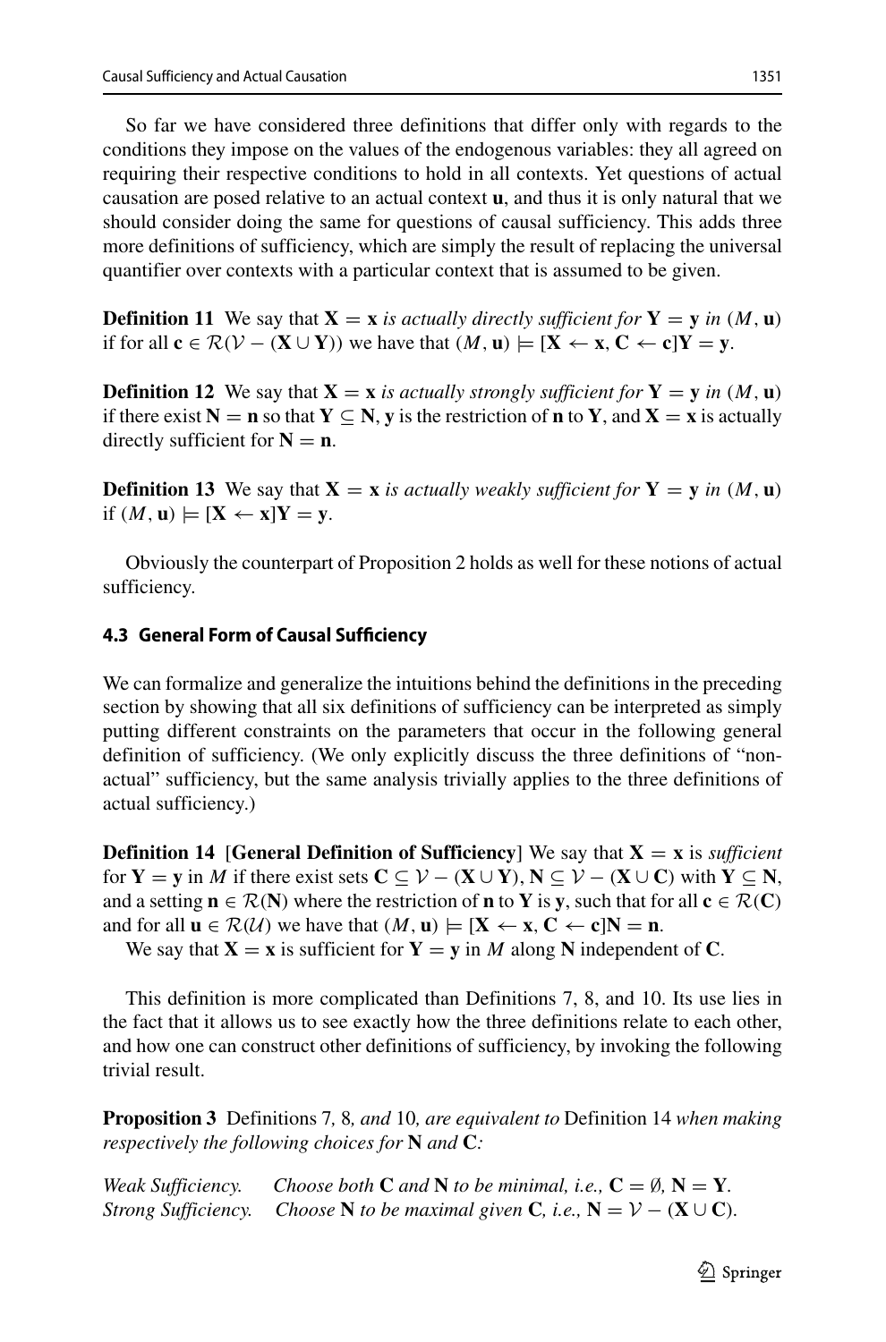So far we have considered three definitions that differ only with regards to the conditions they impose on the values of the endogenous variables: they all agreed on requiring their respective conditions to hold in all contexts. Yet questions of actual causation are posed relative to an actual context $\mathbf{u}$, and thus it is only natural that we should consider doing the same for questions of causal sufficiency. This adds three more definitions of sufficiency, which are simply the result of replacing the universal quantifier over contexts with a particular context that is assumed to be given.

**Definition 11** We say that $\mathbf{X} = \mathbf{x}$ *is actually directly sufficient for* $\mathbf{Y} = \mathbf{y}$ *in* $(M, \mathbf{u})$ if for all $\mathbf{c} \in \mathcal{R}(\mathcal{V} - (\mathbf{X} \cup \mathbf{Y}))$ we have that $(M, \mathbf{u}) \models [\mathbf{X} \leftarrow \mathbf{x}, \mathbf{C} \leftarrow \mathbf{c}]\mathbf{Y} = \mathbf{y}$.

**Definition 12** We say that $\mathbf{X} = \mathbf{x}$ *is actually strongly sufficient for* $\mathbf{Y} = \mathbf{y}$ *in* $(M, \mathbf{u})$ if there exist $\mathbf{N} = \mathbf{n}$ so that $\mathbf{Y} \subseteq \mathbf{N}$, $\mathbf{y}$ is the restriction of $\mathbf{n}$ to $\mathbf{Y}$, and $\mathbf{X} = \mathbf{x}$ is actually directly sufficient for $\mathbf{N} = \mathbf{n}$.

**Definition 13** We say that $\mathbf{X} = \mathbf{x}$ *is actually weakly sufficient for* $\mathbf{Y} = \mathbf{y}$ *in* $(M, \mathbf{u})$ if $(M, \mathbf{u}) \models [\mathbf{X} \leftarrow \mathbf{x}]\mathbf{Y} = \mathbf{y}$.

Obviously the counterpart of Proposition 2 holds as well for these notions of actual sufficiency.

### 4.3 General Form of Causal Sufficiency

We can formalize and generalize the intuitions behind the definitions in the preceding section by showing that all six definitions of sufficiency can be interpreted as simply putting different constraints on the parameters that occur in the following general definition of sufficiency. (We only explicitly discuss the three definitions of "non-actual" sufficiency, but the same analysis trivially applies to the three definitions of actual sufficiency.)

**Definition 14** [**General Definition of Sufficiency**] We say that $\mathbf{X} = \mathbf{x}$ is *sufficient* for $\mathbf{Y} = \mathbf{y}$ in $M$ if there exist sets $\mathbf{C} \subseteq \mathcal{V} - (\mathbf{X} \cup \mathbf{Y})$, $\mathbf{N} \subseteq \mathcal{V} - (\mathbf{X} \cup \mathbf{C})$ with $\mathbf{Y} \subseteq \mathbf{N}$, and a setting $\mathbf{n} \in \mathcal{R}(\mathbf{N})$ where the restriction of $\mathbf{n}$ to $\mathbf{Y}$ is $\mathbf{y}$, such that for all $\mathbf{c} \in \mathcal{R}(\mathbf{C})$ and for all $\mathbf{u} \in \mathcal{R}(\mathcal{U})$ we have that $(M, \mathbf{u}) \models [\mathbf{X} \leftarrow \mathbf{x}, \mathbf{C} \leftarrow \mathbf{c}]\mathbf{N} = \mathbf{n}$.

We say that $\mathbf{X} = \mathbf{x}$ is sufficient for $\mathbf{Y} = \mathbf{y}$ in $M$ along $\mathbf{N}$ independent of $\mathbf{C}$.

This definition is more complicated than Definitions 7, 8, and 10. Its use lies in the fact that it allows us to see exactly how the three definitions relate to each other, and how one can construct other definitions of sufficiency, by invoking the following trivial result.

**Proposition 3** Definitions 7*,* 8*, and* 10*, are equivalent to* Definition 14 *when making respectively the following choices for* $\mathbf{N}$ *and* $\mathbf{C}$*:*

*Weak Sufficiency.* *Choose both* $\mathbf{C}$ *and* $\mathbf{N}$ *to be minimal, i.e.,* $\mathbf{C} = \emptyset$, $\mathbf{N} = \mathbf{Y}$.
*Strong Sufficiency.* *Choose* $\mathbf{N}$ *to be maximal given* $\mathbf{C}$*, i.e.,* $\mathbf{N} = \mathcal{V} - (\mathbf{X} \cup \mathbf{C})$.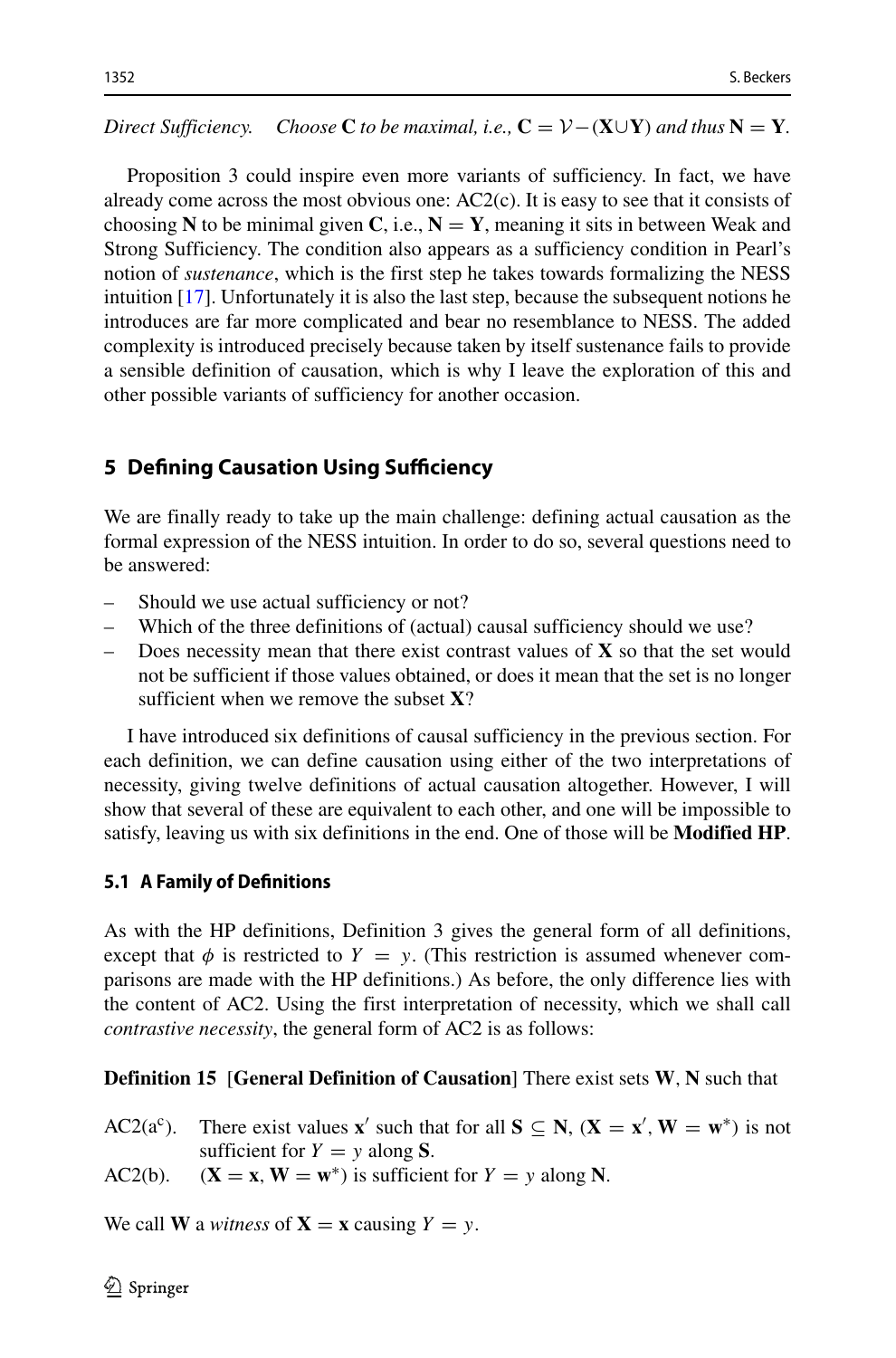*Direct Sufficiency.* *Choose* $\mathbf{C}$ *to be maximal, i.e.,* $\mathbf{C} = \mathcal{V} - (\mathbf{X} \cup \mathbf{Y})$ *and thus* $\mathbf{N} = \mathbf{Y}$.

Proposition 3 could inspire even more variants of sufficiency. In fact, we have already come across the most obvious one: AC2(c). It is easy to see that it consists of choosing $\mathbf{N}$ to be minimal given $\mathbf{C}$, i.e., $\mathbf{N} = \mathbf{Y}$, meaning it sits in between Weak and Strong Sufficiency. The condition also appears as a sufficiency condition in Pearl's notion of *sustenance*, which is the first step he takes towards formalizing the NESS intuition [17]. Unfortunately it is also the last step, because the subsequent notions he introduces are far more complicated and bear no resemblance to NESS. The added complexity is introduced precisely because taken by itself sustenance fails to provide a sensible definition of causation, which is why I leave the exploration of this and other possible variants of sufficiency for another occasion.

## 5 Defining Causation Using Sufficiency

We are finally ready to take up the main challenge: defining actual causation as the formal expression of the NESS intuition. In order to do so, several questions need to be answered:

- Should we use actual sufficiency or not?
- Which of the three definitions of (actual) causal sufficiency should we use?
- Does necessity mean that there exist contrast values of $\mathbf{X}$ so that the set would not be sufficient if those values obtained, or does it mean that the set is no longer sufficient when we remove the subset $\mathbf{X}$?

I have introduced six definitions of causal sufficiency in the previous section. For each definition, we can define causation using either of the two interpretations of necessity, giving twelve definitions of actual causation altogether. However, I will show that several of these are equivalent to each other, and one will be impossible to satisfy, leaving us with six definitions in the end. One of those will be **Modified HP**.

### 5.1 A Family of Definitions

As with the HP definitions, Definition 3 gives the general form of all definitions, except that $\phi$ is restricted to $Y = y$. (This restriction is assumed whenever comparisons are made with the HP definitions.) As before, the only difference lies with the content of AC2. Using the first interpretation of necessity, which we shall call *contrastive necessity*, the general form of AC2 is as follows:

**Definition 15** [**General Definition of Causation**] There exist sets $\mathbf{W}$, $\mathbf{N}$ such that

AC2($a^c$). There exist values $\mathbf{x}'$ such that for all $\mathbf{S} \subseteq \mathbf{N}$, $(\mathbf{X} = \mathbf{x}', \mathbf{W} = \mathbf{w}^*)$ is not sufficient for $Y = y$ along $\mathbf{S}$.

AC2(b). $(\mathbf{X} = \mathbf{x}, \mathbf{W} = \mathbf{w}^*)$ is sufficient for $Y = y$ along $\mathbf{N}$.

We call $\mathbf{W}$ a *witness* of $\mathbf{X} = \mathbf{x}$ causing $Y = y$.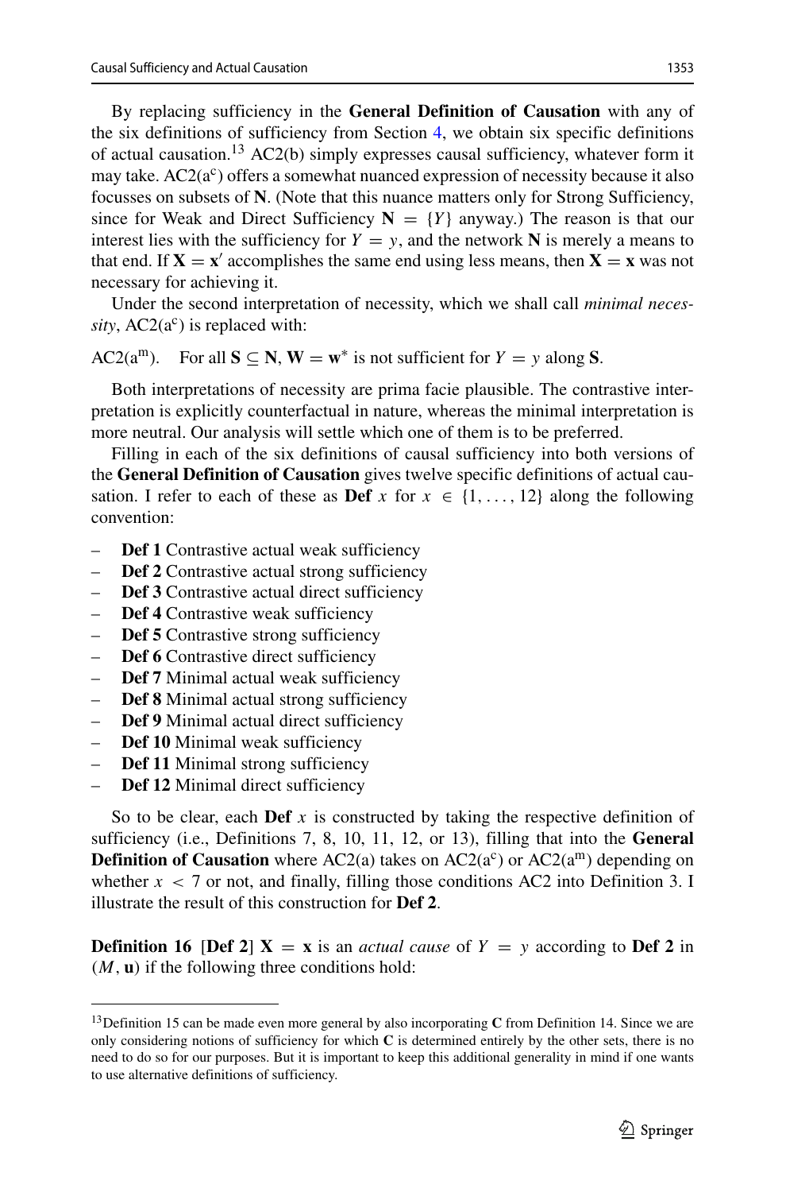By replacing sufficiency in the **General Definition of Causation** with any of the six definitions of sufficiency from Section 4, we obtain six specific definitions of actual causation.[13] AC2(b) simply expresses causal sufficiency, whatever form it may take. AC2($a^c$) offers a somewhat nuanced expression of necessity because it also focusses on subsets of $\mathbf{N}$. (Note that this nuance matters only for Strong Sufficiency, since for Weak and Direct Sufficiency $\mathbf{N} = \{Y\}$ anyway.) The reason is that our interest lies with the sufficiency for $Y = y$, and the network $\mathbf{N}$ is merely a means to that end. If $\mathbf{X} = \mathbf{x}'$ accomplishes the same end using less means, then $\mathbf{X} = \mathbf{x}$ was not necessary for achieving it.

Under the second interpretation of necessity, which we shall call *minimal necessity*, AC2($a^c$) is replaced with:

AC2($a^m$). For all $\mathbf{S} \subseteq \mathbf{N}$, $\mathbf{W} = \mathbf{w}^*$ is not sufficient for $Y = y$ along $\mathbf{S}$.

Both interpretations of necessity are prima facie plausible. The contrastive interpretation is explicitly counterfactual in nature, whereas the minimal interpretation is more neutral. Our analysis will settle which one of them is to be preferred.

Filling in each of the six definitions of causal sufficiency into both versions of the **General Definition of Causation** gives twelve specific definitions of actual causation. I refer to each of these as **Def** $x$ for $x \in \{1, \ldots, 12\}$ along the following convention:

- **Def 1** Contrastive actual weak sufficiency
- **Def 2** Contrastive actual strong sufficiency
- **Def 3** Contrastive actual direct sufficiency
- **Def 4** Contrastive weak sufficiency
- **Def 5** Contrastive strong sufficiency
- **Def 6** Contrastive direct sufficiency
- **Def 7** Minimal actual weak sufficiency
- **Def 8** Minimal actual strong sufficiency
- **Def 9** Minimal actual direct sufficiency
- **Def 10** Minimal weak sufficiency
- **Def 11** Minimal strong sufficiency
- **Def 12** Minimal direct sufficiency

So to be clear, each **Def** $x$ is constructed by taking the respective definition of sufficiency (i.e., Definitions 7, 8, 10, 11, 12, or 13), filling that into the **General Definition of Causation** where AC2(a) takes on AC2($a^c$) or AC2($a^m$) depending on whether $x < 7$ or not, and finally, filling those conditions AC2 into Definition 3. I illustrate the result of this construction for **Def 2**.

**Definition 16** [**Def 2**] $\mathbf{X} = \mathbf{x}$ is an *actual cause* of $Y = y$ according to **Def 2** in $(M, \mathbf{u})$ if the following three conditions hold:

[13] Definition 15 can be made even more general by also incorporating $\mathbf{C}$ from Definition 14. Since we are only considering notions of sufficiency for which $\mathbf{C}$ is determined entirely by the other sets, there is no need to do so for our purposes. But it is important to keep this additional generality in mind if one wants to use alternative definitions of sufficiency.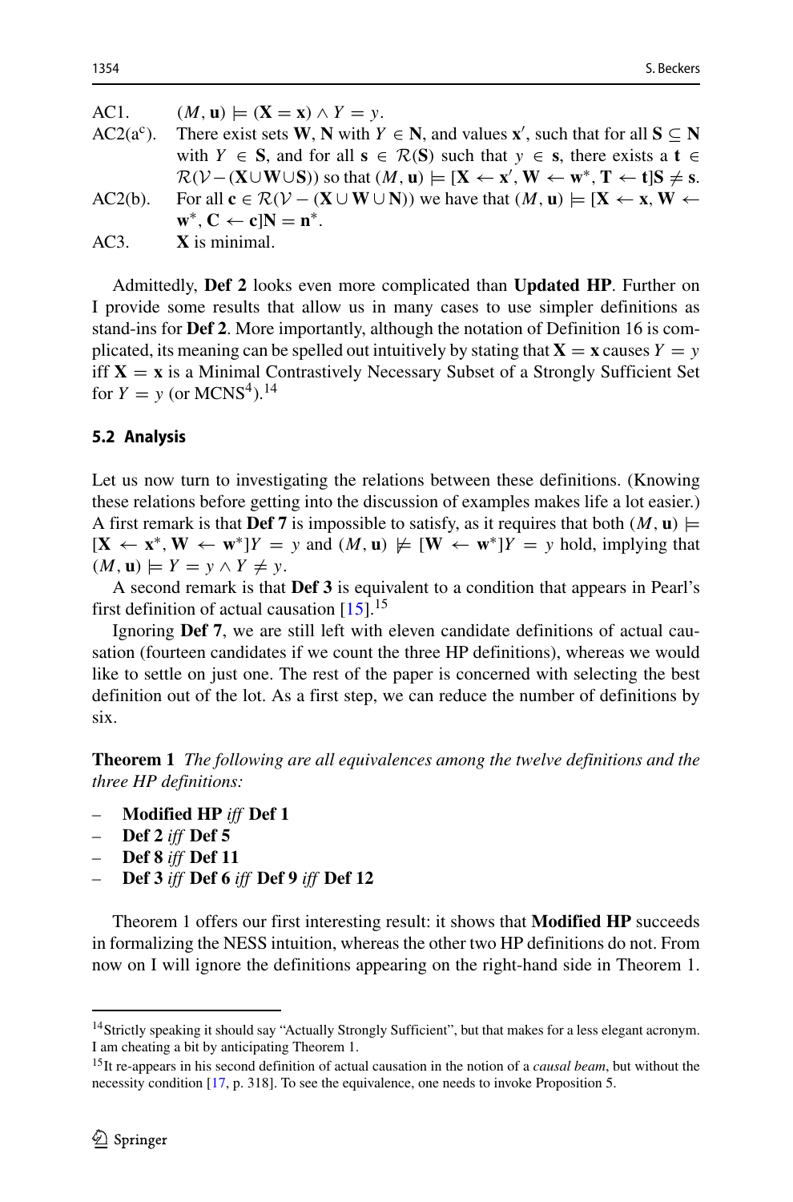AC1. $(M, \mathbf{u}) \models (\mathbf{X} = \mathbf{x}) \wedge Y = y$.

AC2(a$^c$). There exist sets $\mathbf{W}, \mathbf{N}$ with $Y \in \mathbf{N}$, and values $\mathbf{x}'$, such that for all $\mathbf{S} \subseteq \mathbf{N}$ with $Y \in \mathbf{S}$, and for all $\mathbf{s} \in \mathcal{R}(\mathbf{S})$ such that $y \in \mathbf{s}$, there exists a $\mathbf{t} \in \mathcal{R}(\mathcal{V} - (\mathbf{X} \cup \mathbf{W} \cup \mathbf{S}))$ so that $(M, \mathbf{u}) \models [\mathbf{X} \leftarrow \mathbf{x}', \mathbf{W} \leftarrow \mathbf{w}^*, \mathbf{T} \leftarrow \mathbf{t}]\mathbf{S} \neq \mathbf{s}$.

AC2(b). For all $\mathbf{c} \in \mathcal{R}(\mathcal{V} - (\mathbf{X} \cup \mathbf{W} \cup \mathbf{N}))$ we have that $(M, \mathbf{u}) \models [\mathbf{X} \leftarrow \mathbf{x}, \mathbf{W} \leftarrow \mathbf{w}^*, \mathbf{C} \leftarrow \mathbf{c}]\mathbf{N} = \mathbf{n}^*$.

AC3. $\mathbf{X}$ is minimal.

Admittedly, **Def 2** looks even more complicated than **Updated HP**. Further on I provide some results that allow us in many cases to use simpler definitions as stand-ins for **Def 2**. More importantly, although the notation of Definition 16 is complicated, its meaning can be spelled out intuitively by stating that $\mathbf{X} = \mathbf{x}$ causes $Y = y$ iff $\mathbf{X} = \mathbf{x}$ is a Minimal Contrastively Necessary Subset of a Strongly Sufficient Set for $Y = y$ (or MCNS$^4$).[14]

### 5.2 Analysis

Let us now turn to investigating the relations between these definitions. (Knowing these relations before getting into the discussion of examples makes life a lot easier.) A first remark is that **Def 7** is impossible to satisfy, as it requires that both $(M, \mathbf{u}) \models [\mathbf{X} \leftarrow \mathbf{x}^*, \mathbf{W} \leftarrow \mathbf{w}^*]Y = y$ and $(M, \mathbf{u}) \not\models [\mathbf{W} \leftarrow \mathbf{w}^*]Y = y$ hold, implying that $(M, \mathbf{u}) \models Y = y \wedge Y \neq y$.

A second remark is that **Def 3** is equivalent to a condition that appears in Pearl's first definition of actual causation [15].[15]

Ignoring **Def 7**, we are still left with eleven candidate definitions of actual causation (fourteen candidates if we count the three HP definitions), whereas we would like to settle on just one. The rest of the paper is concerned with selecting the best definition out of the lot. As a first step, we can reduce the number of definitions by six.

**Theorem 1** *The following are all equivalences among the twelve definitions and the three HP definitions:*

- **Modified HP** *iff* **Def 1**
- **Def 2** *iff* **Def 5**
- **Def 8** *iff* **Def 11**
- **Def 3** *iff* **Def 6** *iff* **Def 9** *iff* **Def 12**

Theorem 1 offers our first interesting result: it shows that **Modified HP** succeeds in formalizing the NESS intuition, whereas the other two HP definitions do not. From now on I will ignore the definitions appearing on the right-hand side in Theorem 1.

[14] Strictly speaking it should say "Actually Strongly Sufficient", but that makes for a less elegant acronym. I am cheating a bit by anticipating Theorem 1.

[15] It re-appears in his second definition of actual causation in the notion of a *causal beam*, but without the necessity condition [17, p. 318]. To see the equivalence, one needs to invoke Proposition 5.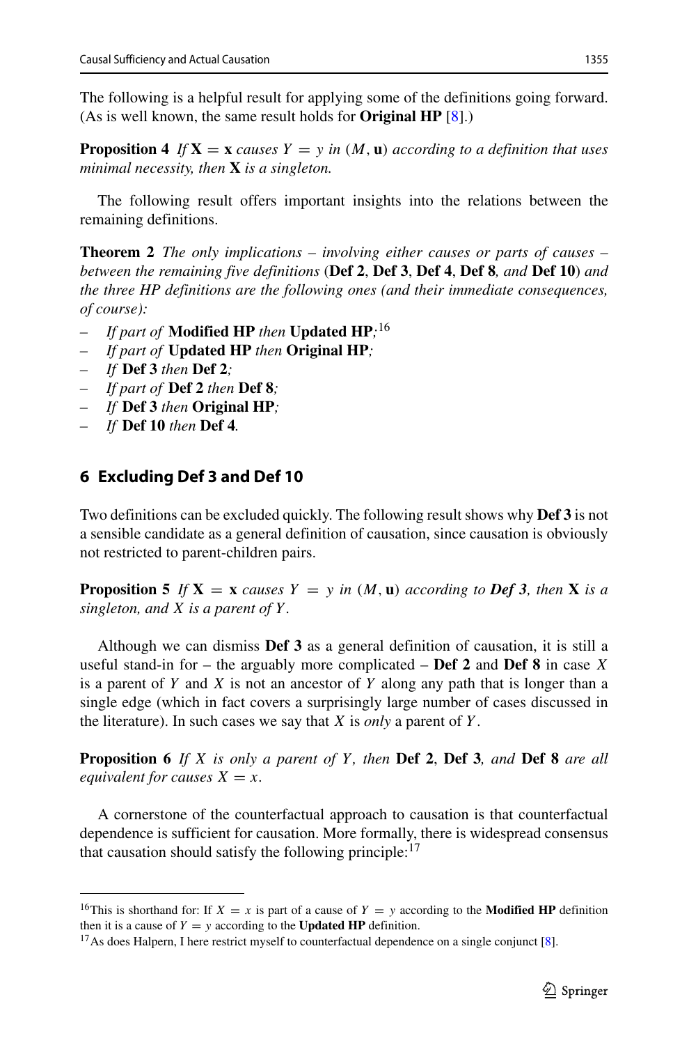The following is a helpful result for applying some of the definitions going forward. (As is well known, the same result holds for **Original HP** [8].)

**Proposition 4** *If* $\mathbf{X} = \mathbf{x}$ *causes* $Y = y$ *in* $(M, \mathbf{u})$ *according to a definition that uses minimal necessity, then* $\mathbf{X}$ *is a singleton.*

The following result offers important insights into the relations between the remaining definitions.

**Theorem 2** *The only implications – involving either causes or parts of causes – between the remaining five definitions* (**Def 2**, **Def 3**, **Def 4**, **Def 8***, and* **Def 10**) *and the three HP definitions are the following ones (and their immediate consequences, of course):*

- *If part of* **Modified HP** *then* **Updated HP***;*[16]
- *If part of* **Updated HP** *then* **Original HP***;*
- *If* **Def 3** *then* **Def 2***;*
- *If part of* **Def 2** *then* **Def 8***;*
- *If* **Def 3** *then* **Original HP***;*
- *If* **Def 10** *then* **Def 4***.*

## 6 Excluding Def 3 and Def 10

Two definitions can be excluded quickly. The following result shows why **Def 3** is not a sensible candidate as a general definition of causation, since causation is obviously not restricted to parent-children pairs.

**Proposition 5** *If* $\mathbf{X} = \mathbf{x}$ *causes* $Y = y$ *in* $(M, \mathbf{u})$ *according to* ***Def 3****, then* $\mathbf{X}$ *is a singleton, and* $X$ *is a parent of* $Y$*.*

Although we can dismiss **Def 3** as a general definition of causation, it is still a useful stand-in for – the arguably more complicated – **Def 2** and **Def 8** in case $X$ is a parent of $Y$ and $X$ is not an ancestor of $Y$ along any path that is longer than a single edge (which in fact covers a surprisingly large number of cases discussed in the literature). In such cases we say that $X$ is *only* a parent of $Y$.

**Proposition 6** *If* $X$ *is only a parent of* $Y$*, then* **Def 2**, **Def 3***, and* **Def 8** *are all equivalent for causes* $X = x$*.*

A cornerstone of the counterfactual approach to causation is that counterfactual dependence is sufficient for causation. More formally, there is widespread consensus that causation should satisfy the following principle:[17]

---

[16] This is shorthand for: If $X = x$ is part of a cause of $Y = y$ according to the **Modified HP** definition then it is a cause of $Y = y$ according to the **Updated HP** definition.

[17] As does Halpern, I here restrict myself to counterfactual dependence on a single conjunct [8].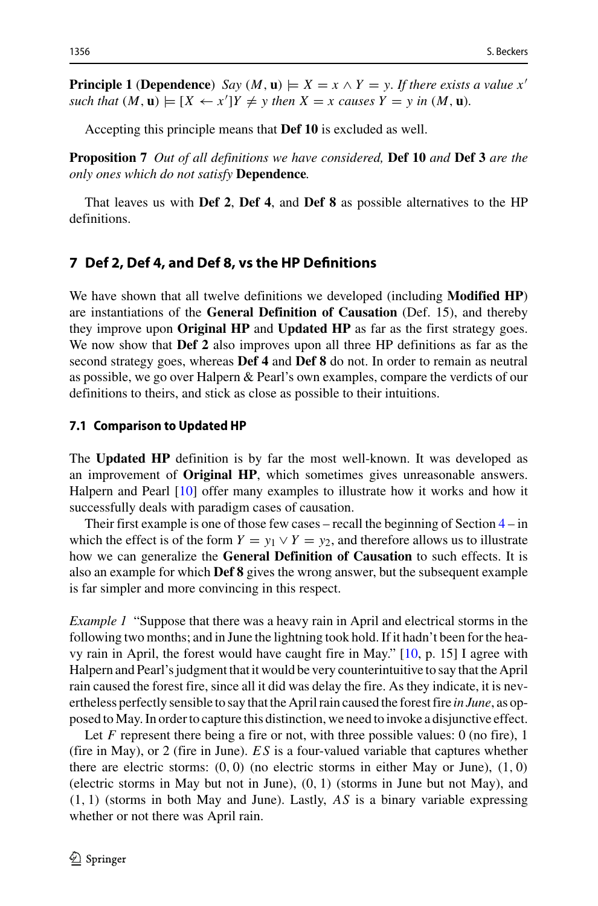**Principle 1** (**Dependence**) *Say* $(M, \mathbf{u}) \models X = x \wedge Y = y$*. If there exists a value* $x'$ *such that* $(M, \mathbf{u}) \models [X \leftarrow x']Y \neq y$ *then* $X = x$ *causes* $Y = y$ *in* $(M, \mathbf{u})$*.*

Accepting this principle means that **Def 10** is excluded as well.

**Proposition 7** *Out of all definitions we have considered,* **Def 10** *and* **Def 3** *are the only ones which do not satisfy* **Dependence***.*

That leaves us with **Def 2**, **Def 4**, and **Def 8** as possible alternatives to the HP definitions.

## 7 Def 2, Def 4, and Def 8, vs the HP Definitions

We have shown that all twelve definitions we developed (including **Modified HP**) are instantiations of the **General Definition of Causation** (Def. 15), and thereby they improve upon **Original HP** and **Updated HP** as far as the first strategy goes. We now show that **Def 2** also improves upon all three HP definitions as far as the second strategy goes, whereas **Def 4** and **Def 8** do not. In order to remain as neutral as possible, we go over Halpern & Pearl's own examples, compare the verdicts of our definitions to theirs, and stick as close as possible to their intuitions.

### 7.1 Comparison to Updated HP

The **Updated HP** definition is by far the most well-known. It was developed as an improvement of **Original HP**, which sometimes gives unreasonable answers. Halpern and Pearl [10] offer many examples to illustrate how it works and how it successfully deals with paradigm cases of causation.

Their first example is one of those few cases – recall the beginning of Section 4 – in which the effect is of the form $Y = y_1 \vee Y = y_2$, and therefore allows us to illustrate how we can generalize the **General Definition of Causation** to such effects. It is also an example for which **Def 8** gives the wrong answer, but the subsequent example is far simpler and more convincing in this respect.

*Example 1* "Suppose that there was a heavy rain in April and electrical storms in the following two months; and in June the lightning took hold. If it hadn't been for the heavy rain in April, the forest would have caught fire in May." [10, p. 15] I agree with Halpern and Pearl's judgment that it would be very counterintuitive to say that the April rain caused the forest fire, since all it did was delay the fire. As they indicate, it is nevertheless perfectly sensible to say that the April rain caused the forest fire *in June*, as opposed to May. In order to capture this distinction, we need to invoke a disjunctive effect.

Let $F$ represent there being a fire or not, with three possible values: 0 (no fire), 1 (fire in May), or 2 (fire in June). $ES$ is a four-valued variable that captures whether there are electric storms: $(0, 0)$ (no electric storms in either May or June), $(1, 0)$ (electric storms in May but not in June), $(0, 1)$ (storms in June but not May), and $(1, 1)$ (storms in both May and June). Lastly, $AS$ is a binary variable expressing whether or not there was April rain.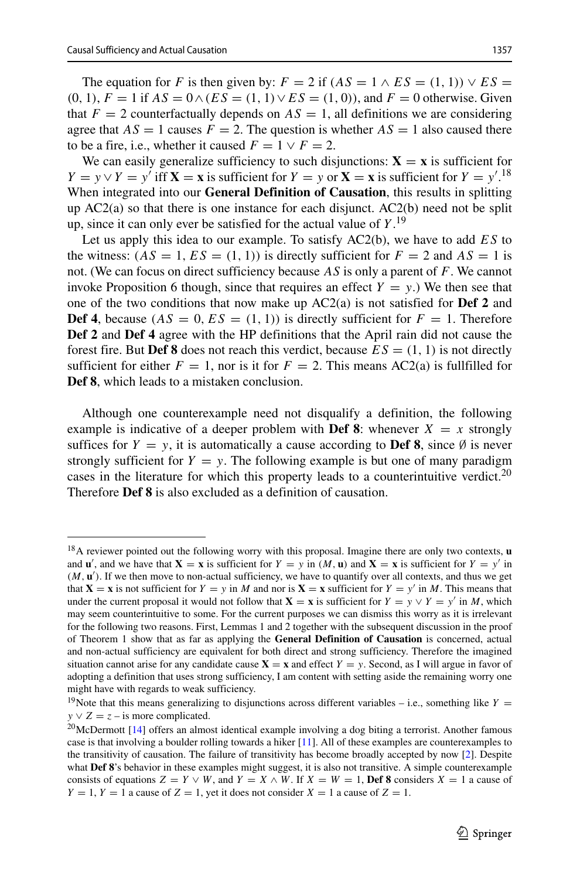The equation for $F$ is then given by: $F = 2$ if $(AS = 1 \wedge ES = (1, 1)) \vee ES = (0, 1)$, $F = 1$ if $AS = 0 \wedge (ES = (1, 1) \vee ES = (1, 0))$, and $F = 0$ otherwise. Given that $F = 2$ counterfactually depends on $AS = 1$, all definitions we are considering agree that $AS = 1$ causes $F = 2$. The question is whether $AS = 1$ also caused there to be a fire, i.e., whether it caused $F = 1 \vee F = 2$.

We can easily generalize sufficiency to such disjunctions: $\mathbf{X} = \mathbf{x}$ is sufficient for $Y = y \vee Y = y'$ iff $\mathbf{X} = \mathbf{x}$ is sufficient for $Y = y$ or $\mathbf{X} = \mathbf{x}$ is sufficient for $Y = y'$.[18] When integrated into our **General Definition of Causation**, this results in splitting up AC2(a) so that there is one instance for each disjunct. AC2(b) need not be split up, since it can only ever be satisfied for the actual value of $Y$.[19]

Let us apply this idea to our example. To satisfy AC2(b), we have to add $ES$ to the witness: $(AS = 1, ES = (1, 1))$ is directly sufficient for $F = 2$ and $AS = 1$ is not. (We can focus on direct sufficiency because $AS$ is only a parent of $F$. We cannot invoke Proposition 6 though, since that requires an effect $Y = y$.) We then see that one of the two conditions that now make up AC2(a) is not satisfied for **Def 2** and **Def 4**, because $(AS = 0, ES = (1, 1))$ is directly sufficient for $F = 1$. Therefore **Def 2** and **Def 4** agree with the HP definitions that the April rain did not cause the forest fire. But **Def 8** does not reach this verdict, because $ES = (1, 1)$ is not directly sufficient for either $F = 1$, nor is it for $F = 2$. This means AC2(a) is fullfilled for **Def 8**, which leads to a mistaken conclusion.

Although one counterexample need not disqualify a definition, the following example is indicative of a deeper problem with **Def 8**: whenever $X = x$ strongly suffices for $Y = y$, it is automatically a cause according to **Def 8**, since $\emptyset$ is never strongly sufficient for $Y = y$. The following example is but one of many paradigm cases in the literature for which this property leads to a counterintuitive verdict.[20] Therefore **Def 8** is also excluded as a definition of causation.

---

[18] A reviewer pointed out the following worry with this proposal. Imagine there are only two contexts, $\mathbf{u}$ and $\mathbf{u}'$, and we have that $\mathbf{X} = \mathbf{x}$ is sufficient for $Y = y$ in $(M, \mathbf{u})$ and $\mathbf{X} = \mathbf{x}$ is sufficient for $Y = y'$ in $(M, \mathbf{u}')$. If we then move to non-actual sufficiency, we have to quantify over all contexts, and thus we get that $\mathbf{X} = \mathbf{x}$ is not sufficient for $Y = y$ in $M$ and nor is $\mathbf{X} = \mathbf{x}$ sufficient for $Y = y'$ in $M$. This means that under the current proposal it would not follow that $\mathbf{X} = \mathbf{x}$ is sufficient for $Y = y \vee Y = y'$ in $M$, which may seem counterintuitive to some. For the current purposes we can dismiss this worry as it is irrelevant for the following two reasons. First, Lemmas 1 and 2 together with the subsequent discussion in the proof of Theorem 1 show that as far as applying the **General Definition of Causation** is concerned, actual and non-actual sufficiency are equivalent for both direct and strong sufficiency. Therefore the imagined situation cannot arise for any candidate cause $\mathbf{X} = \mathbf{x}$ and effect $Y = y$. Second, as I will argue in favor of adopting a definition that uses strong sufficiency, I am content with setting aside the remaining worry one might have with regards to weak sufficiency.

[19] Note that this means generalizing to disjunctions across different variables – i.e., something like $Y = y \vee Z = z$ – is more complicated.

[20] McDermott [14] offers an almost identical example involving a dog biting a terrorist. Another famous case is that involving a boulder rolling towards a hiker [11]. All of these examples are counterexamples to the transitivity of causation. The failure of transitivity has become broadly accepted by now [2]. Despite what **Def 8**'s behavior in these examples might suggest, it is also not transitive. A simple counterexample consists of equations $Z = Y \vee W$, and $Y = X \wedge W$. If $X = W = 1$, **Def 8** considers $X = 1$ a cause of $Y = 1$, $Y = 1$ a cause of $Z = 1$, yet it does not consider $X = 1$ a cause of $Z = 1$.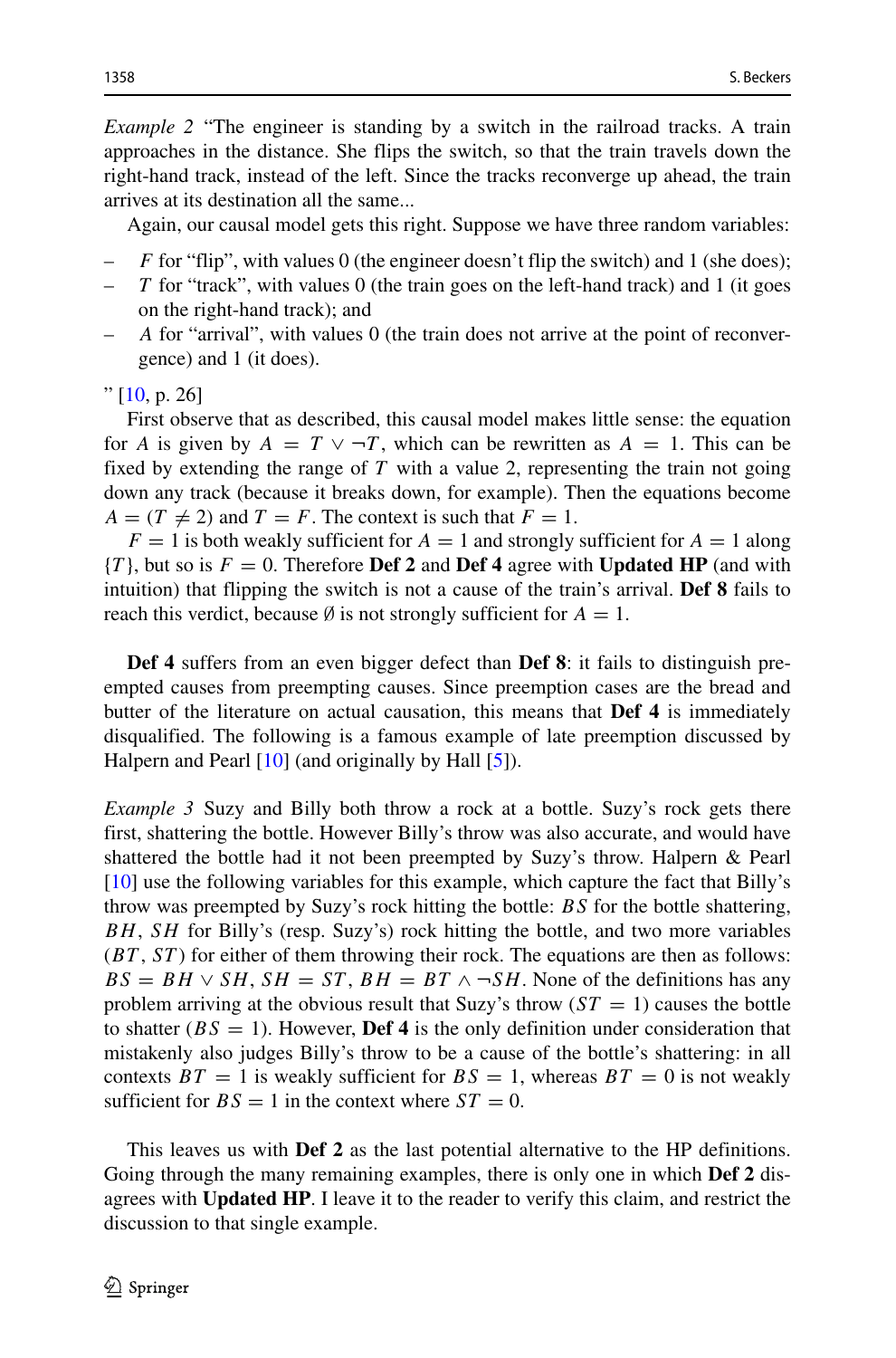*Example 2* "The engineer is standing by a switch in the railroad tracks. A train approaches in the distance. She flips the switch, so that the train travels down the right-hand track, instead of the left. Since the tracks reconverge up ahead, the train arrives at its destination all the same...

Again, our causal model gets this right. Suppose we have three random variables:

- $F$ for "flip", with values 0 (the engineer doesn't flip the switch) and 1 (she does);
- $T$ for "track", with values 0 (the train goes on the left-hand track) and 1 (it goes on the right-hand track); and
- $A$ for "arrival", with values 0 (the train does not arrive at the point of reconvergence) and 1 (it does).

" [10, p. 26]

First observe that as described, this causal model makes little sense: the equation for $A$ is given by $A = T \vee \neg T$, which can be rewritten as $A = 1$. This can be fixed by extending the range of $T$ with a value 2, representing the train not going down any track (because it breaks down, for example). Then the equations become $A = (T \neq 2)$ and $T = F$. The context is such that $F = 1$.

$F = 1$ is both weakly sufficient for $A = 1$ and strongly sufficient for $A = 1$ along $\{T\}$, but so is $F = 0$. Therefore **Def 2** and **Def 4** agree with **Updated HP** (and with intuition) that flipping the switch is not a cause of the train's arrival. **Def 8** fails to reach this verdict, because $\emptyset$ is not strongly sufficient for $A = 1$.

**Def 4** suffers from an even bigger defect than **Def 8**: it fails to distinguish preempted causes from preempting causes. Since preemption cases are the bread and butter of the literature on actual causation, this means that **Def 4** is immediately disqualified. The following is a famous example of late preemption discussed by Halpern and Pearl [10] (and originally by Hall [5]).

*Example 3* Suzy and Billy both throw a rock at a bottle. Suzy's rock gets there first, shattering the bottle. However Billy's throw was also accurate, and would have shattered the bottle had it not been preempted by Suzy's throw. Halpern & Pearl [10] use the following variables for this example, which capture the fact that Billy's throw was preempted by Suzy's rock hitting the bottle: $BS$ for the bottle shattering, $BH$, $SH$ for Billy's (resp. Suzy's) rock hitting the bottle, and two more variables ($BT$, $ST$) for either of them throwing their rock. The equations are then as follows: $BS = BH \vee SH$, $SH = ST$, $BH = BT \wedge \neg SH$. None of the definitions has any problem arriving at the obvious result that Suzy's throw ($ST = 1$) causes the bottle to shatter ($BS = 1$). However, **Def 4** is the only definition under consideration that mistakenly also judges Billy's throw to be a cause of the bottle's shattering: in all contexts $BT = 1$ is weakly sufficient for $BS = 1$, whereas $BT = 0$ is not weakly sufficient for $BS = 1$ in the context where $ST = 0$.

This leaves us with **Def 2** as the last potential alternative to the HP definitions. Going through the many remaining examples, there is only one in which **Def 2** disagrees with **Updated HP**. I leave it to the reader to verify this claim, and restrict the discussion to that single example.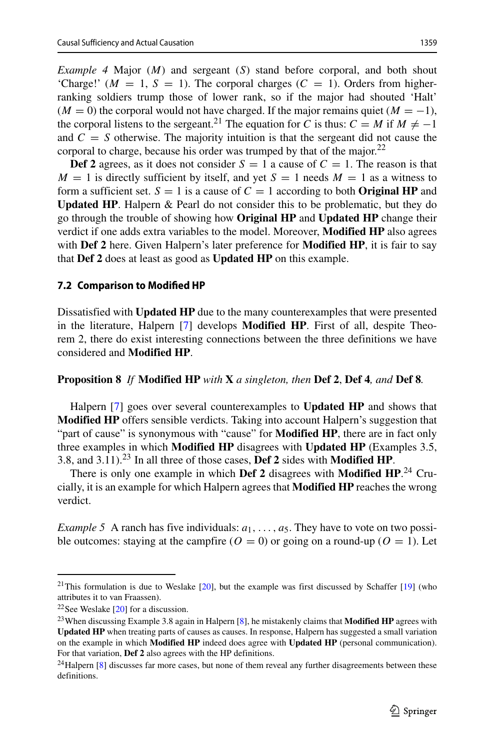*Example 4* Major ($M$) and sergeant ($S$) stand before corporal, and both shout 'Charge!' ($M = 1$, $S = 1$). The corporal charges ($C = 1$). Orders from higher-ranking soldiers trump those of lower rank, so if the major had shouted 'Halt' ($M = 0$) the corporal would not have charged. If the major remains quiet ($M = -1$), the corporal listens to the sergeant.[21] The equation for $C$ is thus: $C = M$ if $M \neq -1$ and $C = S$ otherwise. The majority intuition is that the sergeant did not cause the corporal to charge, because his order was trumped by that of the major.[22]

**Def 2** agrees, as it does not consider $S = 1$ a cause of $C = 1$. The reason is that $M = 1$ is directly sufficient by itself, and yet $S = 1$ needs $M = 1$ as a witness to form a sufficient set. $S = 1$ is a cause of $C = 1$ according to both **Original HP** and **Updated HP**. Halpern & Pearl do not consider this to be problematic, but they do go through the trouble of showing how **Original HP** and **Updated HP** change their verdict if one adds extra variables to the model. Moreover, **Modified HP** also agrees with **Def 2** here. Given Halpern's later preference for **Modified HP**, it is fair to say that **Def 2** does at least as good as **Updated HP** on this example.

### 7.2 Comparison to Modified HP

Dissatisfied with **Updated HP** due to the many counterexamples that were presented in the literature, Halpern [7] develops **Modified HP**. First of all, despite Theorem 2, there do exist interesting connections between the three definitions we have considered and **Modified HP**.

**Proposition 8** *If* **Modified HP** *with* **X** *a singleton, then* **Def 2**, **Def 4**, *and* **Def 8**.

Halpern [7] goes over several counterexamples to **Updated HP** and shows that **Modified HP** offers sensible verdicts. Taking into account Halpern's suggestion that "part of cause" is synonymous with "cause" for **Modified HP**, there are in fact only three examples in which **Modified HP** disagrees with **Updated HP** (Examples 3.5, 3.8, and 3.11).[23] In all three of those cases, **Def 2** sides with **Modified HP**.

There is only one example in which **Def 2** disagrees with **Modified HP**.[24] Crucially, it is an example for which Halpern agrees that **Modified HP** reaches the wrong verdict.

*Example 5* A ranch has five individuals: $a_1, \ldots, a_5$. They have to vote on two possible outcomes: staying at the campfire ($O = 0$) or going on a round-up ($O = 1$). Let

---

[21] This formulation is due to Weslake [20], but the example was first discussed by Schaffer [19] (who attributes it to van Fraassen).

[22] See Weslake [20] for a discussion.

[23] When discussing Example 3.8 again in Halpern [8], he mistakenly claims that **Modified HP** agrees with **Updated HP** when treating parts of causes as causes. In response, Halpern has suggested a small variation on the example in which **Modified HP** indeed does agree with **Updated HP** (personal communication). For that variation, **Def 2** also agrees with the HP definitions.

[24] Halpern [8] discusses far more cases, but none of them reveal any further disagreements between these definitions.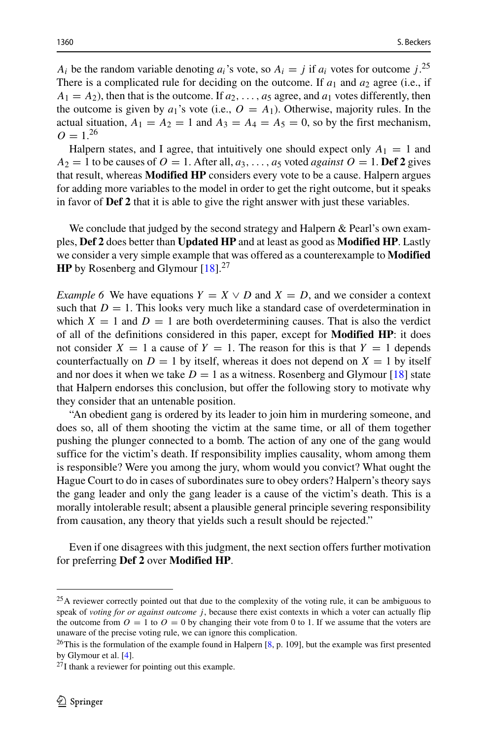$A_i$ be the random variable denoting $a_i$'s vote, so $A_i = j$ if $a_i$ votes for outcome $j$.[25] There is a complicated rule for deciding on the outcome. If $a_1$ and $a_2$ agree (i.e., if $A_1 = A_2$), then that is the outcome. If $a_2, \ldots, a_5$ agree, and $a_1$ votes differently, then the outcome is given by $a_1$'s vote (i.e., $O = A_1$). Otherwise, majority rules. In the actual situation, $A_1 = A_2 = 1$ and $A_3 = A_4 = A_5 = 0$, so by the first mechanism, $O = 1$.[26]

Halpern states, and I agree, that intuitively one should expect only $A_1 = 1$ and $A_2 = 1$ to be causes of $O = 1$. After all, $a_3, \ldots, a_5$ voted *against* $O = 1$. **Def 2** gives that result, whereas **Modified HP** considers every vote to be a cause. Halpern argues for adding more variables to the model in order to get the right outcome, but it speaks in favor of **Def 2** that it is able to give the right answer with just these variables.

We conclude that judged by the second strategy and Halpern & Pearl's own examples, **Def 2** does better than **Updated HP** and at least as good as **Modified HP**. Lastly we consider a very simple example that was offered as a counterexample to **Modified HP** by Rosenberg and Glymour [18].[27]

*Example 6* We have equations $Y = X \vee D$ and $X = D$, and we consider a context such that $D = 1$. This looks very much like a standard case of overdetermination in which $X = 1$ and $D = 1$ are both overdetermining causes. That is also the verdict of all of the definitions considered in this paper, except for **Modified HP**: it does not consider $X = 1$ a cause of $Y = 1$. The reason for this is that $Y = 1$ depends counterfactually on $D = 1$ by itself, whereas it does not depend on $X = 1$ by itself and nor does it when we take $D = 1$ as a witness. Rosenberg and Glymour [18] state that Halpern endorses this conclusion, but offer the following story to motivate why they consider that an untenable position.

"An obedient gang is ordered by its leader to join him in murdering someone, and does so, all of them shooting the victim at the same time, or all of them together pushing the plunger connected to a bomb. The action of any one of the gang would suffice for the victim's death. If responsibility implies causality, whom among them is responsible? Were you among the jury, whom would you convict? What ought the Hague Court to do in cases of subordinates sure to obey orders? Halpern's theory says the gang leader and only the gang leader is a cause of the victim's death. This is a morally intolerable result; absent a plausible general principle severing responsibility from causation, any theory that yields such a result should be rejected."

Even if one disagrees with this judgment, the next section offers further motivation for preferring **Def 2** over **Modified HP**.

---

[25] A reviewer correctly pointed out that due to the complexity of the voting rule, it can be ambiguous to speak of *voting for or against outcome j*, because there exist contexts in which a voter can actually flip the outcome from $O = 1$ to $O = 0$ by changing their vote from 0 to 1. If we assume that the voters are unaware of the precise voting rule, we can ignore this complication.

[26] This is the formulation of the example found in Halpern [8, p. 109], but the example was first presented by Glymour et al. [4].

[27] I thank a reviewer for pointing out this example.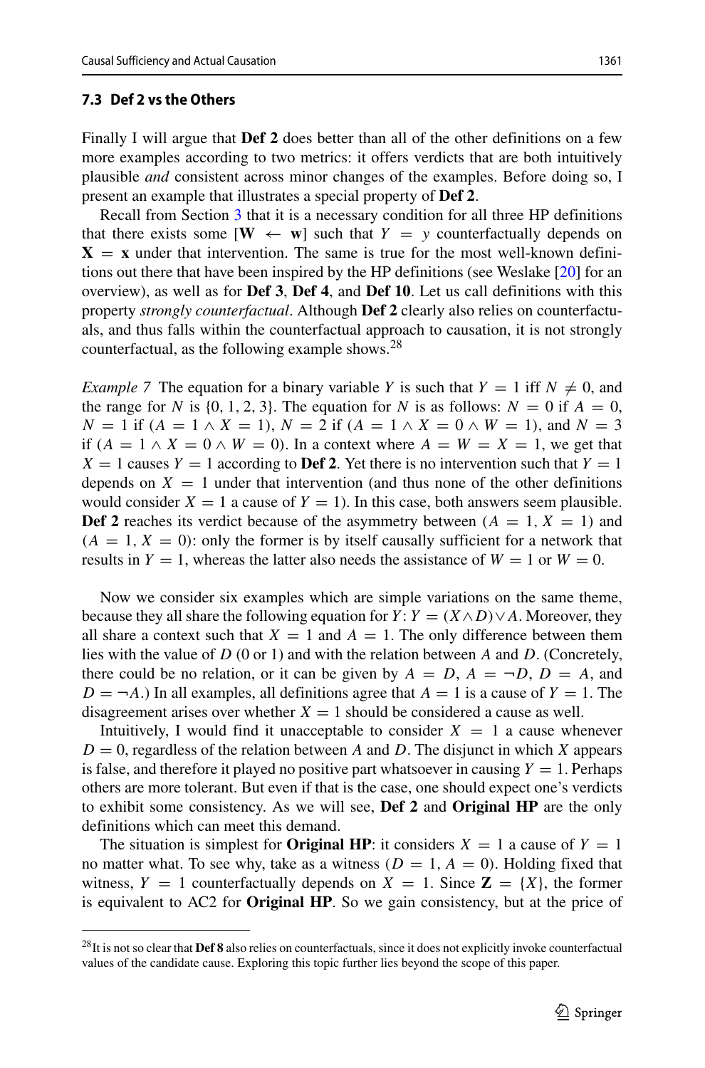### 7.3 Def 2 vs the Others

Finally I will argue that **Def 2** does better than all of the other definitions on a few more examples according to two metrics: it offers verdicts that are both intuitively plausible *and* consistent across minor changes of the examples. Before doing so, I present an example that illustrates a special property of **Def 2**.

Recall from Section 3 that it is a necessary condition for all three HP definitions that there exists some $[\mathbf{W} \leftarrow \mathbf{w}]$ such that $Y = y$ counterfactually depends on $\mathbf{X} = \mathbf{x}$ under that intervention. The same is true for the most well-known definitions out there that have been inspired by the HP definitions (see Weslake [20] for an overview), as well as for **Def 3**, **Def 4**, and **Def 10**. Let us call definitions with this property *strongly counterfactual*. Although **Def 2** clearly also relies on counterfactuals, and thus falls within the counterfactual approach to causation, it is not strongly counterfactual, as the following example shows.[28]

*Example 7* The equation for a binary variable $Y$ is such that $Y = 1$ iff $N \neq 0$, and the range for $N$ is $\{0, 1, 2, 3\}$. The equation for $N$ is as follows: $N = 0$ if $A = 0$, $N = 1$ if $(A = 1 \wedge X = 1)$, $N = 2$ if $(A = 1 \wedge X = 0 \wedge W = 1)$, and $N = 3$ if $(A = 1 \wedge X = 0 \wedge W = 0)$. In a context where $A = W = X = 1$, we get that $X = 1$ causes $Y = 1$ according to **Def 2**. Yet there is no intervention such that $Y = 1$ depends on $X = 1$ under that intervention (and thus none of the other definitions would consider $X = 1$ a cause of $Y = 1$). In this case, both answers seem plausible. **Def 2** reaches its verdict because of the asymmetry between $(A = 1, X = 1)$ and $(A = 1, X = 0)$: only the former is by itself causally sufficient for a network that results in $Y = 1$, whereas the latter also needs the assistance of $W = 1$ or $W = 0$.

Now we consider six examples which are simple variations on the same theme, because they all share the following equation for $Y$: $Y = (X \wedge D) \vee A$. Moreover, they all share a context such that $X = 1$ and $A = 1$. The only difference between them lies with the value of $D$ (0 or 1) and with the relation between $A$ and $D$. (Concretely, there could be no relation, or it can be given by $A = D$, $A = \neg D$, $D = A$, and $D = \neg A$.) In all examples, all definitions agree that $A = 1$ is a cause of $Y = 1$. The disagreement arises over whether $X = 1$ should be considered a cause as well.

Intuitively, I would find it unacceptable to consider $X = 1$ a cause whenever $D = 0$, regardless of the relation between $A$ and $D$. The disjunct in which $X$ appears is false, and therefore it played no positive part whatsoever in causing $Y = 1$. Perhaps others are more tolerant. But even if that is the case, one should expect one's verdicts to exhibit some consistency. As we will see, **Def 2** and **Original HP** are the only definitions which can meet this demand.

The situation is simplest for **Original HP**: it considers $X = 1$ a cause of $Y = 1$ no matter what. To see why, take as a witness $(D = 1, A = 0)$. Holding fixed that witness, $Y = 1$ counterfactually depends on $X = 1$. Since $\mathbf{Z} = \{X\}$, the former is equivalent to AC2 for **Original HP**. So we gain consistency, but at the price of

[28] It is not so clear that **Def 8** also relies on counterfactuals, since it does not explicitly invoke counterfactual values of the candidate cause. Exploring this topic further lies beyond the scope of this paper.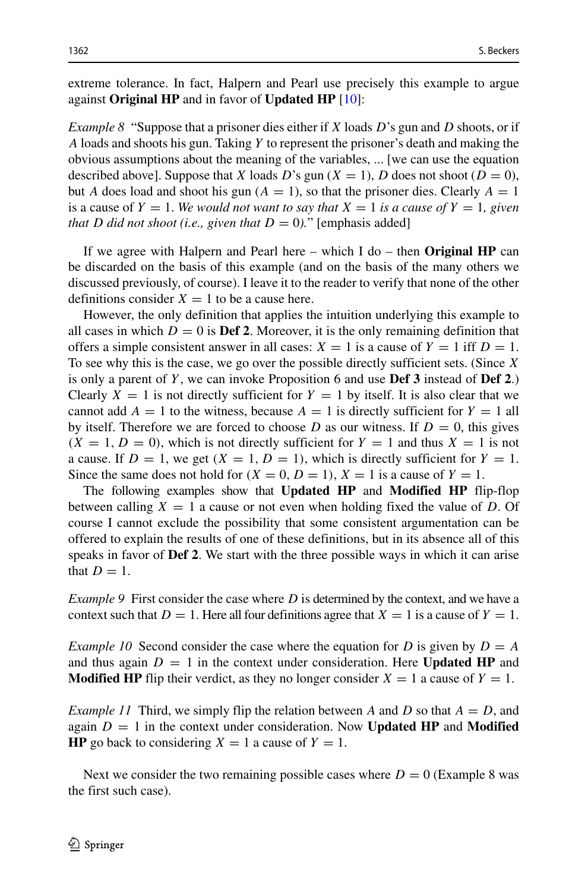extreme tolerance. In fact, Halpern and Pearl use precisely this example to argue against **Original HP** and in favor of **Updated HP** [10]:

*Example 8* "Suppose that a prisoner dies either if $X$ loads $D$'s gun and $D$ shoots, or if $A$ loads and shoots his gun. Taking $Y$ to represent the prisoner's death and making the obvious assumptions about the meaning of the variables, ... [we can use the equation described above]. Suppose that $X$ loads $D$'s gun ($X = 1$), $D$ does not shoot ($D = 0$), but $A$ does load and shoot his gun ($A = 1$), so that the prisoner dies. Clearly $A = 1$ is a cause of $Y = 1$. *We would not want to say that $X = 1$ is a cause of $Y = 1$, given that $D$ did not shoot (i.e., given that $D = 0$).*" [emphasis added]

If we agree with Halpern and Pearl here – which I do – then **Original HP** can be discarded on the basis of this example (and on the basis of the many others we discussed previously, of course). I leave it to the reader to verify that none of the other definitions consider $X = 1$ to be a cause here.

However, the only definition that applies the intuition underlying this example to all cases in which $D = 0$ is **Def 2**. Moreover, it is the only remaining definition that offers a simple consistent answer in all cases: $X = 1$ is a cause of $Y = 1$ iff $D = 1$. To see why this is the case, we go over the possible directly sufficient sets. (Since $X$ is only a parent of $Y$, we can invoke Proposition 6 and use **Def 3** instead of **Def 2**.) Clearly $X = 1$ is not directly sufficient for $Y = 1$ by itself. It is also clear that we cannot add $A = 1$ to the witness, because $A = 1$ is directly sufficient for $Y = 1$ all by itself. Therefore we are forced to choose $D$ as our witness. If $D = 0$, this gives $(X = 1, D = 0)$, which is not directly sufficient for $Y = 1$ and thus $X = 1$ is not a cause. If $D = 1$, we get $(X = 1, D = 1)$, which is directly sufficient for $Y = 1$. Since the same does not hold for $(X = 0, D = 1)$, $X = 1$ is a cause of $Y = 1$.

The following examples show that **Updated HP** and **Modified HP** flip-flop between calling $X = 1$ a cause or not even when holding fixed the value of $D$. Of course I cannot exclude the possibility that some consistent argumentation can be offered to explain the results of one of these definitions, but in its absence all of this speaks in favor of **Def 2**. We start with the three possible ways in which it can arise that $D = 1$.

*Example 9* First consider the case where $D$ is determined by the context, and we have a context such that $D = 1$. Here all four definitions agree that $X = 1$ is a cause of $Y = 1$.

*Example 10* Second consider the case where the equation for $D$ is given by $D = A$ and thus again $D = 1$ in the context under consideration. Here **Updated HP** and **Modified HP** flip their verdict, as they no longer consider $X = 1$ a cause of $Y = 1$.

*Example 11* Third, we simply flip the relation between $A$ and $D$ so that $A = D$, and again $D = 1$ in the context under consideration. Now **Updated HP** and **Modified HP** go back to considering $X = 1$ a cause of $Y = 1$.

Next we consider the two remaining possible cases where $D = 0$ (Example 8 was the first such case).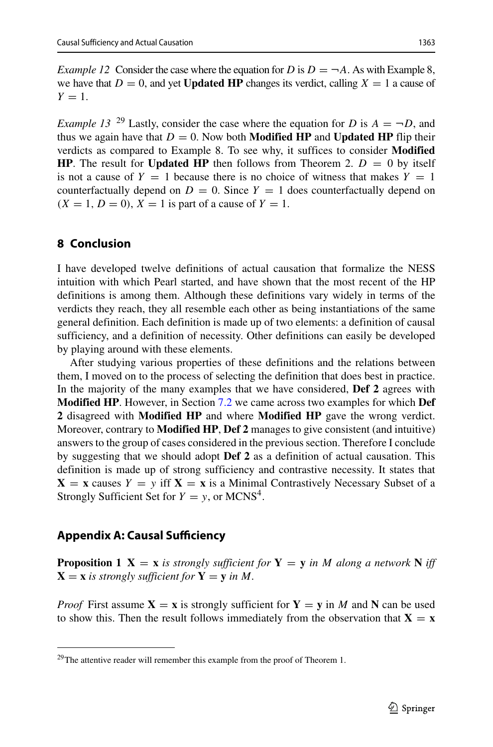*Example 12* Consider the case where the equation for $D$ is $D = \neg A$. As with Example 8, we have that $D = 0$, and yet **Updated HP** changes its verdict, calling $X = 1$ a cause of $Y = 1$.

*Example 13* [29] Lastly, consider the case where the equation for $D$ is $A = \neg D$, and thus we again have that $D = 0$. Now both **Modified HP** and **Updated HP** flip their verdicts as compared to Example 8. To see why, it suffices to consider **Modified HP**. The result for **Updated HP** then follows from Theorem 2. $D = 0$ by itself is not a cause of $Y = 1$ because there is no choice of witness that makes $Y = 1$ counterfactually depend on $D = 0$. Since $Y = 1$ does counterfactually depend on $(X = 1, D = 0)$, $X = 1$ is part of a cause of $Y = 1$.

## 8 Conclusion

I have developed twelve definitions of actual causation that formalize the NESS intuition with which Pearl started, and have shown that the most recent of the HP definitions is among them. Although these definitions vary widely in terms of the verdicts they reach, they all resemble each other as being instantiations of the same general definition. Each definition is made up of two elements: a definition of causal sufficiency, and a definition of necessity. Other definitions can easily be developed by playing around with these elements.

After studying various properties of these definitions and the relations between them, I moved on to the process of selecting the definition that does best in practice. In the majority of the many examples that we have considered, **Def 2** agrees with **Modified HP**. However, in Section 7.2 we came across two examples for which **Def 2** disagreed with **Modified HP** and where **Modified HP** gave the wrong verdict. Moreover, contrary to **Modified HP**, **Def 2** manages to give consistent (and intuitive) answers to the group of cases considered in the previous section. Therefore I conclude by suggesting that we should adopt **Def 2** as a definition of actual causation. This definition is made up of strong sufficiency and contrastive necessity. It states that $\mathbf{X} = \mathbf{x}$ causes $Y = y$ iff $\mathbf{X} = \mathbf{x}$ is a Minimal Contrastively Necessary Subset of a Strongly Sufficient Set for $Y = y$, or MCNS$^4$.

## Appendix A: Causal Sufficiency

**Proposition 1** *$\mathbf{X} = \mathbf{x}$ is strongly sufficient for $\mathbf{Y} = \mathbf{y}$ in $M$ along a network $\mathbf{N}$ iff $\mathbf{X} = \mathbf{x}$ is strongly sufficient for $\mathbf{Y} = \mathbf{y}$ in $M$.*

*Proof* First assume $\mathbf{X} = \mathbf{x}$ is strongly sufficient for $\mathbf{Y} = \mathbf{y}$ in $M$ and $\mathbf{N}$ can be used to show this. Then the result follows immediately from the observation that $\mathbf{X} = \mathbf{x}$

[29] The attentive reader will remember this example from the proof of Theorem 1.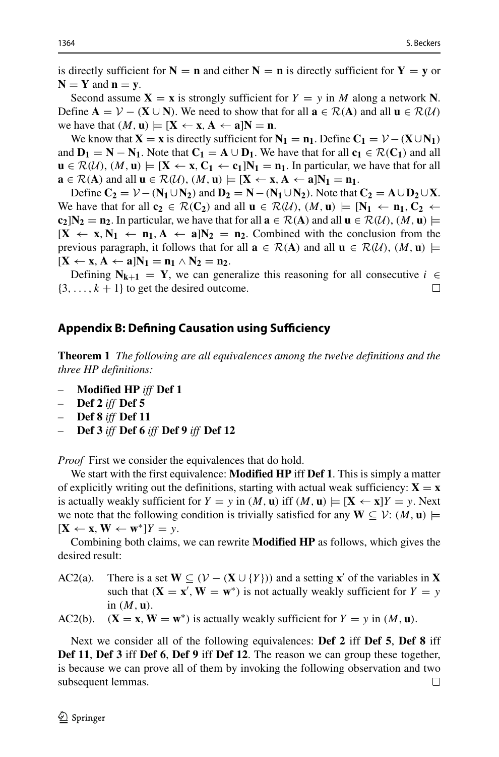is directly sufficient for $\mathbf{N} = \mathbf{n}$ and either $\mathbf{N} = \mathbf{n}$ is directly sufficient for $\mathbf{Y} = \mathbf{y}$ or $\mathbf{N} = \mathbf{Y}$ and $\mathbf{n} = \mathbf{y}$.

Second assume $\mathbf{X} = \mathbf{x}$ is strongly sufficient for $Y = y$ in $M$ along a network $\mathbf{N}$. Define $\mathbf{A} = \mathcal{V} - (\mathbf{X} \cup \mathbf{N})$. We need to show that for all $\mathbf{a} \in \mathcal{R}(\mathbf{A})$ and all $\mathbf{u} \in \mathcal{R}(\mathcal{U})$ we have that $(M, \mathbf{u}) \models [\mathbf{X} \leftarrow \mathbf{x}, \mathbf{A} \leftarrow \mathbf{a}]\mathbf{N} = \mathbf{n}$.

We know that $\mathbf{X} = \mathbf{x}$ is directly sufficient for $\mathbf{N_1} = \mathbf{n_1}$. Define $\mathbf{C_1} = \mathcal{V} - (\mathbf{X} \cup \mathbf{N_1})$ and $\mathbf{D_1} = \mathbf{N} - \mathbf{N_1}$. Note that $\mathbf{C_1} = \mathbf{A} \cup \mathbf{D_1}$. We have that for all $\mathbf{c_1} \in \mathcal{R}(\mathbf{C_1})$ and all $\mathbf{u} \in \mathcal{R}(\mathcal{U})$, $(M, \mathbf{u}) \models [\mathbf{X} \leftarrow \mathbf{x}, \mathbf{C_1} \leftarrow \mathbf{c_1}]\mathbf{N_1} = \mathbf{n_1}$. In particular, we have that for all $\mathbf{a} \in \mathcal{R}(\mathbf{A})$ and all $\mathbf{u} \in \mathcal{R}(\mathcal{U})$, $(M, \mathbf{u}) \models [\mathbf{X} \leftarrow \mathbf{x}, \mathbf{A} \leftarrow \mathbf{a}]\mathbf{N_1} = \mathbf{n_1}$.

Define $\mathbf{C_2} = \mathcal{V} - (\mathbf{N_1} \cup \mathbf{N_2})$ and $\mathbf{D_2} = \mathbf{N} - (\mathbf{N_1} \cup \mathbf{N_2})$. Note that $\mathbf{C_2} = \mathbf{A} \cup \mathbf{D_2} \cup \mathbf{X}$. We have that for all $\mathbf{c_2} \in \mathcal{R}(\mathbf{C_2})$ and all $\mathbf{u} \in \mathcal{R}(\mathcal{U})$, $(M, \mathbf{u}) \models [\mathbf{N_1} \leftarrow \mathbf{n_1}, \mathbf{C_2} \leftarrow \mathbf{c_2}]\mathbf{N_2} = \mathbf{n_2}$. In particular, we have that for all $\mathbf{a} \in \mathcal{R}(\mathbf{A})$ and all $\mathbf{u} \in \mathcal{R}(\mathcal{U})$, $(M, \mathbf{u}) \models [\mathbf{X} \leftarrow \mathbf{x}, \mathbf{N_1} \leftarrow \mathbf{n_1}, \mathbf{A} \leftarrow \mathbf{a}]\mathbf{N_2} = \mathbf{n_2}$. Combined with the conclusion from the previous paragraph, it follows that for all $\mathbf{a} \in \mathcal{R}(\mathbf{A})$ and all $\mathbf{u} \in \mathcal{R}(\mathcal{U})$, $(M, \mathbf{u}) \models [\mathbf{X} \leftarrow \mathbf{x}, \mathbf{A} \leftarrow \mathbf{a}]\mathbf{N_1} = \mathbf{n_1} \wedge \mathbf{N_2} = \mathbf{n_2}$.

Defining $\mathbf{N_{k+1}} = \mathbf{Y}$, we can generalize this reasoning for all consecutive $i \in \{3, \ldots, k+1\}$ to get the desired outcome. □

## Appendix B: Defining Causation using Sufficiency

**Theorem 1** *The following are all equivalences among the twelve definitions and the three HP definitions:*

- **Modified HP** *iff* **Def 1**
- **Def 2** *iff* **Def 5**
- **Def 8** *iff* **Def 11**
- **Def 3** *iff* **Def 6** *iff* **Def 9** *iff* **Def 12**

*Proof* First we consider the equivalences that do hold.

We start with the first equivalence: **Modified HP** iff **Def 1**. This is simply a matter of explicitly writing out the definitions, starting with actual weak sufficiency: $\mathbf{X} = \mathbf{x}$ is actually weakly sufficient for $Y = y$ in $(M, \mathbf{u})$ iff $(M, \mathbf{u}) \models [\mathbf{X} \leftarrow \mathbf{x}]Y = y$. Next we note that the following condition is trivially satisfied for any $\mathbf{W} \subseteq \mathcal{V}$: $(M, \mathbf{u}) \models [\mathbf{X} \leftarrow \mathbf{x}, \mathbf{W} \leftarrow \mathbf{w}^*]Y = y$.

Combining both claims, we can rewrite **Modified HP** as follows, which gives the desired result:

AC2(a). There is a set $\mathbf{W} \subseteq (\mathcal{V} - (\mathbf{X} \cup \{Y\}))$ and a setting $\mathbf{x}'$ of the variables in $\mathbf{X}$ such that $(\mathbf{X} = \mathbf{x}', \mathbf{W} = \mathbf{w}^*)$ is not actually weakly sufficient for $Y = y$ in $(M, \mathbf{u})$.

AC2(b). $(\mathbf{X} = \mathbf{x}, \mathbf{W} = \mathbf{w}^*)$ is actually weakly sufficient for $Y = y$ in $(M, \mathbf{u})$.

Next we consider all of the following equivalences: **Def 2** iff **Def 5**, **Def 8** iff **Def 11**, **Def 3** iff **Def 6**, **Def 9** iff **Def 12**. The reason we can group these together, is because we can prove all of them by invoking the following observation and two subsequent lemmas. □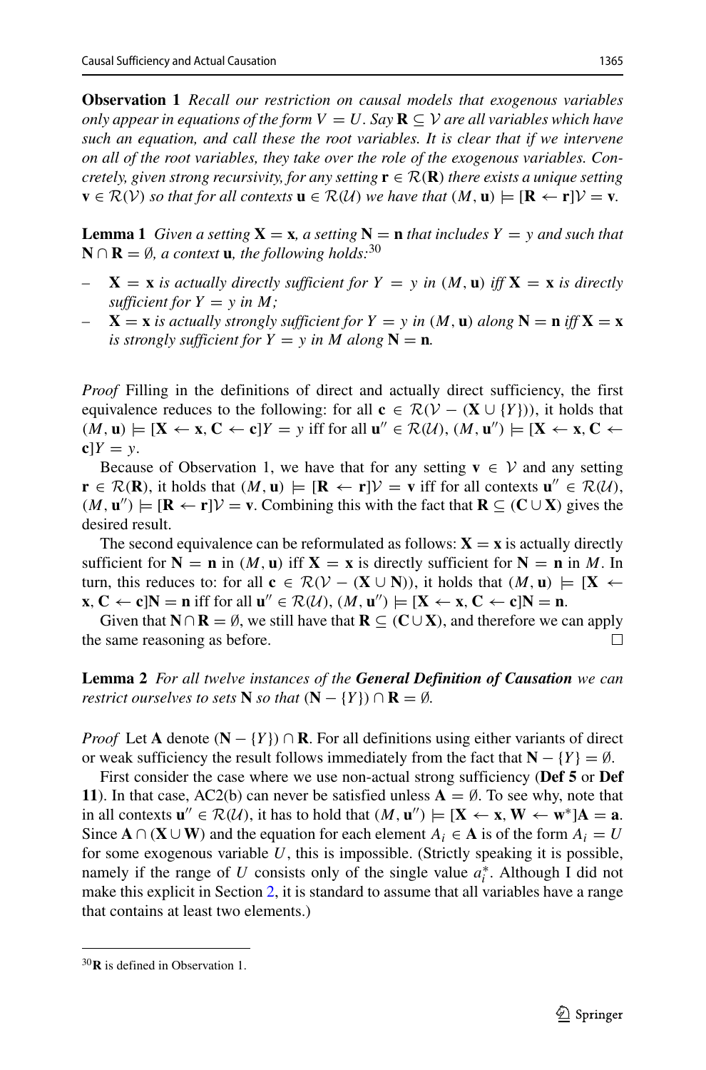**Observation 1** *Recall our restriction on causal models that exogenous variables only appear in equations of the form $V = U$. Say $\mathbf{R} \subseteq \mathcal{V}$ are all variables which have such an equation, and call these the root variables. It is clear that if we intervene on all of the root variables, they take over the role of the exogenous variables. Concretely, given strong recursivity, for any setting $\mathbf{r} \in \mathcal{R}(\mathbf{R})$ there exists a unique setting $\mathbf{v} \in \mathcal{R}(\mathcal{V})$ so that for all contexts $\mathbf{u} \in \mathcal{R}(\mathcal{U})$ we have that $(M, \mathbf{u}) \models [\mathbf{R} \leftarrow \mathbf{r}]\mathcal{V} = \mathbf{v}$.*

**Lemma 1** *Given a setting $\mathbf{X} = \mathbf{x}$, a setting $\mathbf{N} = \mathbf{n}$ that includes $Y = y$ and such that $\mathbf{N} \cap \mathbf{R} = \emptyset$, a context $\mathbf{u}$, the following holds:*[30]

- *$\mathbf{X} = \mathbf{x}$ is actually directly sufficient for $Y = y$ in $(M, \mathbf{u})$ iff $\mathbf{X} = \mathbf{x}$ is directly sufficient for $Y = y$ in $M$;*
- *$\mathbf{X} = \mathbf{x}$ is actually strongly sufficient for $Y = y$ in $(M, \mathbf{u})$ along $\mathbf{N} = \mathbf{n}$ iff $\mathbf{X} = \mathbf{x}$ is strongly sufficient for $Y = y$ in $M$ along $\mathbf{N} = \mathbf{n}$.*

*Proof* Filling in the definitions of direct and actually direct sufficiency, the first equivalence reduces to the following: for all $\mathbf{c} \in \mathcal{R}(\mathcal{V} - (\mathbf{X} \cup \{Y\}))$, it holds that $(M, \mathbf{u}) \models [\mathbf{X} \leftarrow \mathbf{x}, \mathbf{C} \leftarrow \mathbf{c}]Y = y$ iff for all $\mathbf{u}'' \in \mathcal{R}(\mathcal{U})$, $(M, \mathbf{u}'') \models [\mathbf{X} \leftarrow \mathbf{x}, \mathbf{C} \leftarrow \mathbf{c}]Y = y$.

Because of Observation 1, we have that for any setting $\mathbf{v} \in \mathcal{V}$ and any setting $\mathbf{r} \in \mathcal{R}(\mathbf{R})$, it holds that $(M, \mathbf{u}) \models [\mathbf{R} \leftarrow \mathbf{r}]\mathcal{V} = \mathbf{v}$ iff for all contexts $\mathbf{u}'' \in \mathcal{R}(\mathcal{U})$, $(M, \mathbf{u}'') \models [\mathbf{R} \leftarrow \mathbf{r}]\mathcal{V} = \mathbf{v}$. Combining this with the fact that $\mathbf{R} \subseteq (\mathbf{C} \cup \mathbf{X})$ gives the desired result.

The second equivalence can be reformulated as follows: $\mathbf{X} = \mathbf{x}$ is actually directly sufficient for $\mathbf{N} = \mathbf{n}$ in $(M, \mathbf{u})$ iff $\mathbf{X} = \mathbf{x}$ is directly sufficient for $\mathbf{N} = \mathbf{n}$ in $M$. In turn, this reduces to: for all $\mathbf{c} \in \mathcal{R}(\mathcal{V} - (\mathbf{X} \cup \mathbf{N}))$, it holds that $(M, \mathbf{u}) \models [\mathbf{X} \leftarrow \mathbf{x}, \mathbf{C} \leftarrow \mathbf{c}]\mathbf{N} = \mathbf{n}$ iff for all $\mathbf{u}'' \in \mathcal{R}(\mathcal{U})$, $(M, \mathbf{u}'') \models [\mathbf{X} \leftarrow \mathbf{x}, \mathbf{C} \leftarrow \mathbf{c}]\mathbf{N} = \mathbf{n}$.

Given that $\mathbf{N} \cap \mathbf{R} = \emptyset$, we still have that $\mathbf{R} \subseteq (\mathbf{C} \cup \mathbf{X})$, and therefore we can apply the same reasoning as before. □

**Lemma 2** *For all twelve instances of the **General Definition of Causation** we can restrict ourselves to sets $\mathbf{N}$ so that $(\mathbf{N} - \{Y\}) \cap \mathbf{R} = \emptyset$.*

*Proof* Let $\mathbf{A}$ denote $(\mathbf{N} - \{Y\}) \cap \mathbf{R}$. For all definitions using either variants of direct or weak sufficiency the result follows immediately from the fact that $\mathbf{N} - \{Y\} = \emptyset$.

First consider the case where we use non-actual strong sufficiency (**Def 5** or **Def 11**). In that case, AC2(b) can never be satisfied unless $\mathbf{A} = \emptyset$. To see why, note that in all contexts $\mathbf{u}'' \in \mathcal{R}(\mathcal{U})$, it has to hold that $(M, \mathbf{u}'') \models [\mathbf{X} \leftarrow \mathbf{x}, \mathbf{W} \leftarrow \mathbf{w}^*]\mathbf{A} = \mathbf{a}$. Since $\mathbf{A} \cap (\mathbf{X} \cup \mathbf{W})$ and the equation for each element $A_i \in \mathbf{A}$ is of the form $A_i = U$ for some exogenous variable $U$, this is impossible. (Strictly speaking it is possible, namely if the range of $U$ consists only of the single value $a_i^*$. Although I did not make this explicit in Section 2, it is standard to assume that all variables have a range that contains at least two elements.)

[30] $\mathbf{R}$ is defined in Observation 1.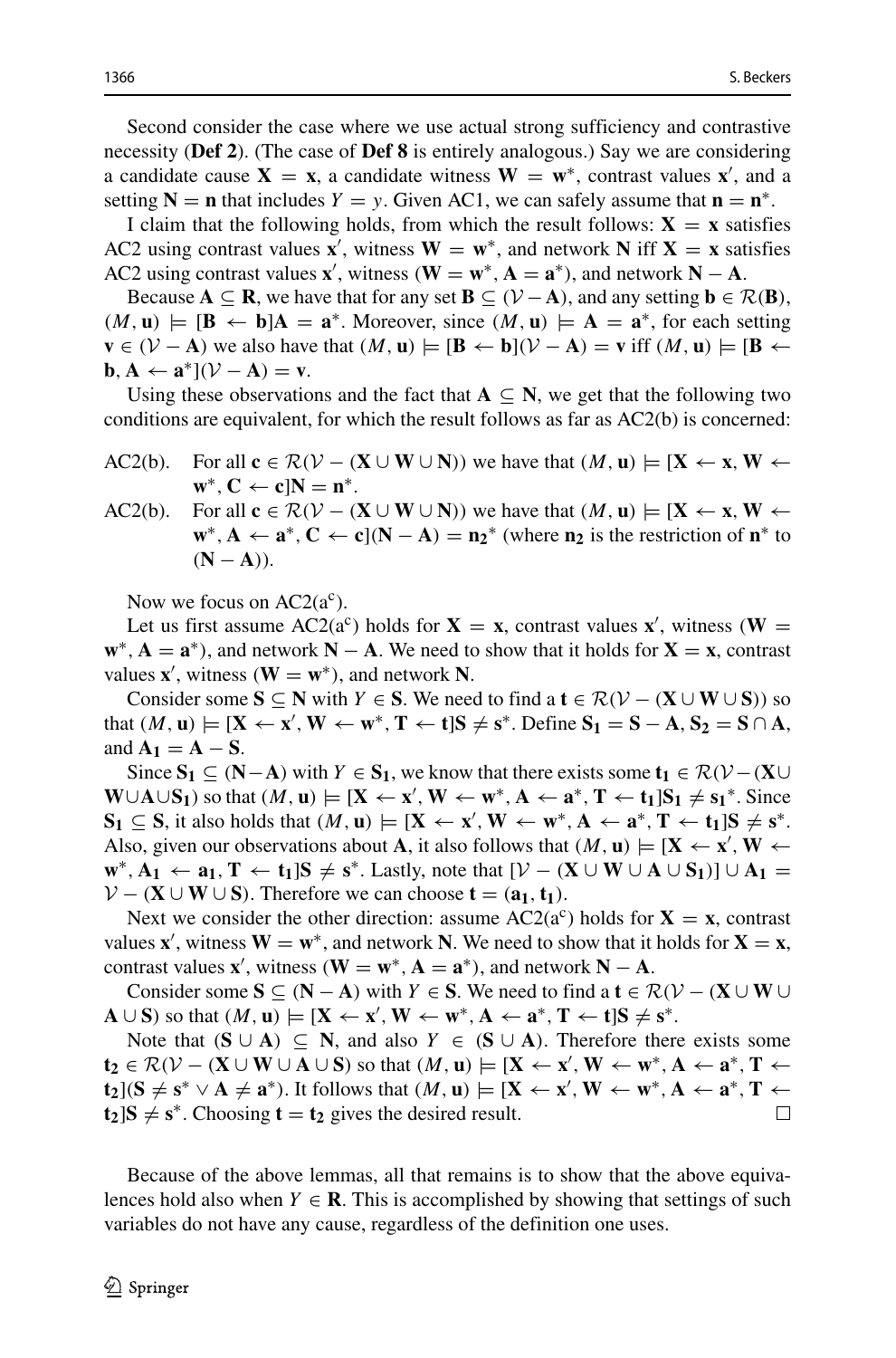Second consider the case where we use actual strong sufficiency and contrastive necessity (**Def 2**). (The case of **Def 8** is entirely analogous.) Say we are considering a candidate cause $\mathbf{X} = \mathbf{x}$, a candidate witness $\mathbf{W} = \mathbf{w}^*$, contrast values $\mathbf{x}'$, and a setting $\mathbf{N} = \mathbf{n}$ that includes $Y = y$. Given AC1, we can safely assume that $\mathbf{n} = \mathbf{n}^*$.

I claim that the following holds, from which the result follows: $\mathbf{X} = \mathbf{x}$ satisfies AC2 using contrast values $\mathbf{x}'$, witness $\mathbf{W} = \mathbf{w}^*$, and network $\mathbf{N}$ iff $\mathbf{X} = \mathbf{x}$ satisfies AC2 using contrast values $\mathbf{x}'$, witness $(\mathbf{W} = \mathbf{w}^*, \mathbf{A} = \mathbf{a}^*)$, and network $\mathbf{N} - \mathbf{A}$.

Because $\mathbf{A} \subseteq \mathbf{R}$, we have that for any set $\mathbf{B} \subseteq (\mathcal{V} - \mathbf{A})$, and any setting $\mathbf{b} \in \mathcal{R}(\mathbf{B})$, $(M, \mathbf{u}) \models [\mathbf{B} \leftarrow \mathbf{b}]\mathbf{A} = \mathbf{a}^*$. Moreover, since $(M, \mathbf{u}) \models \mathbf{A} = \mathbf{a}^*$, for each setting $\mathbf{v} \in (\mathcal{V} - \mathbf{A})$ we also have that $(M, \mathbf{u}) \models [\mathbf{B} \leftarrow \mathbf{b}](\mathcal{V} - \mathbf{A}) = \mathbf{v}$ iff $(M, \mathbf{u}) \models [\mathbf{B} \leftarrow \mathbf{b}, \mathbf{A} \leftarrow \mathbf{a}^*](\mathcal{V} - \mathbf{A}) = \mathbf{v}$.

Using these observations and the fact that $\mathbf{A} \subseteq \mathbf{N}$, we get that the following two conditions are equivalent, for which the result follows as far as AC2(b) is concerned:

- AC2(b). For all $\mathbf{c} \in \mathcal{R}(\mathcal{V} - (\mathbf{X} \cup \mathbf{W} \cup \mathbf{N}))$ we have that $(M, \mathbf{u}) \models [\mathbf{X} \leftarrow \mathbf{x}, \mathbf{W} \leftarrow \mathbf{w}^*, \mathbf{C} \leftarrow \mathbf{c}]\mathbf{N} = \mathbf{n}^*$.
- AC2(b). For all $\mathbf{c} \in \mathcal{R}(\mathcal{V} - (\mathbf{X} \cup \mathbf{W} \cup \mathbf{N}))$ we have that $(M, \mathbf{u}) \models [\mathbf{X} \leftarrow \mathbf{x}, \mathbf{W} \leftarrow \mathbf{w}^*, \mathbf{A} \leftarrow \mathbf{a}^*, \mathbf{C} \leftarrow \mathbf{c}](\mathbf{N} - \mathbf{A}) = \mathbf{n_2}^*$ (where $\mathbf{n_2}$ is the restriction of $\mathbf{n}^*$ to $(\mathbf{N} - \mathbf{A})$).

Now we focus on AC2($a^c$).

Let us first assume AC2($a^c$) holds for $\mathbf{X} = \mathbf{x}$, contrast values $\mathbf{x}'$, witness $(\mathbf{W} = \mathbf{w}^*, \mathbf{A} = \mathbf{a}^*)$, and network $\mathbf{N} - \mathbf{A}$. We need to show that it holds for $\mathbf{X} = \mathbf{x}$, contrast values $\mathbf{x}'$, witness $(\mathbf{W} = \mathbf{w}^*)$, and network $\mathbf{N}$.

Consider some $\mathbf{S} \subseteq \mathbf{N}$ with $Y \in \mathbf{S}$. We need to find a $\mathbf{t} \in \mathcal{R}(\mathcal{V} - (\mathbf{X} \cup \mathbf{W} \cup \mathbf{S}))$ so that $(M, \mathbf{u}) \models [\mathbf{X} \leftarrow \mathbf{x}', \mathbf{W} \leftarrow \mathbf{w}^*, \mathbf{T} \leftarrow \mathbf{t}]\mathbf{S} \neq \mathbf{s}^*$. Define $\mathbf{S_1} = \mathbf{S} - \mathbf{A}$, $\mathbf{S_2} = \mathbf{S} \cap \mathbf{A}$, and $\mathbf{A_1} = \mathbf{A} - \mathbf{S}$.

Since $\mathbf{S_1} \subseteq (\mathbf{N} - \mathbf{A})$ with $Y \in \mathbf{S_1}$, we know that there exists some $\mathbf{t_1} \in \mathcal{R}(\mathcal{V} - (\mathbf{X} \cup \mathbf{W} \cup \mathbf{A} \cup \mathbf{S_1}))$ so that $(M, \mathbf{u}) \models [\mathbf{X} \leftarrow \mathbf{x}', \mathbf{W} \leftarrow \mathbf{w}^*, \mathbf{A} \leftarrow \mathbf{a}^*, \mathbf{T} \leftarrow \mathbf{t_1}]\mathbf{S_1} \neq \mathbf{s_1}^*$. Since $\mathbf{S_1} \subseteq \mathbf{S}$, it also holds that $(M, \mathbf{u}) \models [\mathbf{X} \leftarrow \mathbf{x}', \mathbf{W} \leftarrow \mathbf{w}^*, \mathbf{A} \leftarrow \mathbf{a}^*, \mathbf{T} \leftarrow \mathbf{t_1}]\mathbf{S} \neq \mathbf{s}^*$. Also, given our observations about $\mathbf{A}$, it also follows that $(M, \mathbf{u}) \models [\mathbf{X} \leftarrow \mathbf{x}', \mathbf{W} \leftarrow \mathbf{w}^*, \mathbf{A_1} \leftarrow \mathbf{a_1}, \mathbf{T} \leftarrow \mathbf{t_1}]\mathbf{S} \neq \mathbf{s}^*$. Lastly, note that $[\mathcal{V} - (\mathbf{X} \cup \mathbf{W} \cup \mathbf{A} \cup \mathbf{S_1})] \cup \mathbf{A_1} = \mathcal{V} - (\mathbf{X} \cup \mathbf{W} \cup \mathbf{S})$. Therefore we can choose $\mathbf{t} = (\mathbf{a_1}, \mathbf{t_1})$.

Next we consider the other direction: assume AC2($a^c$) holds for $\mathbf{X} = \mathbf{x}$, contrast values $\mathbf{x}'$, witness $\mathbf{W} = \mathbf{w}^*$, and network $\mathbf{N}$. We need to show that it holds for $\mathbf{X} = \mathbf{x}$, contrast values $\mathbf{x}'$, witness $(\mathbf{W} = \mathbf{w}^*, \mathbf{A} = \mathbf{a}^*)$, and network $\mathbf{N} - \mathbf{A}$.

Consider some $\mathbf{S} \subseteq (\mathbf{N} - \mathbf{A})$ with $Y \in \mathbf{S}$. We need to find a $\mathbf{t} \in \mathcal{R}(\mathcal{V} - (\mathbf{X} \cup \mathbf{W} \cup \mathbf{A} \cup \mathbf{S}))$ so that $(M, \mathbf{u}) \models [\mathbf{X} \leftarrow \mathbf{x}', \mathbf{W} \leftarrow \mathbf{w}^*, \mathbf{A} \leftarrow \mathbf{a}^*, \mathbf{T} \leftarrow \mathbf{t}]\mathbf{S} \neq \mathbf{s}^*$.

Note that $(\mathbf{S} \cup \mathbf{A}) \subseteq \mathbf{N}$, and also $Y \in (\mathbf{S} \cup \mathbf{A})$. Therefore there exists some $\mathbf{t_2} \in \mathcal{R}(\mathcal{V} - (\mathbf{X} \cup \mathbf{W} \cup \mathbf{A} \cup \mathbf{S}))$ so that $(M, \mathbf{u}) \models [\mathbf{X} \leftarrow \mathbf{x}', \mathbf{W} \leftarrow \mathbf{w}^*, \mathbf{A} \leftarrow \mathbf{a}^*, \mathbf{T} \leftarrow \mathbf{t_2}](\mathbf{S} \neq \mathbf{s}^* \vee \mathbf{A} \neq \mathbf{a}^*)$. It follows that $(M, \mathbf{u}) \models [\mathbf{X} \leftarrow \mathbf{x}', \mathbf{W} \leftarrow \mathbf{w}^*, \mathbf{A} \leftarrow \mathbf{a}^*, \mathbf{T} \leftarrow \mathbf{t_2}]\mathbf{S} \neq \mathbf{s}^*$. Choosing $\mathbf{t} = \mathbf{t_2}$ gives the desired result. □

Because of the above lemmas, all that remains is to show that the above equivalences hold also when $Y \in \mathbf{R}$. This is accomplished by showing that settings of such variables do not have any cause, regardless of the definition one uses.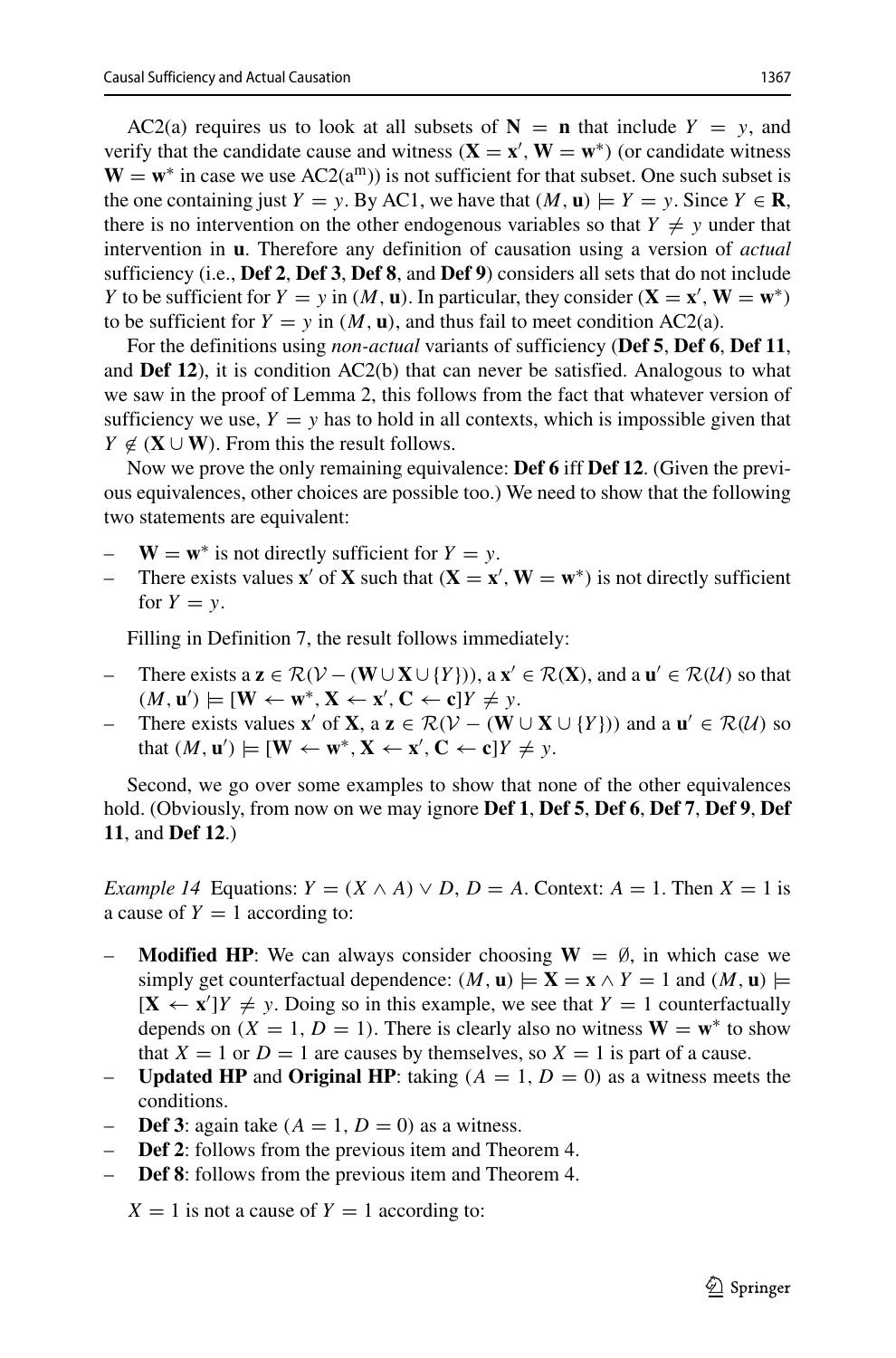AC2(a) requires us to look at all subsets of $\mathbf{N} = \mathbf{n}$ that include $Y = y$, and verify that the candidate cause and witness ($\mathbf{X} = \mathbf{x}', \mathbf{W} = \mathbf{w}^*$) (or candidate witness $\mathbf{W} = \mathbf{w}^*$ in case we use AC2($\mathrm{a^m}$)) is not sufficient for that subset. One such subset is the one containing just $Y = y$. By AC1, we have that $(M, \mathbf{u}) \models Y = y$. Since $Y \in \mathbf{R}$, there is no intervention on the other endogenous variables so that $Y \neq y$ under that intervention in $\mathbf{u}$. Therefore any definition of causation using a version of *actual* sufficiency (i.e., **Def 2**, **Def 3**, **Def 8**, and **Def 9**) considers all sets that do not include $Y$ to be sufficient for $Y = y$ in $(M, \mathbf{u})$. In particular, they consider ($\mathbf{X} = \mathbf{x}', \mathbf{W} = \mathbf{w}^*$) to be sufficient for $Y = y$ in $(M, \mathbf{u})$, and thus fail to meet condition AC2(a).

For the definitions using *non-actual* variants of sufficiency (**Def 5**, **Def 6**, **Def 11**, and **Def 12**), it is condition AC2(b) that can never be satisfied. Analogous to what we saw in the proof of Lemma 2, this follows from the fact that whatever version of sufficiency we use, $Y = y$ has to hold in all contexts, which is impossible given that $Y \notin (\mathbf{X} \cup \mathbf{W})$. From this the result follows.

Now we prove the only remaining equivalence: **Def 6** iff **Def 12**. (Given the previous equivalences, other choices are possible too.) We need to show that the following two statements are equivalent:

- $\mathbf{W} = \mathbf{w}^*$ is not directly sufficient for $Y = y$.
- There exists values $\mathbf{x}'$ of $\mathbf{X}$ such that ($\mathbf{X} = \mathbf{x}', \mathbf{W} = \mathbf{w}^*$) is not directly sufficient for $Y = y$.

Filling in Definition 7, the result follows immediately:

- There exists a $\mathbf{z} \in \mathcal{R}(\mathcal{V} - (\mathbf{W} \cup \mathbf{X} \cup \{Y\}))$, a $\mathbf{x}' \in \mathcal{R}(\mathbf{X})$, and a $\mathbf{u}' \in \mathcal{R}(\mathcal{U})$ so that $(M, \mathbf{u}') \models [\mathbf{W} \leftarrow \mathbf{w}^*, \mathbf{X} \leftarrow \mathbf{x}', \mathbf{C} \leftarrow \mathbf{c}]Y \neq y$.
- There exists values $\mathbf{x}'$ of $\mathbf{X}$, a $\mathbf{z} \in \mathcal{R}(\mathcal{V} - (\mathbf{W} \cup \mathbf{X} \cup \{Y\}))$ and a $\mathbf{u}' \in \mathcal{R}(\mathcal{U})$ so that $(M, \mathbf{u}') \models [\mathbf{W} \leftarrow \mathbf{w}^*, \mathbf{X} \leftarrow \mathbf{x}', \mathbf{C} \leftarrow \mathbf{c}]Y \neq y$.

Second, we go over some examples to show that none of the other equivalences hold. (Obviously, from now on we may ignore **Def 1**, **Def 5**, **Def 6**, **Def 7**, **Def 9**, **Def 11**, and **Def 12**.)

*Example 14* Equations: $Y = (X \wedge A) \vee D$, $D = A$. Context: $A = 1$. Then $X = 1$ is a cause of $Y = 1$ according to:

- **Modified HP**: We can always consider choosing $\mathbf{W} = \emptyset$, in which case we simply get counterfactual dependence: $(M, \mathbf{u}) \models \mathbf{X} = \mathbf{x} \wedge Y = 1$ and $(M, \mathbf{u}) \models [\mathbf{X} \leftarrow \mathbf{x}']Y \neq y$. Doing so in this example, we see that $Y = 1$ counterfactually depends on $(X = 1, D = 1)$. There is clearly also no witness $\mathbf{W} = \mathbf{w}^*$ to show that $X = 1$ or $D = 1$ are causes by themselves, so $X = 1$ is part of a cause.
- **Updated HP** and **Original HP**: taking $(A = 1, D = 0)$ as a witness meets the conditions.
- **Def 3**: again take $(A = 1, D = 0)$ as a witness.
- **Def 2**: follows from the previous item and Theorem 4.
- **Def 8**: follows from the previous item and Theorem 4.

$X = 1$ is not a cause of $Y = 1$ according to: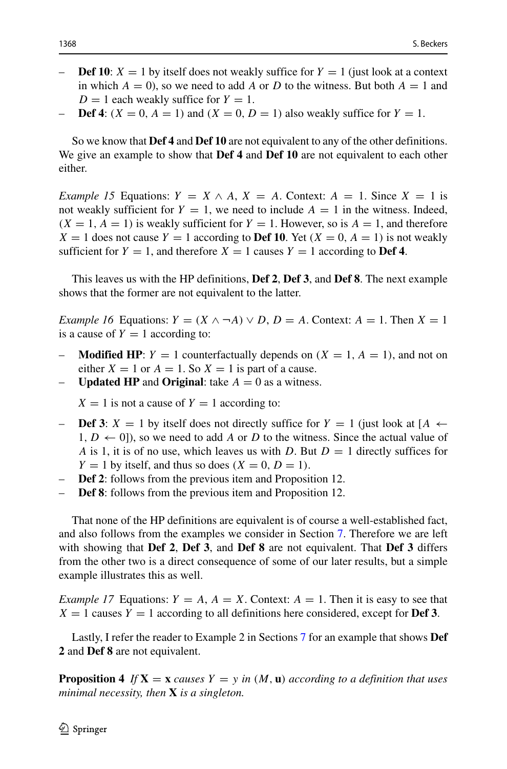- **Def 10**: $X = 1$ by itself does not weakly suffice for $Y = 1$ (just look at a context in which $A = 0$), so we need to add $A$ or $D$ to the witness. But both $A = 1$ and $D = 1$ each weakly suffice for $Y = 1$.
- **Def 4**: $(X = 0, A = 1)$ and $(X = 0, D = 1)$ also weakly suffice for $Y = 1$.

So we know that **Def 4** and **Def 10** are not equivalent to any of the other definitions. We give an example to show that **Def 4** and **Def 10** are not equivalent to each other either.

*Example 15* Equations: $Y = X \wedge A$, $X = A$. Context: $A = 1$. Since $X = 1$ is not weakly sufficient for $Y = 1$, we need to include $A = 1$ in the witness. Indeed, $(X = 1, A = 1)$ is weakly sufficient for $Y = 1$. However, so is $A = 1$, and therefore $X = 1$ does not cause $Y = 1$ according to **Def 10**. Yet $(X = 0, A = 1)$ is not weakly sufficient for $Y = 1$, and therefore $X = 1$ causes $Y = 1$ according to **Def 4**.

This leaves us with the HP definitions, **Def 2**, **Def 3**, and **Def 8**. The next example shows that the former are not equivalent to the latter.

*Example 16* Equations: $Y = (X \wedge \neg A) \vee D$, $D = A$. Context: $A = 1$. Then $X = 1$ is a cause of $Y = 1$ according to:

- **Modified HP**: $Y = 1$ counterfactually depends on $(X = 1, A = 1)$, and not on either $X = 1$ or $A = 1$. So $X = 1$ is part of a cause.
- **Updated HP** and **Original**: take $A = 0$ as a witness.

  $X = 1$ is not a cause of $Y = 1$ according to:

- **Def 3**: $X = 1$ by itself does not directly suffice for $Y = 1$ (just look at $[A \leftarrow 1, D \leftarrow 0]$), so we need to add $A$ or $D$ to the witness. Since the actual value of $A$ is 1, it is of no use, which leaves us with $D$. But $D = 1$ directly suffices for $Y = 1$ by itself, and thus so does $(X = 0, D = 1)$.
- **Def 2**: follows from the previous item and Proposition 12.
- **Def 8**: follows from the previous item and Proposition 12.

That none of the HP definitions are equivalent is of course a well-established fact, and also follows from the examples we consider in Section 7. Therefore we are left with showing that **Def 2**, **Def 3**, and **Def 8** are not equivalent. That **Def 3** differs from the other two is a direct consequence of some of our later results, but a simple example illustrates this as well.

*Example 17* Equations: $Y = A$, $A = X$. Context: $A = 1$. Then it is easy to see that $X = 1$ causes $Y = 1$ according to all definitions here considered, except for **Def 3**.

Lastly, I refer the reader to Example 2 in Sections 7 for an example that shows **Def 2** and **Def 8** are not equivalent.

**Proposition 4** *If* $\mathbf{X} = \mathbf{x}$ *causes* $Y = y$ *in* $(M, \mathbf{u})$ *according to a definition that uses minimal necessity, then* $\mathbf{X}$ *is a singleton.*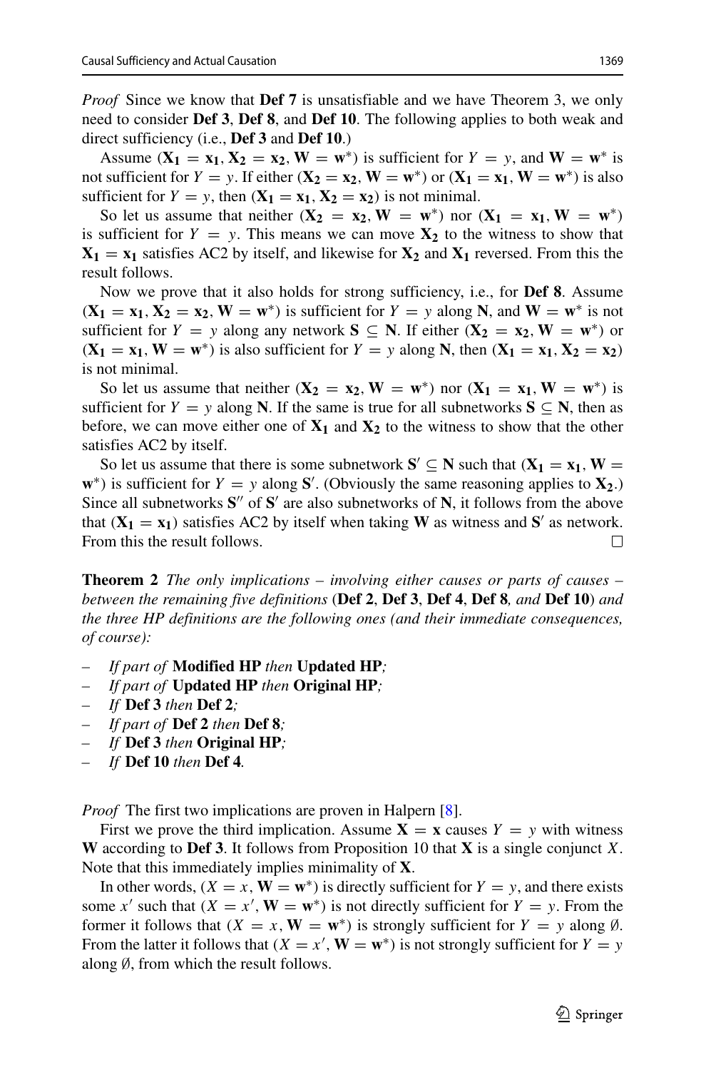*Proof* Since we know that **Def 7** is unsatisfiable and we have Theorem 3, we only need to consider **Def 3**, **Def 8**, and **Def 10**. The following applies to both weak and direct sufficiency (i.e., **Def 3** and **Def 10**.)

Assume $(\mathbf{X_1} = \mathbf{x_1}, \mathbf{X_2} = \mathbf{x_2}, \mathbf{W} = \mathbf{w}^*)$ is sufficient for $Y = y$, and $\mathbf{W} = \mathbf{w}^*$ is not sufficient for $Y = y$. If either $(\mathbf{X_2} = \mathbf{x_2}, \mathbf{W} = \mathbf{w}^*)$ or $(\mathbf{X_1} = \mathbf{x_1}, \mathbf{W} = \mathbf{w}^*)$ is also sufficient for $Y = y$, then $(\mathbf{X_1} = \mathbf{x_1}, \mathbf{X_2} = \mathbf{x_2})$ is not minimal.

So let us assume that neither $(\mathbf{X_2} = \mathbf{x_2}, \mathbf{W} = \mathbf{w}^*)$ nor $(\mathbf{X_1} = \mathbf{x_1}, \mathbf{W} = \mathbf{w}^*)$ is sufficient for $Y = y$. This means we can move $\mathbf{X_2}$ to the witness to show that $\mathbf{X_1} = \mathbf{x_1}$ satisfies AC2 by itself, and likewise for $\mathbf{X_2}$ and $\mathbf{X_1}$ reversed. From this the result follows.

Now we prove that it also holds for strong sufficiency, i.e., for **Def 8**. Assume $(\mathbf{X_1} = \mathbf{x_1}, \mathbf{X_2} = \mathbf{x_2}, \mathbf{W} = \mathbf{w}^*)$ is sufficient for $Y = y$ along $\mathbf{N}$, and $\mathbf{W} = \mathbf{w}^*$ is not sufficient for $Y = y$ along any network $\mathbf{S} \subseteq \mathbf{N}$. If either $(\mathbf{X_2} = \mathbf{x_2}, \mathbf{W} = \mathbf{w}^*)$ or $(\mathbf{X_1} = \mathbf{x_1}, \mathbf{W} = \mathbf{w}^*)$ is also sufficient for $Y = y$ along $\mathbf{N}$, then $(\mathbf{X_1} = \mathbf{x_1}, \mathbf{X_2} = \mathbf{x_2})$ is not minimal.

So let us assume that neither $(\mathbf{X_2} = \mathbf{x_2}, \mathbf{W} = \mathbf{w}^*)$ nor $(\mathbf{X_1} = \mathbf{x_1}, \mathbf{W} = \mathbf{w}^*)$ is sufficient for $Y = y$ along $\mathbf{N}$. If the same is true for all subnetworks $\mathbf{S} \subseteq \mathbf{N}$, then as before, we can move either one of $\mathbf{X_1}$ and $\mathbf{X_2}$ to the witness to show that the other satisfies AC2 by itself.

So let us assume that there is some subnetwork $\mathbf{S}' \subseteq \mathbf{N}$ such that $(\mathbf{X_1} = \mathbf{x_1}, \mathbf{W} = \mathbf{w}^*)$ is sufficient for $Y = y$ along $\mathbf{S}'$. (Obviously the same reasoning applies to $\mathbf{X_2}$.) Since all subnetworks $\mathbf{S}''$ of $\mathbf{S}'$ are also subnetworks of $\mathbf{N}$, it follows from the above that $(\mathbf{X_1} = \mathbf{x_1})$ satisfies AC2 by itself when taking $\mathbf{W}$ as witness and $\mathbf{S}'$ as network. From this the result follows. □

**Theorem 2** *The only implications – involving either causes or parts of causes – between the remaining five definitions* (**Def 2**, **Def 3**, **Def 4**, **Def 8***, and* **Def 10**) *and the three HP definitions are the following ones (and their immediate consequences, of course):*

- *If part of* **Modified HP** *then* **Updated HP***;*
- *If part of* **Updated HP** *then* **Original HP***;*
- *If* **Def 3** *then* **Def 2***;*
- *If part of* **Def 2** *then* **Def 8***;*
- *If* **Def 3** *then* **Original HP***;*
- *If* **Def 10** *then* **Def 4***.*

*Proof* The first two implications are proven in Halpern [8].

First we prove the third implication. Assume $\mathbf{X} = \mathbf{x}$ causes $Y = y$ with witness $\mathbf{W}$ according to **Def 3**. It follows from Proposition 10 that $\mathbf{X}$ is a single conjunct $X$. Note that this immediately implies minimality of $\mathbf{X}$.

In other words, $(X = x, \mathbf{W} = \mathbf{w}^*)$ is directly sufficient for $Y = y$, and there exists some $x'$ such that $(X = x', \mathbf{W} = \mathbf{w}^*)$ is not directly sufficient for $Y = y$. From the former it follows that $(X = x, \mathbf{W} = \mathbf{w}^*)$ is strongly sufficient for $Y = y$ along $\emptyset$. From the latter it follows that $(X = x', \mathbf{W} = \mathbf{w}^*)$ is not strongly sufficient for $Y = y$ along $\emptyset$, from which the result follows.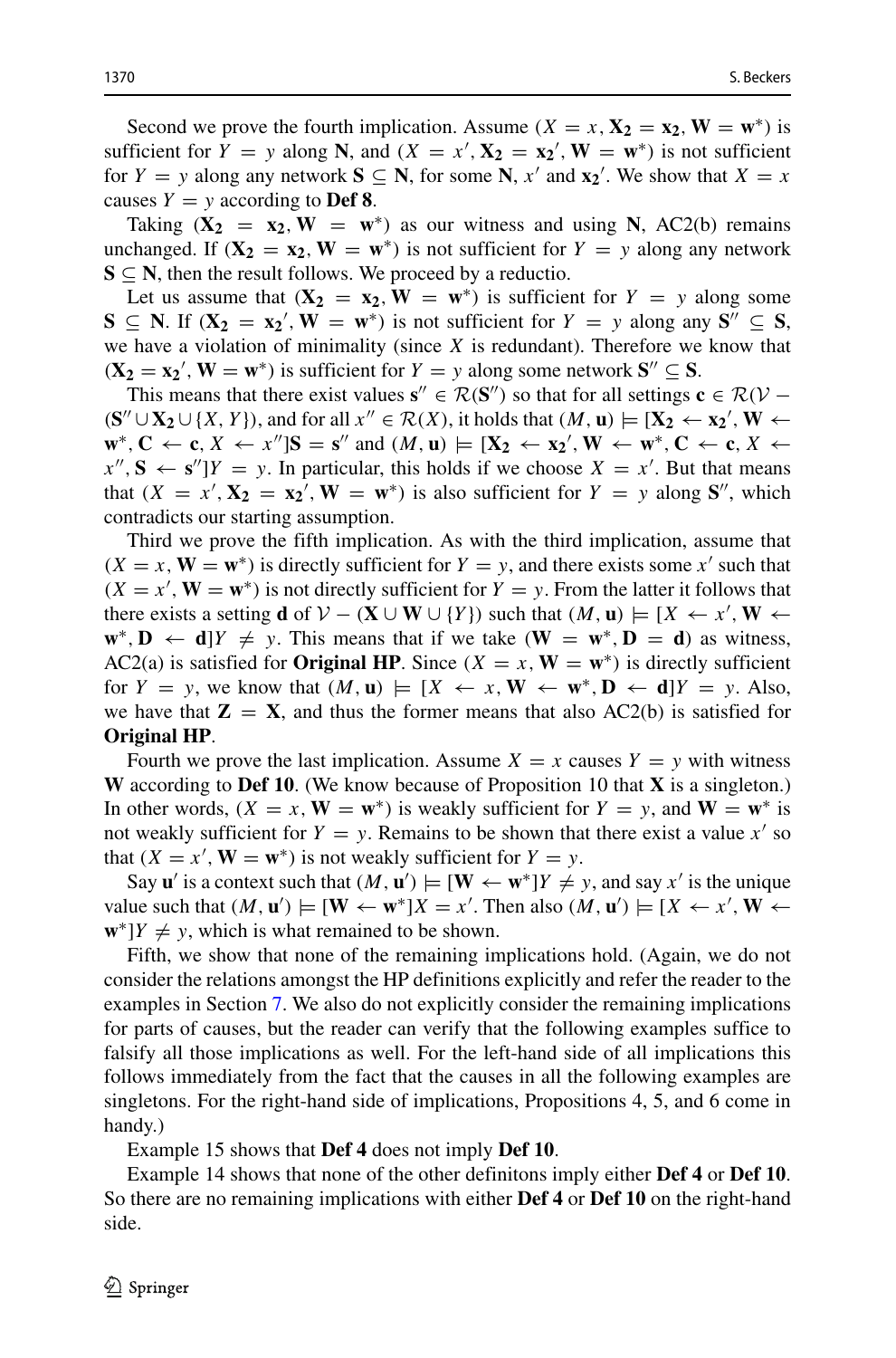Second we prove the fourth implication. Assume $(X = x, \mathbf{X_2} = \mathbf{x_2}, \mathbf{W} = \mathbf{w}^*)$ is sufficient for $Y = y$ along $\mathbf{N}$, and $(X = x', \mathbf{X_2} = \mathbf{x_2}', \mathbf{W} = \mathbf{w}^*)$ is not sufficient for $Y = y$ along any network $\mathbf{S} \subseteq \mathbf{N}$, for some $\mathbf{N}$, $x'$ and $\mathbf{x_2}'$. We show that $X = x$ causes $Y = y$ according to **Def 8**.

Taking $(\mathbf{X_2} = \mathbf{x_2}, \mathbf{W} = \mathbf{w}^*)$ as our witness and using $\mathbf{N}$, AC2(b) remains unchanged. If $(\mathbf{X_2} = \mathbf{x_2}, \mathbf{W} = \mathbf{w}^*)$ is not sufficient for $Y = y$ along any network $\mathbf{S} \subseteq \mathbf{N}$, then the result follows. We proceed by a reductio.

Let us assume that $(\mathbf{X_2} = \mathbf{x_2}, \mathbf{W} = \mathbf{w}^*)$ is sufficient for $Y = y$ along some $\mathbf{S} \subseteq \mathbf{N}$. If $(\mathbf{X_2} = \mathbf{x_2}', \mathbf{W} = \mathbf{w}^*)$ is not sufficient for $Y = y$ along any $\mathbf{S}'' \subseteq \mathbf{S}$, we have a violation of minimality (since $X$ is redundant). Therefore we know that $(\mathbf{X_2} = \mathbf{x_2}', \mathbf{W} = \mathbf{w}^*)$ is sufficient for $Y = y$ along some network $\mathbf{S}'' \subseteq \mathbf{S}$.

This means that there exist values $\mathbf{s}'' \in \mathcal{R}(\mathbf{S}'')$ so that for all settings $\mathbf{c} \in \mathcal{R}(\mathcal{V} - (\mathbf{S}'' \cup \mathbf{X_2} \cup \{X, Y\})$, and for all $x'' \in \mathcal{R}(X)$, it holds that $(M, \mathbf{u}) \models [\mathbf{X_2} \leftarrow \mathbf{x_2}', \mathbf{W} \leftarrow \mathbf{w}^*, \mathbf{C} \leftarrow \mathbf{c}, X \leftarrow x'']\mathbf{S} = \mathbf{s}''$ and $(M, \mathbf{u}) \models [\mathbf{X_2} \leftarrow \mathbf{x_2}', \mathbf{W} \leftarrow \mathbf{w}^*, \mathbf{C} \leftarrow \mathbf{c}, X \leftarrow x'', \mathbf{S} \leftarrow \mathbf{s}'']Y = y$. In particular, this holds if we choose $X = x'$. But that means that $(X = x', \mathbf{X_2} = \mathbf{x_2}', \mathbf{W} = \mathbf{w}^*)$ is also sufficient for $Y = y$ along $\mathbf{S}''$, which contradicts our starting assumption.

Third we prove the fifth implication. As with the third implication, assume that $(X = x, \mathbf{W} = \mathbf{w}^*)$ is directly sufficient for $Y = y$, and there exists some $x'$ such that $(X = x', \mathbf{W} = \mathbf{w}^*)$ is not directly sufficient for $Y = y$. From the latter it follows that there exists a setting $\mathbf{d}$ of $\mathcal{V} - (\mathbf{X} \cup \mathbf{W} \cup \{Y\})$ such that $(M, \mathbf{u}) \models [X \leftarrow x', \mathbf{W} \leftarrow \mathbf{w}^*, \mathbf{D} \leftarrow \mathbf{d}]Y \neq y$. This means that if we take $(\mathbf{W} = \mathbf{w}^*, \mathbf{D} = \mathbf{d})$ as witness, AC2(a) is satisfied for **Original HP**. Since $(X = x, \mathbf{W} = \mathbf{w}^*)$ is directly sufficient for $Y = y$, we know that $(M, \mathbf{u}) \models [X \leftarrow x, \mathbf{W} \leftarrow \mathbf{w}^*, \mathbf{D} \leftarrow \mathbf{d}]Y = y$. Also, we have that $\mathbf{Z} = \mathbf{X}$, and thus the former means that also AC2(b) is satisfied for **Original HP**.

Fourth we prove the last implication. Assume $X = x$ causes $Y = y$ with witness $\mathbf{W}$ according to **Def 10**. (We know because of Proposition 10 that $\mathbf{X}$ is a singleton.) In other words, $(X = x, \mathbf{W} = \mathbf{w}^*)$ is weakly sufficient for $Y = y$, and $\mathbf{W} = \mathbf{w}^*$ is not weakly sufficient for $Y = y$. Remains to be shown that there exist a value $x'$ so that $(X = x', \mathbf{W} = \mathbf{w}^*)$ is not weakly sufficient for $Y = y$.

Say $\mathbf{u}'$ is a context such that $(M, \mathbf{u}') \models [\mathbf{W} \leftarrow \mathbf{w}^*]Y \neq y$, and say $x'$ is the unique value such that $(M, \mathbf{u}') \models [\mathbf{W} \leftarrow \mathbf{w}^*]X = x'$. Then also $(M, \mathbf{u}') \models [X \leftarrow x', \mathbf{W} \leftarrow \mathbf{w}^*]Y \neq y$, which is what remained to be shown.

Fifth, we show that none of the remaining implications hold. (Again, we do not consider the relations amongst the HP definitions explicitly and refer the reader to the examples in Section 7. We also do not explicitly consider the remaining implications for parts of causes, but the reader can verify that the following examples suffice to falsify all those implications as well. For the left-hand side of all implications this follows immediately from the fact that the causes in all the following examples are singletons. For the right-hand side of implications, Propositions 4, 5, and 6 come in handy.)

Example 15 shows that **Def 4** does not imply **Def 10**.

Example 14 shows that none of the other definitons imply either **Def 4** or **Def 10**. So there are no remaining implications with either **Def 4** or **Def 10** on the right-hand side.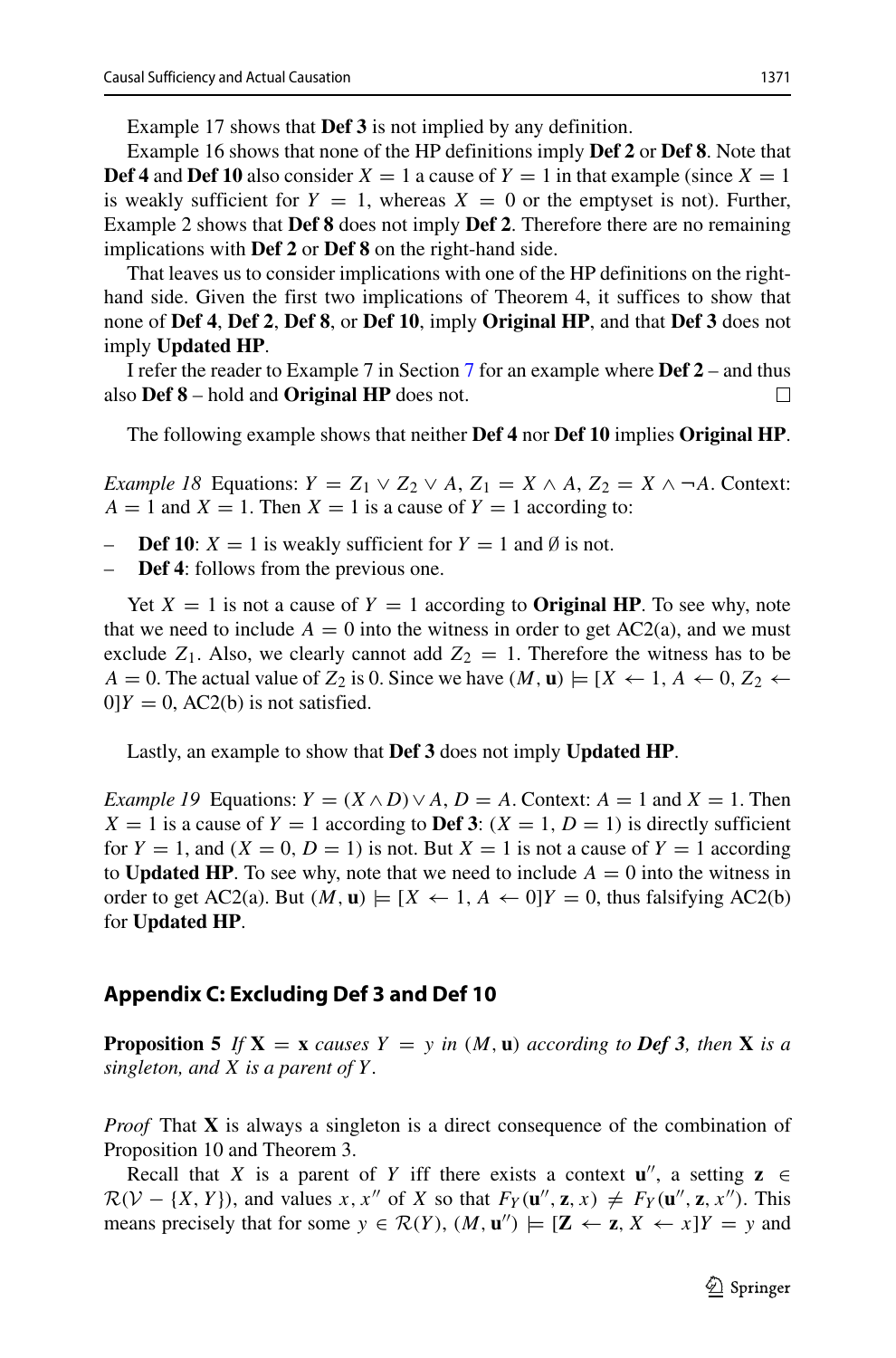Example 17 shows that **Def 3** is not implied by any definition.

Example 16 shows that none of the HP definitions imply **Def 2** or **Def 8**. Note that **Def 4** and **Def 10** also consider $X = 1$ a cause of $Y = 1$ in that example (since $X = 1$ is weakly sufficient for $Y = 1$, whereas $X = 0$ or the emptyset is not). Further, Example 2 shows that **Def 8** does not imply **Def 2**. Therefore there are no remaining implications with **Def 2** or **Def 8** on the right-hand side.

That leaves us to consider implications with one of the HP definitions on the right-hand side. Given the first two implications of Theorem 4, it suffices to show that none of **Def 4**, **Def 2**, **Def 8**, or **Def 10**, imply **Original HP**, and that **Def 3** does not imply **Updated HP**.

I refer the reader to Example 7 in Section 7 for an example where **Def 2** – and thus also **Def 8** – hold and **Original HP** does not. □

The following example shows that neither **Def 4** nor **Def 10** implies **Original HP**.

*Example 18* Equations: $Y = Z_1 \vee Z_2 \vee A$, $Z_1 = X \wedge A$, $Z_2 = X \wedge \neg A$. Context: $A = 1$ and $X = 1$. Then $X = 1$ is a cause of $Y = 1$ according to:

- **Def 10**: $X = 1$ is weakly sufficient for $Y = 1$ and $\emptyset$ is not.
- **Def 4**: follows from the previous one.

Yet $X = 1$ is not a cause of $Y = 1$ according to **Original HP**. To see why, note that we need to include $A = 0$ into the witness in order to get AC2(a), and we must exclude $Z_1$. Also, we clearly cannot add $Z_2 = 1$. Therefore the witness has to be $A = 0$. The actual value of $Z_2$ is 0. Since we have $(M, \mathbf{u}) \models [X \leftarrow 1, A \leftarrow 0, Z_2 \leftarrow 0]Y = 0$, AC2(b) is not satisfied.

Lastly, an example to show that **Def 3** does not imply **Updated HP**.

*Example 19* Equations: $Y = (X \wedge D) \vee A$, $D = A$. Context: $A = 1$ and $X = 1$. Then $X = 1$ is a cause of $Y = 1$ according to **Def 3**: $(X = 1, D = 1)$ is directly sufficient for $Y = 1$, and $(X = 0, D = 1)$ is not. But $X = 1$ is not a cause of $Y = 1$ according to **Updated HP**. To see why, note that we need to include $A = 0$ into the witness in order to get AC2(a). But $(M, \mathbf{u}) \models [X \leftarrow 1, A \leftarrow 0]Y = 0$, thus falsifying AC2(b) for **Updated HP**.

## Appendix C: Excluding Def 3 and Def 10

**Proposition 5** *If $\mathbf{X} = \mathbf{x}$ causes $Y = y$ in $(M, \mathbf{u})$ according to **Def 3**, then $\mathbf{X}$ is a singleton, and $X$ is a parent of $Y$.*

*Proof* That $\mathbf{X}$ is always a singleton is a direct consequence of the combination of Proposition 10 and Theorem 3.

Recall that $X$ is a parent of $Y$ iff there exists a context $\mathbf{u}''$, a setting $\mathbf{z} \in \mathcal{R}(\mathcal{V} - \{X, Y\})$, and values $x, x''$ of $X$ so that $F_Y(\mathbf{u}'', \mathbf{z}, x) \neq F_Y(\mathbf{u}'', \mathbf{z}, x'')$. This means precisely that for some $y \in \mathcal{R}(Y)$, $(M, \mathbf{u}'') \models [\mathbf{Z} \leftarrow \mathbf{z}, X \leftarrow x]Y = y$ and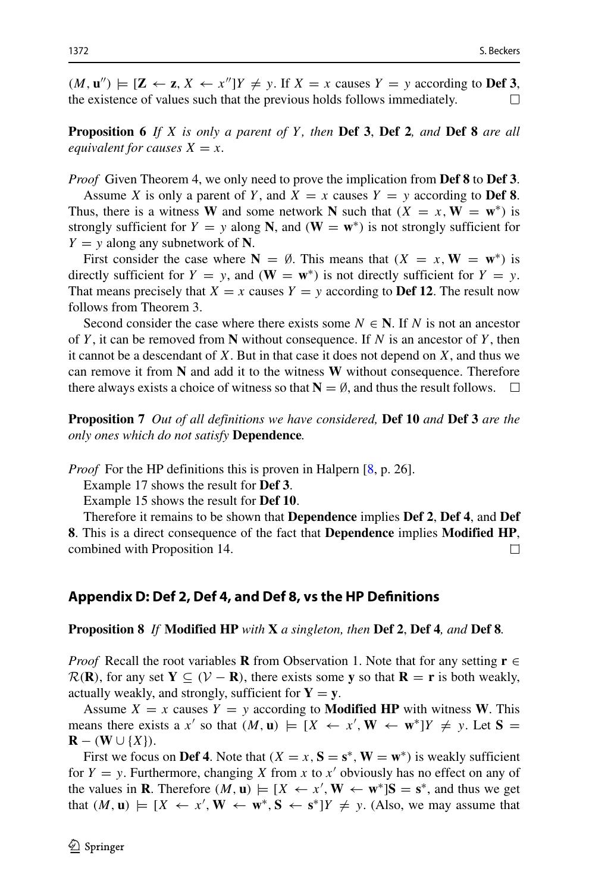$(M, \mathbf{u}'') \models [\mathbf{Z} \leftarrow \mathbf{z}, X \leftarrow x'']Y \neq y$. If $X = x$ causes $Y = y$ according to **Def 3**, the existence of values such that the previous holds follows immediately. □

**Proposition 6** *If $X$ is only a parent of $Y$, then* **Def 3**, **Def 2***, and* **Def 8** *are all equivalent for causes $X = x$.*

*Proof* Given Theorem 4, we only need to prove the implication from **Def 8** to **Def 3**.

Assume $X$ is only a parent of $Y$, and $X = x$ causes $Y = y$ according to **Def 8**. Thus, there is a witness $\mathbf{W}$ and some network $\mathbf{N}$ such that $(X = x, \mathbf{W} = \mathbf{w}^*)$ is strongly sufficient for $Y = y$ along $\mathbf{N}$, and $(\mathbf{W} = \mathbf{w}^*)$ is not strongly sufficient for $Y = y$ along any subnetwork of $\mathbf{N}$.

First consider the case where $\mathbf{N} = \emptyset$. This means that $(X = x, \mathbf{W} = \mathbf{w}^*)$ is directly sufficient for $Y = y$, and $(\mathbf{W} = \mathbf{w}^*)$ is not directly sufficient for $Y = y$. That means precisely that $X = x$ causes $Y = y$ according to **Def 12**. The result now follows from Theorem 3.

Second consider the case where there exists some $N \in \mathbf{N}$. If $N$ is not an ancestor of $Y$, it can be removed from $\mathbf{N}$ without consequence. If $N$ is an ancestor of $Y$, then it cannot be a descendant of $X$. But in that case it does not depend on $X$, and thus we can remove it from $\mathbf{N}$ and add it to the witness $\mathbf{W}$ without consequence. Therefore there always exists a choice of witness so that $\mathbf{N} = \emptyset$, and thus the result follows. □

**Proposition 7** *Out of all definitions we have considered,* **Def 10** *and* **Def 3** *are the only ones which do not satisfy* **Dependence***.*

*Proof* For the HP definitions this is proven in Halpern [8, p. 26].

Example 17 shows the result for **Def 3**.

Example 15 shows the result for **Def 10**.

Therefore it remains to be shown that **Dependence** implies **Def 2**, **Def 4**, and **Def 8**. This is a direct consequence of the fact that **Dependence** implies **Modified HP**, combined with Proposition 14. □

## Appendix D: Def 2, Def 4, and Def 8, vs the HP Definitions

**Proposition 8** *If* **Modified HP** *with* $\mathbf{X}$ *a singleton, then* **Def 2**, **Def 4***, and* **Def 8***.*

*Proof* Recall the root variables $\mathbf{R}$ from Observation 1. Note that for any setting $\mathbf{r} \in \mathcal{R}(\mathbf{R})$, for any set $\mathbf{Y} \subseteq (\mathcal{V} - \mathbf{R})$, there exists some $\mathbf{y}$ so that $\mathbf{R} = \mathbf{r}$ is both weakly, actually weakly, and strongly, sufficient for $\mathbf{Y} = \mathbf{y}$.

Assume $X = x$ causes $Y = y$ according to **Modified HP** with witness $\mathbf{W}$. This means there exists a $x'$ so that $(M, \mathbf{u}) \models [X \leftarrow x', \mathbf{W} \leftarrow \mathbf{w}^*]Y \neq y$. Let $\mathbf{S} = \mathbf{R} - (\mathbf{W} \cup \{X\})$.

First we focus on **Def 4**. Note that $(X = x, \mathbf{S} = \mathbf{s}^*, \mathbf{W} = \mathbf{w}^*)$ is weakly sufficient for $Y = y$. Furthermore, changing $X$ from $x$ to $x'$ obviously has no effect on any of the values in $\mathbf{R}$. Therefore $(M, \mathbf{u}) \models [X \leftarrow x', \mathbf{W} \leftarrow \mathbf{w}^*]\mathbf{S} = \mathbf{s}^*$, and thus we get that $(M, \mathbf{u}) \models [X \leftarrow x', \mathbf{W} \leftarrow \mathbf{w}^*, \mathbf{S} \leftarrow \mathbf{s}^*]Y \neq y$. (Also, we may assume that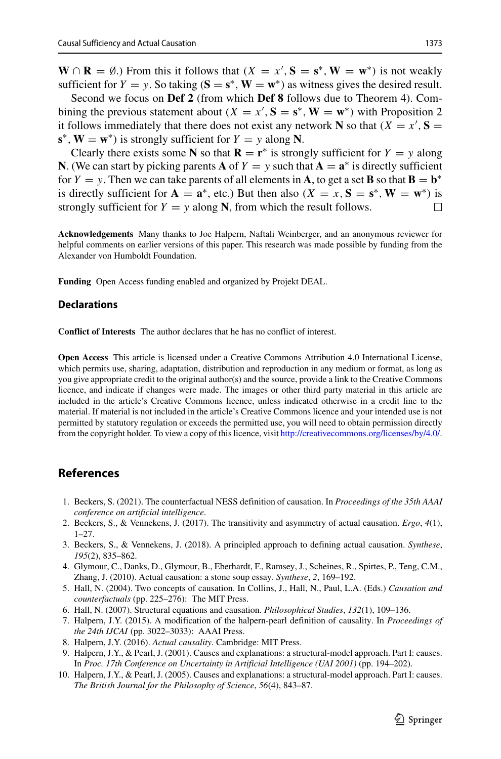$\mathbf{W} \cap \mathbf{R} = \emptyset$.) From this it follows that $(X = x', \mathbf{S} = \mathbf{s}^*, \mathbf{W} = \mathbf{w}^*)$ is not weakly sufficient for $Y = y$. So taking $(\mathbf{S} = \mathbf{s}^*, \mathbf{W} = \mathbf{w}^*)$ as witness gives the desired result.

Second we focus on **Def 2** (from which **Def 8** follows due to Theorem 4). Combining the previous statement about $(X = x', \mathbf{S} = \mathbf{s}^*, \mathbf{W} = \mathbf{w}^*)$ with Proposition 2 it follows immediately that there does not exist any network $\mathbf{N}$ so that $(X = x', \mathbf{S} = \mathbf{s}^*, \mathbf{W} = \mathbf{w}^*)$ is strongly sufficient for $Y = y$ along $\mathbf{N}$.

Clearly there exists some $\mathbf{N}$ so that $\mathbf{R} = \mathbf{r}^*$ is strongly sufficient for $Y = y$ along $\mathbf{N}$. (We can start by picking parents $\mathbf{A}$ of $Y = y$ such that $\mathbf{A} = \mathbf{a}^*$ is directly sufficient for $Y = y$. Then we can take parents of all elements in $\mathbf{A}$, to get a set $\mathbf{B}$ so that $\mathbf{B} = \mathbf{b}^*$ is directly sufficient for $\mathbf{A} = \mathbf{a}^*$, etc.) But then also $(X = x, \mathbf{S} = \mathbf{s}^*, \mathbf{W} = \mathbf{w}^*)$ is strongly sufficient for $Y = y$ along $\mathbf{N}$, from which the result follows. □

**Acknowledgements** Many thanks to Joe Halpern, Naftali Weinberger, and an anonymous reviewer for helpful comments on earlier versions of this paper. This research was made possible by funding from the Alexander von Humboldt Foundation.

**Funding** Open Access funding enabled and organized by Projekt DEAL.

## Declarations

**Conflict of Interests** The author declares that he has no conflict of interest.

**Open Access** This article is licensed under a Creative Commons Attribution 4.0 International License, which permits use, sharing, adaptation, distribution and reproduction in any medium or format, as long as you give appropriate credit to the original author(s) and the source, provide a link to the Creative Commons licence, and indicate if changes were made. The images or other third party material in this article are included in the article's Creative Commons licence, unless indicated otherwise in a credit line to the material. If material is not included in the article's Creative Commons licence and your intended use is not permitted by statutory regulation or exceeds the permitted use, you will need to obtain permission directly from the copyright holder. To view a copy of this licence, visit http://creativecommons.org/licenses/by/4.0/.

## References

1. Beckers, S. (2021). The counterfactual NESS definition of causation. In *Proceedings of the 35th AAAI conference on artificial intelligence*.
2. Beckers, S., & Vennekens, J. (2017). The transitivity and asymmetry of actual causation. *Ergo*, *4*(1), 1–27.
3. Beckers, S., & Vennekens, J. (2018). A principled approach to defining actual causation. *Synthese*, *195*(2), 835–862.
4. Glymour, C., Danks, D., Glymour, B., Eberhardt, F., Ramsey, J., Scheines, R., Spirtes, P., Teng, C.M., Zhang, J. (2010). Actual causation: a stone soup essay. *Synthese*, *2*, 169–192.
5. Hall, N. (2004). Two concepts of causation. In Collins, J., Hall, N., Paul, L.A. (Eds.) *Causation and counterfactuals* (pp. 225–276): The MIT Press.
6. Hall, N. (2007). Structural equations and causation. *Philosophical Studies*, *132*(1), 109–136.
7. Halpern, J.Y. (2015). A modification of the halpern-pearl definition of causality. In *Proceedings of the 24th IJCAI* (pp. 3022–3033): AAAI Press.
8. Halpern, J.Y. (2016). *Actual causality*. Cambridge: MIT Press.
9. Halpern, J.Y., & Pearl, J. (2001). Causes and explanations: a structural-model approach. Part I: causes. In *Proc. 17th Conference on Uncertainty in Artificial Intelligence (UAI 2001)* (pp. 194–202).
10. Halpern, J.Y., & Pearl, J. (2005). Causes and explanations: a structural-model approach. Part I: causes. *The British Journal for the Philosophy of Science*, *56*(4), 843–87.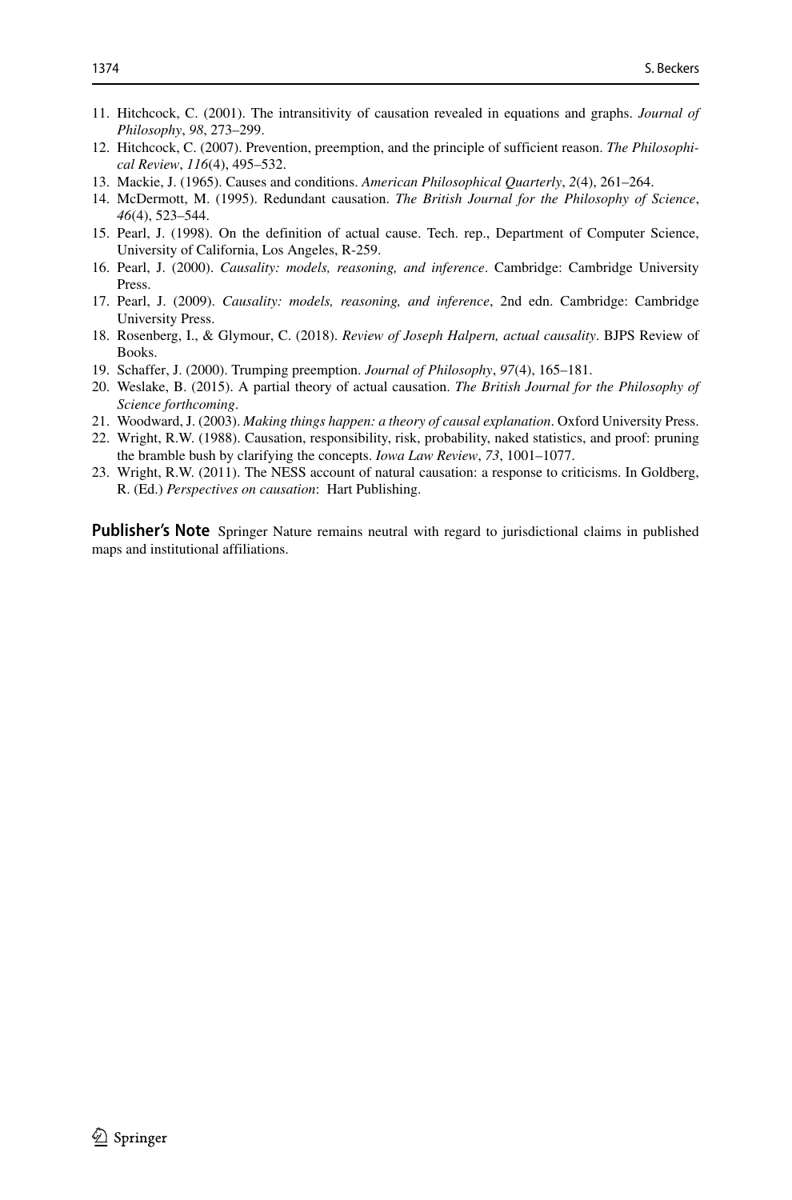11. Hitchcock, C. (2001). The intransitivity of causation revealed in equations and graphs. *Journal of Philosophy*, *98*, 273–299.
12. Hitchcock, C. (2007). Prevention, preemption, and the principle of sufficient reason. *The Philosophical Review*, *116*(4), 495–532.
13. Mackie, J. (1965). Causes and conditions. *American Philosophical Quarterly*, *2*(4), 261–264.
14. McDermott, M. (1995). Redundant causation. *The British Journal for the Philosophy of Science*, *46*(4), 523–544.
15. Pearl, J. (1998). On the definition of actual cause. Tech. rep., Department of Computer Science, University of California, Los Angeles, R-259.
16. Pearl, J. (2000). *Causality: models, reasoning, and inference*. Cambridge: Cambridge University Press.
17. Pearl, J. (2009). *Causality: models, reasoning, and inference*, 2nd edn. Cambridge: Cambridge University Press.
18. Rosenberg, I., & Glymour, C. (2018). *Review of Joseph Halpern, actual causality*. BJPS Review of Books.
19. Schaffer, J. (2000). Trumping preemption. *Journal of Philosophy*, *97*(4), 165–181.
20. Weslake, B. (2015). A partial theory of actual causation. *The British Journal for the Philosophy of Science forthcoming*.
21. Woodward, J. (2003). *Making things happen: a theory of causal explanation*. Oxford University Press.
22. Wright, R.W. (1988). Causation, responsibility, risk, probability, naked statistics, and proof: pruning the bramble bush by clarifying the concepts. *Iowa Law Review*, *73*, 1001–1077.
23. Wright, R.W. (2011). The NESS account of natural causation: a response to criticisms. In Goldberg, R. (Ed.) *Perspectives on causation*: Hart Publishing.

**Publisher's Note** Springer Nature remains neutral with regard to jurisdictional claims in published maps and institutional affiliations.